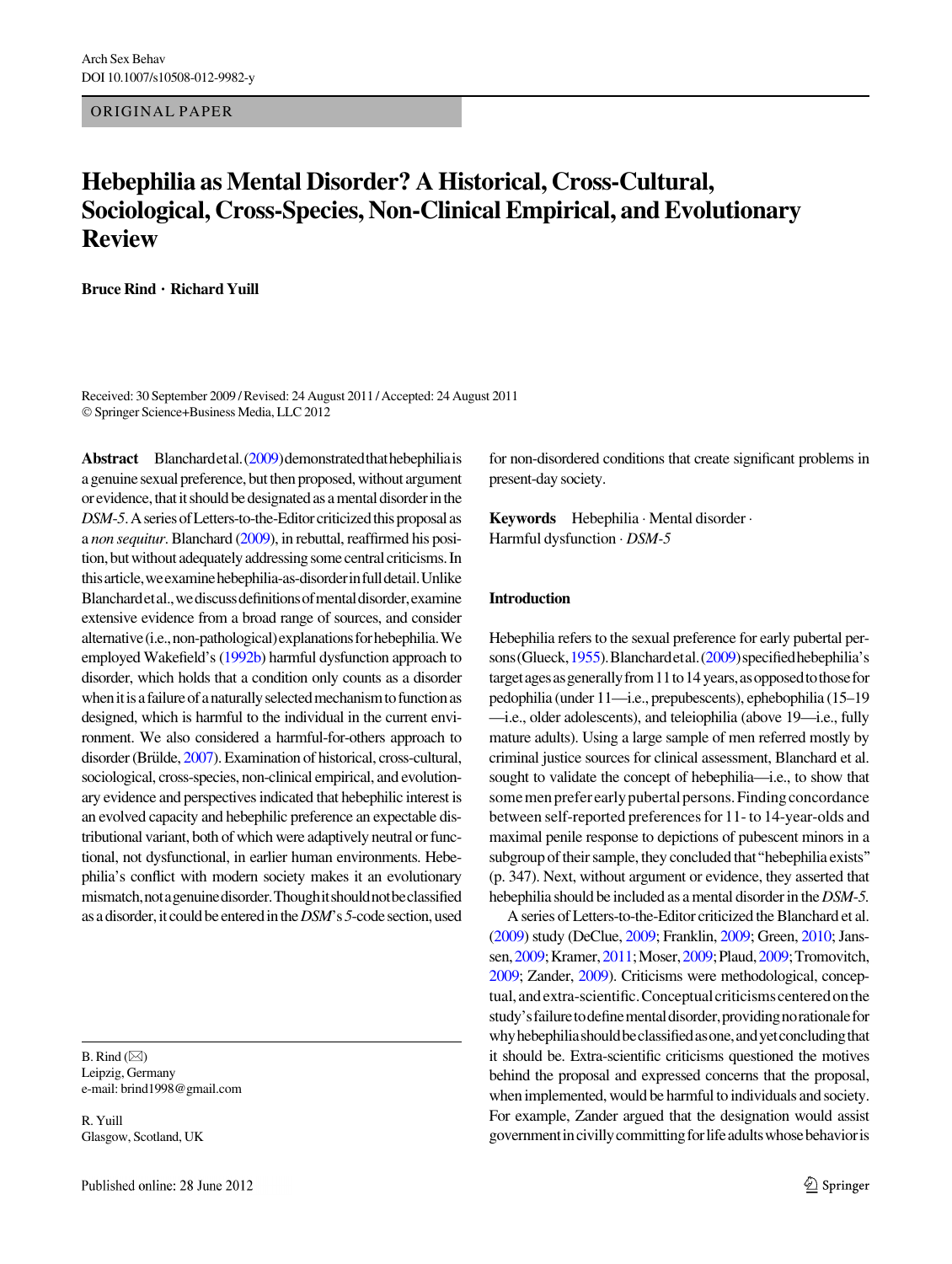Arch Sex Behav
DOI 10.1007/s10508-012-9982-y

ORIGINAL PAPER

# Hebephilia as Mental Disorder? A Historical, Cross-Cultural, Sociological, Cross-Species, Non-Clinical Empirical, and Evolutionary Review

**Bruce Rind · Richard Yuill**

Received: 30 September 2009 / Revised: 24 August 2011 / Accepted: 24 August 2011
© Springer Science+Business Media, LLC 2012

**Abstract** Blanchard et al. (2009) demonstrated that hebephilia is a genuine sexual preference, but then proposed, without argument or evidence, that it should be designated as a mental disorder in the *DSM-5*. A series of Letters-to-the-Editor criticized this proposal as a *non sequitur*. Blanchard (2009), in rebuttal, reaffirmed his position, but without adequately addressing some central criticisms. In this article, we examine hebephilia-as-disorder in full detail. Unlike Blanchard et al., we discuss definitions of mental disorder, examine extensive evidence from a broad range of sources, and consider alternative (i.e., non-pathological) explanations for hebephilia. We employed Wakefield's (1992b) harmful dysfunction approach to disorder, which holds that a condition only counts as a disorder when it is a failure of a naturally selected mechanism to function as designed, which is harmful to the individual in the current environment. We also considered a harmful-for-others approach to disorder (Brülde, 2007). Examination of historical, cross-cultural, sociological, cross-species, non-clinical empirical, and evolutionary evidence and perspectives indicated that hebephilic interest is an evolved capacity and hebephilic preference an expectable distributional variant, both of which were adaptively neutral or functional, not dysfunctional, in earlier human environments. Hebephilia's conflict with modern society makes it an evolutionary mismatch, not a genuine disorder. Though it should not be classified as a disorder, it could be entered in the *DSM*'s *5*-code section, used for non-disordered conditions that create significant problems in present-day society.

**Keywords** Hebephilia · Mental disorder · Harmful dysfunction · *DSM-5*

B. Rind (✉)
Leipzig, Germany
e-mail: brind1998@gmail.com

R. Yuill
Glasgow, Scotland, UK

## Introduction

Hebephilia refers to the sexual preference for early pubertal persons (Glueck, 1955). Blanchard et al. (2009) specified hebephilia's target ages as generally from 11 to 14 years, as opposed to those for pedophilia (under 11—i.e., prepubescents), ephebophilia (15–19—i.e., older adolescents), and teleiophilia (above 19—i.e., fully mature adults). Using a large sample of men referred mostly by criminal justice sources for clinical assessment, Blanchard et al. sought to validate the concept of hebephilia—i.e., to show that some men prefer early pubertal persons. Finding concordance between self-reported preferences for 11- to 14-year-olds and maximal penile response to depictions of pubescent minors in a subgroup of their sample, they concluded that "hebephilia exists" (p. 347). Next, without argument or evidence, they asserted that hebephilia should be included as a mental disorder in the *DSM-5.*

A series of Letters-to-the-Editor criticized the Blanchard et al. (2009) study (DeClue, 2009; Franklin, 2009; Green, 2010; Janssen, 2009; Kramer, 2011; Moser, 2009; Plaud, 2009; Tromovitch, 2009; Zander, 2009). Criticisms were methodological, conceptual, and extra-scientific. Conceptual criticisms centered on the study's failure to define mental disorder, providing no rationale for why hebephilia should be classified as one, and yet concluding that it should be. Extra-scientific criticisms questioned the motives behind the proposal and expressed concerns that the proposal, when implemented, would be harmful to individuals and society. For example, Zander argued that the designation would assist government in civilly committing for life adults whose behavior is

Published online: 28 June 2012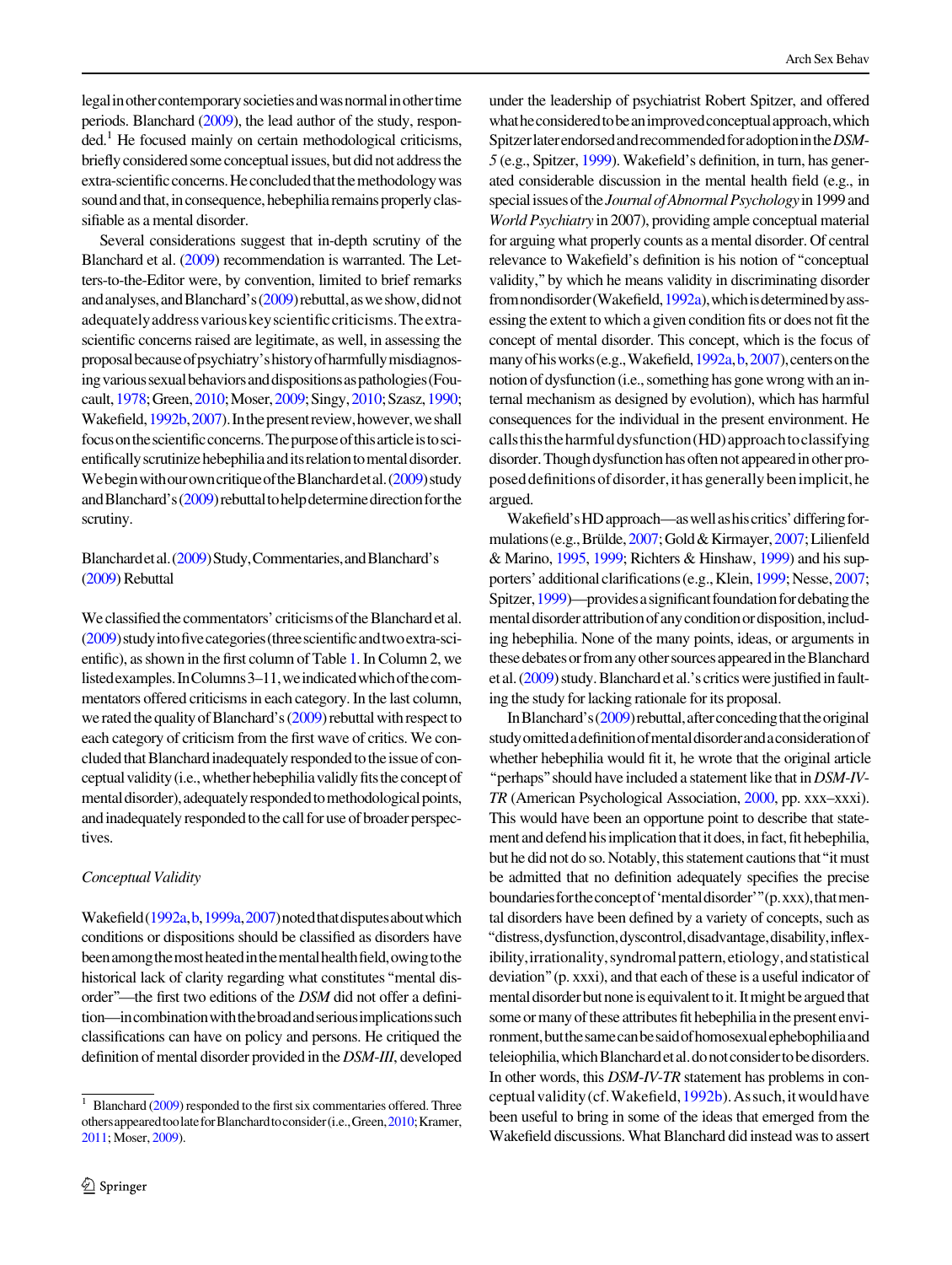legal in other contemporary societies and was normal in other time periods. Blanchard (2009), the lead author of the study, responded.[1] He focused mainly on certain methodological criticisms, briefly considered some conceptual issues, but did not address the extra-scientific concerns. He concluded that the methodology was sound and that, in consequence, hebephilia remains properly classifiable as a mental disorder.

Several considerations suggest that in-depth scrutiny of the Blanchard et al. (2009) recommendation is warranted. The Letters-to-the-Editor were, by convention, limited to brief remarks and analyses, and Blanchard's (2009) rebuttal, as we show, did not adequately address various key scientific criticisms. The extra-scientific concerns raised are legitimate, as well, in assessing the proposal because of psychiatry's history of harmfully misdiagnosing various sexual behaviors and dispositions as pathologies (Foucault, 1978; Green, 2010; Moser, 2009; Singy, 2010; Szasz, 1990; Wakefield, 1992b, 2007). In the present review, however, we shall focus on the scientific concerns. The purpose of this article is to scientifically scrutinize hebephilia and its relation to mental disorder. We begin with our own critique of the Blanchard et al. (2009) study and Blanchard's (2009) rebuttal to help determine direction for the scrutiny.

## Blanchard et al. (2009) Study, Commentaries, and Blanchard's (2009) Rebuttal

We classified the commentators' criticisms of the Blanchard et al. (2009) study into five categories (three scientific and two extra-scientific), as shown in the first column of Table 1. In Column 2, we listed examples. In Columns 3–11, we indicated which of the commentators offered criticisms in each category. In the last column, we rated the quality of Blanchard's (2009) rebuttal with respect to each category of criticism from the first wave of critics. We concluded that Blanchard inadequately responded to the issue of conceptual validity (i.e., whether hebephilia validly fits the concept of mental disorder), adequately responded to methodological points, and inadequately responded to the call for use of broader perspectives.

### *Conceptual Validity*

Wakefield (1992a, b, 1999a, 2007) noted that disputes about which conditions or dispositions should be classified as disorders have been among the most heated in the mental health field, owing to the historical lack of clarity regarding what constitutes "mental disorder"—the first two editions of the *DSM* did not offer a definition—in combination with the broad and serious implications such classifications can have on policy and persons. He critiqued the definition of mental disorder provided in the *DSM-III*, developed under the leadership of psychiatrist Robert Spitzer, and offered what he considered to be an improved conceptual approach, which Spitzer later endorsed and recommended for adoption in the *DSM-5* (e.g., Spitzer, 1999). Wakefield's definition, in turn, has generated considerable discussion in the mental health field (e.g., in special issues of the *Journal of Abnormal Psychology* in 1999 and *World Psychiatry* in 2007), providing ample conceptual material for arguing what properly counts as a mental disorder. Of central relevance to Wakefield's definition is his notion of "conceptual validity," by which he means validity in discriminating disorder from nondisorder (Wakefield, 1992a), which is determined by assessing the extent to which a given condition fits or does not fit the concept of mental disorder. This concept, which is the focus of many of his works (e.g., Wakefield, 1992a, b, 2007), centers on the notion of dysfunction (i.e., something has gone wrong with an internal mechanism as designed by evolution), which has harmful consequences for the individual in the present environment. He calls this the harmful dysfunction (HD) approach to classifying disorder. Though dysfunction has often not appeared in other proposed definitions of disorder, it has generally been implicit, he argued.

Wakefield's HD approach—as well as his critics' differing formulations (e.g., Brülde, 2007; Gold & Kirmayer, 2007; Lilienfeld & Marino, 1995, 1999; Richters & Hinshaw, 1999) and his supporters' additional clarifications (e.g., Klein, 1999; Nesse, 2007; Spitzer, 1999)—provides a significant foundation for debating the mental disorder attribution of any condition or disposition, including hebephilia. None of the many points, ideas, or arguments in these debates or from any other sources appeared in the Blanchard et al. (2009) study. Blanchard et al.'s critics were justified in faulting the study for lacking rationale for its proposal.

In Blanchard's (2009) rebuttal, after conceding that the original study omitted a definition of mental disorder and a consideration of whether hebephilia would fit it, he wrote that the original article "perhaps" should have included a statement like that in *DSM-IV-TR* (American Psychological Association, 2000, pp. xxx–xxxi). This would have been an opportune point to describe that statement and defend his implication that it does, in fact, fit hebephilia, but he did not do so. Notably, this statement cautions that "it must be admitted that no definition adequately specifies the precise boundaries for the concept of 'mental disorder'" (p. xxx), that mental disorders have been defined by a variety of concepts, such as "distress, dysfunction, dyscontrol, disadvantage, disability, inflexibility, irrationality, syndromal pattern, etiology, and statistical deviation" (p. xxxi), and that each of these is a useful indicator of mental disorder but none is equivalent to it. It might be argued that some or many of these attributes fit hebephilia in the present environment, but the same can be said of homosexual ephebophilia and teleiophilia, which Blanchard et al. do not consider to be disorders. In other words, this *DSM-IV-TR* statement has problems in conceptual validity (cf. Wakefield, 1992b). As such, it would have been useful to bring in some of the ideas that emerged from the Wakefield discussions. What Blanchard did instead was to assert

[1] Blanchard (2009) responded to the first six commentaries offered. Three others appeared too late for Blanchard to consider (i.e., Green, 2010; Kramer, 2011; Moser, 2009).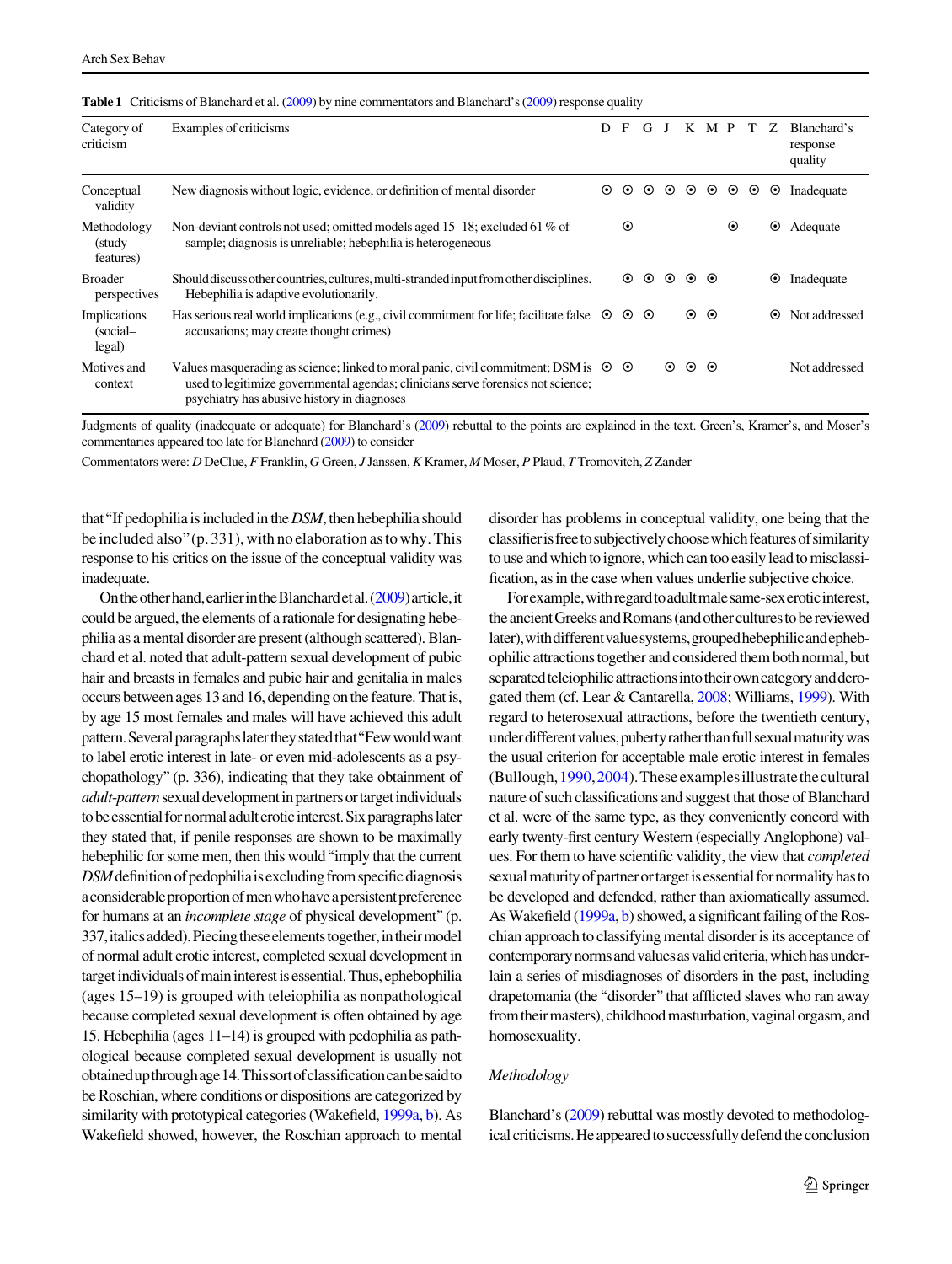**Table 1** Criticisms of Blanchard et al. (2009) by nine commentators and Blanchard's (2009) response quality

| Category of criticism | Examples of criticisms | D | F | G | J | K | M | P | T | Z | Blanchard's response quality |
|---|---|---|---|---|---|---|---|---|---|---|---|
| Conceptual validity | New diagnosis without logic, evidence, or definition of mental disorder | ⊙ | ⊙ | ⊙ | ⊙ | ⊙ | ⊙ | ⊙ | ⊙ | ⊙ | Inadequate |
| Methodology (study features) | Non-deviant controls not used; omitted models aged 15–18; excluded 61 % of sample; diagnosis is unreliable; hebephilia is heterogeneous | | ⊙ | | | | | ⊙ | | ⊙ | Adequate |
| Broader perspectives | Should discuss other countries, cultures, multi-stranded input from other disciplines. Hebephilia is adaptive evolutionarily. | | ⊙ | ⊙ | ⊙ | ⊙ | ⊙ | | | ⊙ | Inadequate |
| Implications (social–legal) | Has serious real world implications (e.g., civil commitment for life; facilitate false accusations; may create thought crimes) | ⊙ | ⊙ | ⊙ | | ⊙ | ⊙ | | | ⊙ | Not addressed |
| Motives and context | Values masquerading as science; linked to moral panic, civil commitment; DSM is used to legitimize governmental agendas; clinicians serve forensics not science; psychiatry has abusive history in diagnoses | ⊙ | ⊙ | | ⊙ | ⊙ | ⊙ | | | | Not addressed |

Judgments of quality (inadequate or adequate) for Blanchard's (2009) rebuttal to the points are explained in the text. Green's, Kramer's, and Moser's commentaries appeared too late for Blanchard (2009) to consider

Commentators were: *D* DeClue, *F* Franklin, *G* Green, *J* Janssen, *K* Kramer, *M* Moser, *P* Plaud, *T* Tromovitch, *Z* Zander

that "If pedophilia is included in the *DSM*, then hebephilia should be included also" (p. 331), with no elaboration as to why. This response to his critics on the issue of the conceptual validity was inadequate.

On the other hand, earlier in the Blanchard et al. (2009) article, it could be argued, the elements of a rationale for designating hebephilia as a mental disorder are present (although scattered). Blanchard et al. noted that adult-pattern sexual development of pubic hair and breasts in females and pubic hair and genitalia in males occurs between ages 13 and 16, depending on the feature. That is, by age 15 most females and males will have achieved this adult pattern. Several paragraphs later they stated that "Few would want to label erotic interest in late- or even mid-adolescents as a psychopathology" (p. 336), indicating that they take obtainment of *adult-pattern* sexual development in partners or target individuals to be essential for normal adult erotic interest. Six paragraphs later they stated that, if penile responses are shown to be maximally hebephilic for some men, then this would "imply that the current *DSM* definition of pedophilia is excluding from specific diagnosis a considerable proportion of men who have a persistent preference for humans at an *incomplete stage* of physical development" (p. 337, italics added). Piecing these elements together, in their model of normal adult erotic interest, completed sexual development in target individuals of main interest is essential. Thus, ephebophilia (ages 15–19) is grouped with teleiophilia as nonpathological because completed sexual development is often obtained by age 15. Hebephilia (ages 11–14) is grouped with pedophilia as pathological because completed sexual development is usually not obtained up through age 14. This sort of classification can be said to be Roschian, where conditions or dispositions are categorized by similarity with prototypical categories (Wakefield, 1999a, b). As Wakefield showed, however, the Roschian approach to mental disorder has problems in conceptual validity, one being that the classifier is free to subjectively choose which features of similarity to use and which to ignore, which can too easily lead to misclassification, as in the case when values underlie subjective choice.

For example, with regard to adult male same-sex erotic interest, the ancient Greeks and Romans (and other cultures to be reviewed later), with different value systems, grouped hebephilic and ephebophilic attractions together and considered them both normal, but separated teleiophilic attractions into their own category and derogated them (cf. Lear & Cantarella, 2008; Williams, 1999). With regard to heterosexual attractions, before the twentieth century, under different values, puberty rather than full sexual maturity was the usual criterion for acceptable male erotic interest in females (Bullough, 1990, 2004). These examples illustrate the cultural nature of such classifications and suggest that those of Blanchard et al. were of the same type, as they conveniently concord with early twenty-first century Western (especially Anglophone) values. For them to have scientific validity, the view that *completed* sexual maturity of partner or target is essential for normality has to be developed and defended, rather than axiomatically assumed. As Wakefield (1999a, b) showed, a significant failing of the Roschian approach to classifying mental disorder is its acceptance of contemporary norms and values as valid criteria, which has underlain a series of misdiagnoses of disorders in the past, including drapetomania (the "disorder" that afflicted slaves who ran away from their masters), childhood masturbation, vaginal orgasm, and homosexuality.

*Methodology*

Blanchard's (2009) rebuttal was mostly devoted to methodological criticisms. He appeared to successfully defend the conclusion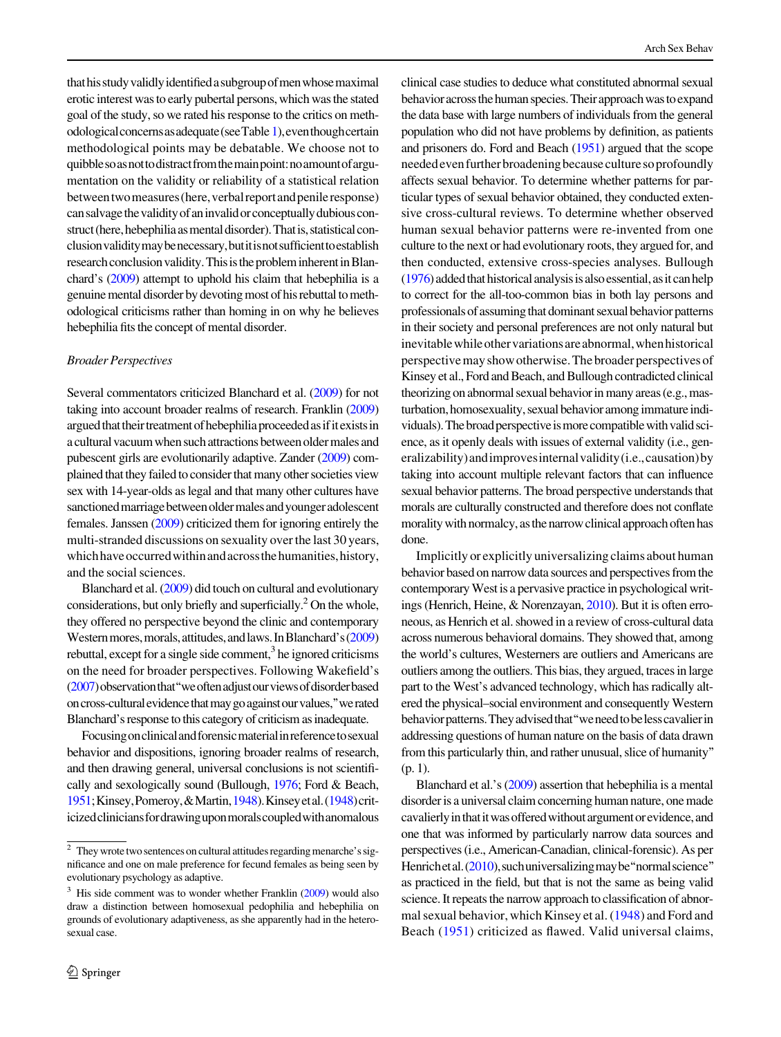that his study validly identified a subgroup of men whose maximal erotic interest was to early pubertal persons, which was the stated goal of the study, so we rated his response to the critics on methodological concerns as adequate (see Table 1), even though certain methodological points may be debatable. We choose not to quibble so as not to distract from the main point: no amount of argumentation on the validity or reliability of a statistical relation between two measures (here, verbal report and penile response) can salvage the validity of an invalid or conceptually dubious construct (here, hebephilia as mental disorder). That is, statistical conclusion validity may be necessary, but it is not sufficient to establish research conclusion validity. This is the problem inherent in Blanchard's (2009) attempt to uphold his claim that hebephilia is a genuine mental disorder by devoting most of his rebuttal to methodological criticisms rather than homing in on why he believes hebephilia fits the concept of mental disorder.

*Broader Perspectives*

Several commentators criticized Blanchard et al. (2009) for not taking into account broader realms of research. Franklin (2009) argued that their treatment of hebephilia proceeded as if it exists in a cultural vacuum when such attractions between older males and pubescent girls are evolutionarily adaptive. Zander (2009) complained that they failed to consider that many other societies view sex with 14-year-olds as legal and that many other cultures have sanctioned marriage between older males and younger adolescent females. Janssen (2009) criticized them for ignoring entirely the multi-stranded discussions on sexuality over the last 30 years, which have occurred within and across the humanities, history, and the social sciences.

Blanchard et al. (2009) did touch on cultural and evolutionary considerations, but only briefly and superficially.[2] On the whole, they offered no perspective beyond the clinic and contemporary Western mores, morals, attitudes, and laws. In Blanchard's (2009) rebuttal, except for a single side comment,[3] he ignored criticisms on the need for broader perspectives. Following Wakefield's (2007) observation that "we often adjust our views of disorder based on cross-cultural evidence that may go against our values," we rated Blanchard's response to this category of criticism as inadequate.

Focusing on clinical and forensic material in reference to sexual behavior and dispositions, ignoring broader realms of research, and then drawing general, universal conclusions is not scientifically and sexologically sound (Bullough, 1976; Ford & Beach, 1951; Kinsey, Pomeroy, & Martin, 1948). Kinsey et al. (1948) criticized clinicians for drawing upon morals coupled with anomalous clinical case studies to deduce what constituted abnormal sexual behavior across the human species. Their approach was to expand the data base with large numbers of individuals from the general population who did not have problems by definition, as patients and prisoners do. Ford and Beach (1951) argued that the scope needed even further broadening because culture so profoundly affects sexual behavior. To determine whether patterns for particular types of sexual behavior obtained, they conducted extensive cross-cultural reviews. To determine whether observed human sexual behavior patterns were re-invented from one culture to the next or had evolutionary roots, they argued for, and then conducted, extensive cross-species analyses. Bullough (1976) added that historical analysis is also essential, as it can help to correct for the all-too-common bias in both lay persons and professionals of assuming that dominant sexual behavior patterns in their society and personal preferences are not only natural but inevitable while other variations are abnormal, when historical perspective may show otherwise. The broader perspectives of Kinsey et al., Ford and Beach, and Bullough contradicted clinical theorizing on abnormal sexual behavior in many areas (e.g., masturbation, homosexuality, sexual behavior among immature individuals). The broad perspective is more compatible with valid science, as it openly deals with issues of external validity (i.e., generalizability) and improves internal validity (i.e., causation) by taking into account multiple relevant factors that can influence sexual behavior patterns. The broad perspective understands that morals are culturally constructed and therefore does not conflate morality with normalcy, as the narrow clinical approach often has done.

Implicitly or explicitly universalizing claims about human behavior based on narrow data sources and perspectives from the contemporary West is a pervasive practice in psychological writings (Henrich, Heine, & Norenzayan, 2010). But it is often erroneous, as Henrich et al. showed in a review of cross-cultural data across numerous behavioral domains. They showed that, among the world's cultures, Westerners are outliers and Americans are outliers among the outliers. This bias, they argued, traces in large part to the West's advanced technology, which has radically altered the physical–social environment and consequently Western behavior patterns. They advised that "we need to be less cavalier in addressing questions of human nature on the basis of data drawn from this particularly thin, and rather unusual, slice of humanity" (p. 1).

Blanchard et al.'s (2009) assertion that hebephilia is a mental disorder is a universal claim concerning human nature, one made cavalierly in that it was offered without argument or evidence, and one that was informed by particularly narrow data sources and perspectives (i.e., American-Canadian, clinical-forensic). As per Henrich et al. (2010), such universalizing may be "normal science" as practiced in the field, but that is not the same as being valid science. It repeats the narrow approach to classification of abnormal sexual behavior, which Kinsey et al. (1948) and Ford and Beach (1951) criticized as flawed. Valid universal claims,

[2] They wrote two sentences on cultural attitudes regarding menarche's significance and one on male preference for fecund females as being seen by evolutionary psychology as adaptive.

[3] His side comment was to wonder whether Franklin (2009) would also draw a distinction between homosexual pedophilia and hebephilia on grounds of evolutionary adaptiveness, as she apparently had in the heterosexual case.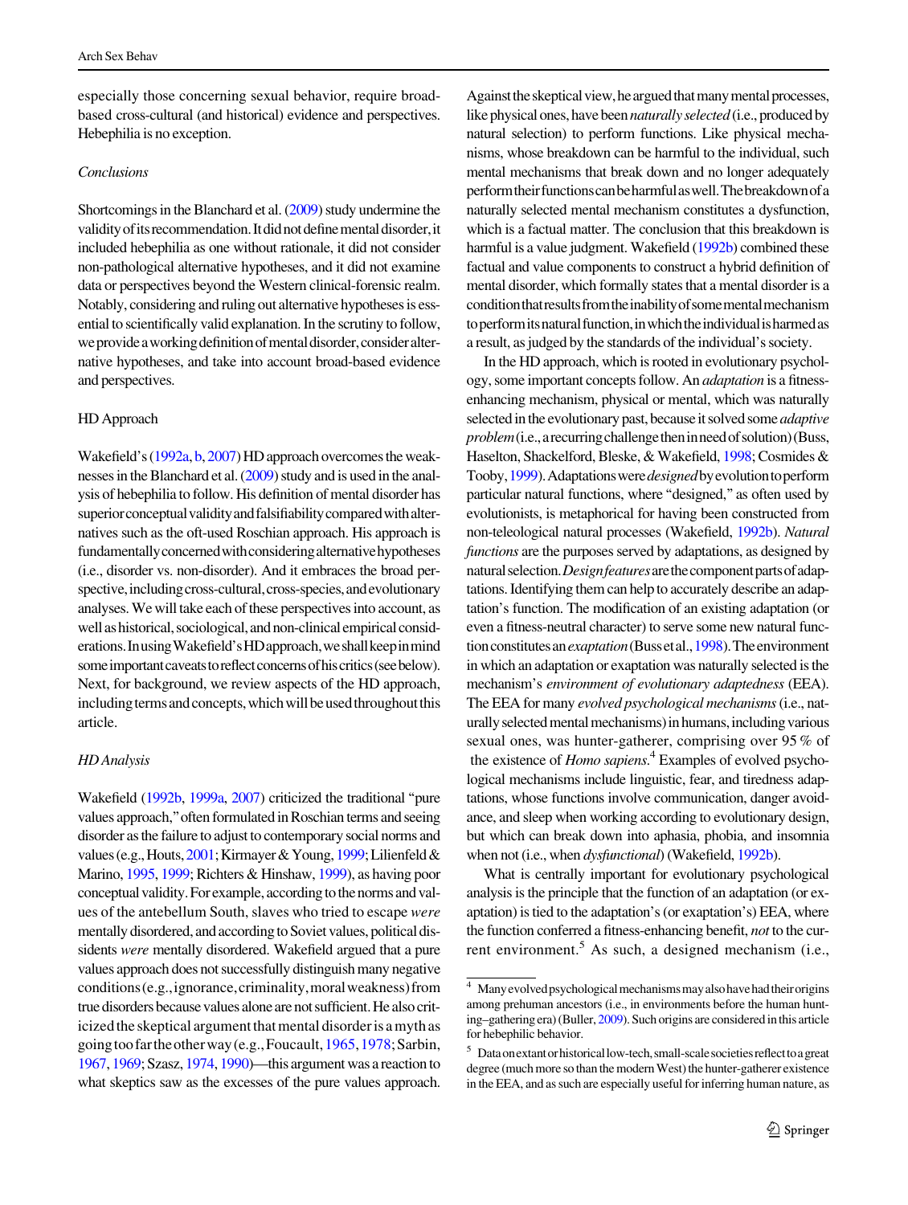especially those concerning sexual behavior, require broad-based cross-cultural (and historical) evidence and perspectives. Hebephilia is no exception.

### *Conclusions*

Shortcomings in the Blanchard et al. (2009) study undermine the validity of its recommendation. It did not define mental disorder, it included hebephilia as one without rationale, it did not consider non-pathological alternative hypotheses, and it did not examine data or perspectives beyond the Western clinical-forensic realm. Notably, considering and ruling out alternative hypotheses is essential to scientifically valid explanation. In the scrutiny to follow, we provide a working definition of mental disorder, consider alternative hypotheses, and take into account broad-based evidence and perspectives.

## HD Approach

Wakefield's (1992a, b, 2007) HD approach overcomes the weaknesses in the Blanchard et al. (2009) study and is used in the analysis of hebephilia to follow. His definition of mental disorder has superior conceptual validity and falsifiability compared with alternatives such as the oft-used Roschian approach. His approach is fundamentally concerned with considering alternative hypotheses (i.e., disorder vs. non-disorder). And it embraces the broad perspective, including cross-cultural, cross-species, and evolutionary analyses. We will take each of these perspectives into account, as well as historical, sociological, and non-clinical empirical considerations. In using Wakefield's HD approach, we shall keep in mind some important caveats to reflect concerns of his critics (see below). Next, for background, we review aspects of the HD approach, including terms and concepts, which will be used throughout this article.

### *HD Analysis*

Wakefield (1992b, 1999a, 2007) criticized the traditional "pure values approach," often formulated in Roschian terms and seeing disorder as the failure to adjust to contemporary social norms and values (e.g., Houts, 2001; Kirmayer & Young, 1999; Lilienfeld & Marino, 1995, 1999; Richters & Hinshaw, 1999), as having poor conceptual validity. For example, according to the norms and values of the antebellum South, slaves who tried to escape *were* mentally disordered, and according to Soviet values, political dissidents *were* mentally disordered. Wakefield argued that a pure values approach does not successfully distinguish many negative conditions (e.g., ignorance, criminality, moral weakness) from true disorders because values alone are not sufficient. He also criticized the skeptical argument that mental disorder is a myth as going too far the other way (e.g., Foucault, 1965, 1978; Sarbin, 1967, 1969; Szasz, 1974, 1990)—this argument was a reaction to what skeptics saw as the excesses of the pure values approach. Against the skeptical view, he argued that many mental processes, like physical ones, have been *naturally selected* (i.e., produced by natural selection) to perform functions. Like physical mechanisms, whose breakdown can be harmful to the individual, such mental mechanisms that break down and no longer adequately perform their functions can be harmful as well. The breakdown of a naturally selected mental mechanism constitutes a dysfunction, which is a factual matter. The conclusion that this breakdown is harmful is a value judgment. Wakefield (1992b) combined these factual and value components to construct a hybrid definition of mental disorder, which formally states that a mental disorder is a condition that results from the inability of some mental mechanism to perform its natural function, in which the individual is harmed as a result, as judged by the standards of the individual's society.

In the HD approach, which is rooted in evolutionary psychology, some important concepts follow. An *adaptation* is a fitness-enhancing mechanism, physical or mental, which was naturally selected in the evolutionary past, because it solved some *adaptive problem* (i.e., a recurring challenge then in need of solution) (Buss, Haselton, Shackelford, Bleske, & Wakefield, 1998; Cosmides & Tooby, 1999). Adaptations were *designed* by evolution to perform particular natural functions, where "designed," as often used by evolutionists, is metaphorical for having been constructed from non-teleological natural processes (Wakefield, 1992b). *Natural functions* are the purposes served by adaptations, as designed by natural selection. *Design features* are the component parts of adaptations. Identifying them can help to accurately describe an adaptation's function. The modification of an existing adaptation (or even a fitness-neutral character) to serve some new natural function constitutes an *exaptation* (Buss et al., 1998). The environment in which an adaptation or exaptation was naturally selected is the mechanism's *environment of evolutionary adaptedness* (EEA). The EEA for many *evolved psychological mechanisms* (i.e., naturally selected mental mechanisms) in humans, including various sexual ones, was hunter-gatherer, comprising over 95 % of the existence of *Homo sapiens*.[4] Examples of evolved psychological mechanisms include linguistic, fear, and tiredness adaptations, whose functions involve communication, danger avoidance, and sleep when working according to evolutionary design, but which can break down into aphasia, phobia, and insomnia when not (i.e., when *dysfunctional*) (Wakefield, 1992b).

What is centrally important for evolutionary psychological analysis is the principle that the function of an adaptation (or exaptation) is tied to the adaptation's (or exaptation's) EEA, where the function conferred a fitness-enhancing benefit, *not* to the current environment.[5] As such, a designed mechanism (i.e.,

---

[4] Many evolved psychological mechanisms may also have had their origins among prehuman ancestors (i.e., in environments before the human hunting–gathering era) (Buller, 2009). Such origins are considered in this article for hebephilic behavior.

[5] Data on extant or historical low-tech, small-scale societies reflect to a great degree (much more so than the modern West) the hunter-gatherer existence in the EEA, and as such are especially useful for inferring human nature, as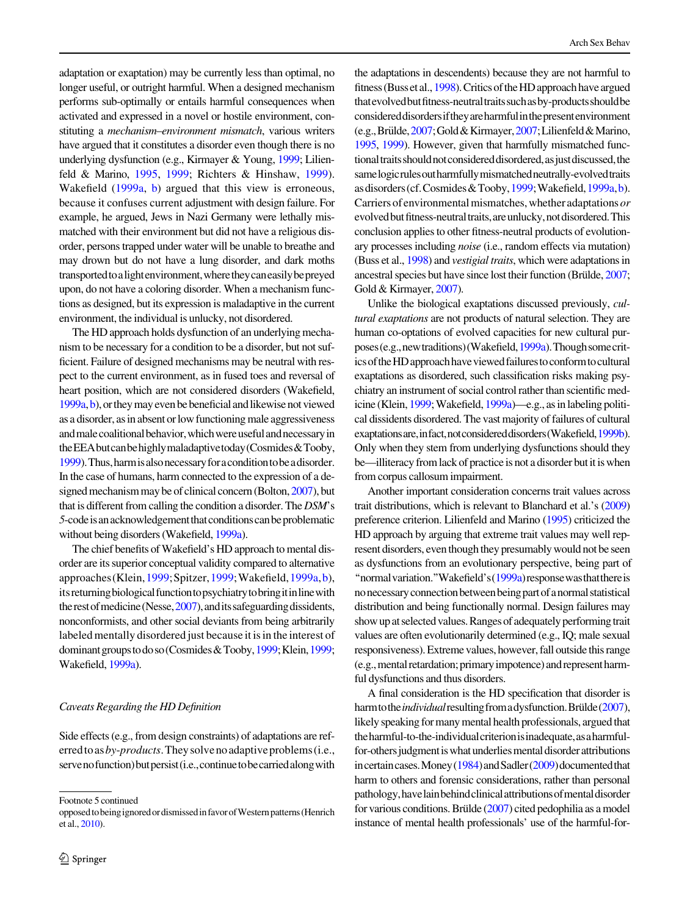adaptation or exaptation) may be currently less than optimal, no longer useful, or outright harmful. When a designed mechanism performs sub-optimally or entails harmful consequences when activated and expressed in a novel or hostile environment, constituting a *mechanism–environment mismatch*, various writers have argued that it constitutes a disorder even though there is no underlying dysfunction (e.g., Kirmayer & Young, 1999; Lilienfeld & Marino, 1995, 1999; Richters & Hinshaw, 1999). Wakefield (1999a, b) argued that this view is erroneous, because it confuses current adjustment with design failure. For example, he argued, Jews in Nazi Germany were lethally mismatched with their environment but did not have a religious disorder, persons trapped under water will be unable to breathe and may drown but do not have a lung disorder, and dark moths transported to a light environment, where they can easily be preyed upon, do not have a coloring disorder. When a mechanism functions as designed, but its expression is maladaptive in the current environment, the individual is unlucky, not disordered.

The HD approach holds dysfunction of an underlying mechanism to be necessary for a condition to be a disorder, but not sufficient. Failure of designed mechanisms may be neutral with respect to the current environment, as in fused toes and reversal of heart position, which are not considered disorders (Wakefield, 1999a, b), or they may even be beneficial and likewise not viewed as a disorder, as in absent or low functioning male aggressiveness and male coalitional behavior, which were useful and necessary in the EEA but can be highly maladaptive today (Cosmides & Tooby, 1999). Thus, harm is also necessary for a condition to be a disorder. In the case of humans, harm connected to the expression of a designed mechanism may be of clinical concern (Bolton, 2007), but that is different from calling the condition a disorder. The *DSM*'s *5*-code is an acknowledgement that conditions can be problematic without being disorders (Wakefield, 1999a).

The chief benefits of Wakefield's HD approach to mental disorder are its superior conceptual validity compared to alternative approaches (Klein, 1999; Spitzer, 1999; Wakefield, 1999a, b), its returning biological function to psychiatry to bring it in line with the rest of medicine (Nesse, 2007), and its safeguarding dissidents, nonconformists, and other social deviants from being arbitrarily labeled mentally disordered just because it is in the interest of dominant groups to do so (Cosmides & Tooby, 1999; Klein, 1999; Wakefield, 1999a).

### *Caveats Regarding the HD Definition*

Side effects (e.g., from design constraints) of adaptations are referred to as *by-products*. They solve no adaptive problems (i.e., serve no function) but persist (i.e., continue to be carried along with the adaptations in descendents) because they are not harmful to fitness (Buss et al., 1998). Critics of the HD approach have argued that evolved but fitness-neutral traits such as by-products should be considered disorders if they are harmful in the present environment (e.g., Brülde, 2007; Gold & Kirmayer, 2007; Lilienfeld & Marino, 1995, 1999). However, given that harmfully mismatched functional traits should not considered disordered, as just discussed, the same logic rules out harmfully mismatched neutrally-evolved traits as disorders (cf. Cosmides & Tooby, 1999; Wakefield, 1999a, b). Carriers of environmental mismatches, whether adaptations *or* evolved but fitness-neutral traits, are unlucky, not disordered. This conclusion applies to other fitness-neutral products of evolutionary processes including *noise* (i.e., random effects via mutation) (Buss et al., 1998) and *vestigial traits*, which were adaptations in ancestral species but have since lost their function (Brülde, 2007; Gold & Kirmayer, 2007).

Unlike the biological exaptations discussed previously, *cultural exaptations* are not products of natural selection. They are human co-optations of evolved capacities for new cultural purposes (e.g., new traditions) (Wakefield, 1999a). Though some critics of the HD approach have viewed failures to conform to cultural exaptations as disordered, such classification risks making psychiatry an instrument of social control rather than scientific medicine (Klein, 1999; Wakefield, 1999a)—e.g., as in labeling political dissidents disordered. The vast majority of failures of cultural exaptations are, in fact, not considered disorders (Wakefield, 1999b). Only when they stem from underlying dysfunctions should they be—illiteracy from lack of practice is not a disorder but it is when from corpus callosum impairment.

Another important consideration concerns trait values across trait distributions, which is relevant to Blanchard et al.'s (2009) preference criterion. Lilienfeld and Marino (1995) criticized the HD approach by arguing that extreme trait values may well represent disorders, even though they presumably would not be seen as dysfunctions from an evolutionary perspective, being part of "normal variation." Wakefield's (1999a) response was that there is no necessary connection between being part of a normal statistical distribution and being functionally normal. Design failures may show up at selected values. Ranges of adequately performing trait values are often evolutionarily determined (e.g., IQ; male sexual responsiveness). Extreme values, however, fall outside this range (e.g., mental retardation; primary impotence) and represent harmful dysfunctions and thus disorders.

A final consideration is the HD specification that disorder is harm to the *individual* resulting from a dysfunction. Brülde (2007), likely speaking for many mental health professionals, argued that the harmful-to-the-individual criterion is inadequate, as a harmful-for-others judgment is what underlies mental disorder attributions in certain cases. Money (1984) and Sadler (2009) documented that harm to others and forensic considerations, rather than personal pathology, have lain behind clinical attributions of mental disorder for various conditions. Brülde (2007) cited pedophilia as a model instance of mental health professionals' use of the harmful-for-

---

Footnote 5 continued
opposed to being ignored or dismissed in favor of Western patterns (Henrich et al., 2010).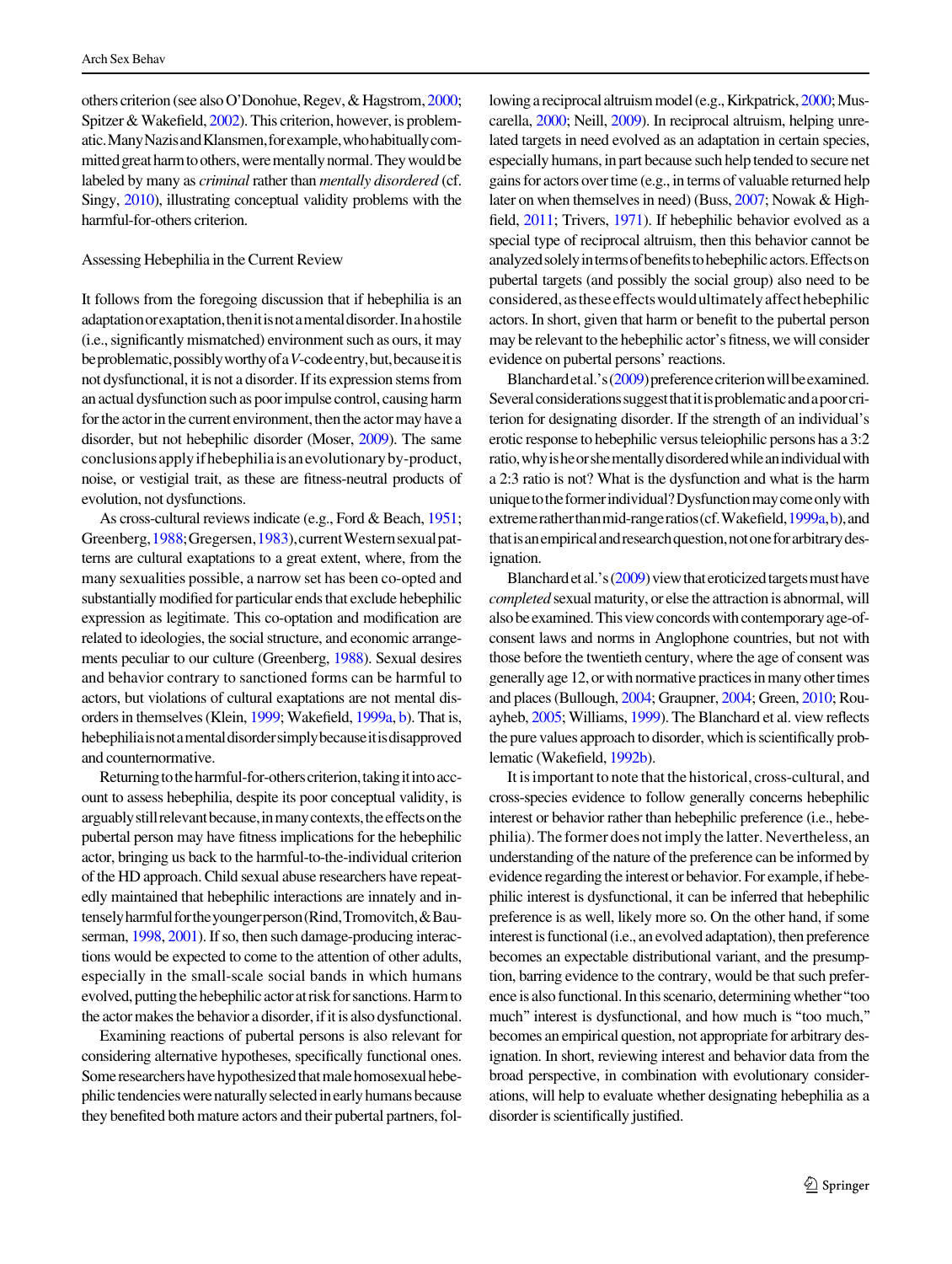others criterion (see also O'Donohue, Regev, & Hagstrom, 2000; Spitzer & Wakefield, 2002). This criterion, however, is problematic. Many Nazis and Klansmen, for example, who habitually committed great harm to others, were mentally normal. They would be labeled by many as *criminal* rather than *mentally disordered* (cf. Singy, 2010), illustrating conceptual validity problems with the harmful-for-others criterion.

### Assessing Hebephilia in the Current Review

It follows from the foregoing discussion that if hebephilia is an adaptation or exaptation, then it is not a mental disorder. In a hostile (i.e., significantly mismatched) environment such as ours, it may be problematic, possibly worthy of a *V*-code entry, but, because it is not dysfunctional, it is not a disorder. If its expression stems from an actual dysfunction such as poor impulse control, causing harm for the actor in the current environment, then the actor may have a disorder, but not hebephilic disorder (Moser, 2009). The same conclusions apply if hebephilia is an evolutionary by-product, noise, or vestigial trait, as these are fitness-neutral products of evolution, not dysfunctions.

As cross-cultural reviews indicate (e.g., Ford & Beach, 1951; Greenberg, 1988; Gregersen, 1983), current Western sexual patterns are cultural exaptations to a great extent, where, from the many sexualities possible, a narrow set has been co-opted and substantially modified for particular ends that exclude hebephilic expression as legitimate. This co-optation and modification are related to ideologies, the social structure, and economic arrangements peculiar to our culture (Greenberg, 1988). Sexual desires and behavior contrary to sanctioned forms can be harmful to actors, but violations of cultural exaptations are not mental disorders in themselves (Klein, 1999; Wakefield, 1999a, b). That is, hebephilia is not a mental disorder simply because it is disapproved and counternormative.

Returning to the harmful-for-others criterion, taking it into account to assess hebephilia, despite its poor conceptual validity, is arguably still relevant because, in many contexts, the effects on the pubertal person may have fitness implications for the hebephilic actor, bringing us back to the harmful-to-the-individual criterion of the HD approach. Child sexual abuse researchers have repeatedly maintained that hebephilic interactions are innately and intensely harmful for the younger person (Rind, Tromovitch, & Bauserman, 1998, 2001). If so, then such damage-producing interactions would be expected to come to the attention of other adults, especially in the small-scale social bands in which humans evolved, putting the hebephilic actor at risk for sanctions. Harm to the actor makes the behavior a disorder, if it is also dysfunctional.

Examining reactions of pubertal persons is also relevant for considering alternative hypotheses, specifically functional ones. Some researchers have hypothesized that male homosexual hebephilic tendencies were naturally selected in early humans because they benefited both mature actors and their pubertal partners, following a reciprocal altruism model (e.g., Kirkpatrick, 2000; Muscarella, 2000; Neill, 2009). In reciprocal altruism, helping unrelated targets in need evolved as an adaptation in certain species, especially humans, in part because such help tended to secure net gains for actors over time (e.g., in terms of valuable returned help later on when themselves in need) (Buss, 2007; Nowak & Highfield, 2011; Trivers, 1971). If hebephilic behavior evolved as a special type of reciprocal altruism, then this behavior cannot be analyzed solely in terms of benefits to hebephilic actors. Effects on pubertal targets (and possibly the social group) also need to be considered, as these effects would ultimately affect hebephilic actors. In short, given that harm or benefit to the pubertal person may be relevant to the hebephilic actor's fitness, we will consider evidence on pubertal persons' reactions.

Blanchard et al.'s (2009) preference criterion will be examined. Several considerations suggest that it is problematic and a poor criterion for designating disorder. If the strength of an individual's erotic response to hebephilic versus teleiophilic persons has a 3:2 ratio, why is he or she mentally disordered while an individual with a 2:3 ratio is not? What is the dysfunction and what is the harm unique to the former individual? Dysfunction may come only with extreme rather than mid-range ratios (cf. Wakefield, 1999a, b), and that is an empirical and research question, not one for arbitrary designation.

Blanchard et al.'s (2009) view that eroticized targets must have *completed* sexual maturity, or else the attraction is abnormal, will also be examined. This view concords with contemporary age-of-consent laws and norms in Anglophone countries, but not with those before the twentieth century, where the age of consent was generally age 12, or with normative practices in many other times and places (Bullough, 2004; Graupner, 2004; Green, 2010; Rouayheb, 2005; Williams, 1999). The Blanchard et al. view reflects the pure values approach to disorder, which is scientifically problematic (Wakefield, 1992b).

It is important to note that the historical, cross-cultural, and cross-species evidence to follow generally concerns hebephilic interest or behavior rather than hebephilic preference (i.e., hebephilia). The former does not imply the latter. Nevertheless, an understanding of the nature of the preference can be informed by evidence regarding the interest or behavior. For example, if hebephilic interest is dysfunctional, it can be inferred that hebephilic preference is as well, likely more so. On the other hand, if some interest is functional (i.e., an evolved adaptation), then preference becomes an expectable distributional variant, and the presumption, barring evidence to the contrary, would be that such preference is also functional. In this scenario, determining whether "too much" interest is dysfunctional, and how much is "too much," becomes an empirical question, not appropriate for arbitrary designation. In short, reviewing interest and behavior data from the broad perspective, in combination with evolutionary considerations, will help to evaluate whether designating hebephilia as a disorder is scientifically justified.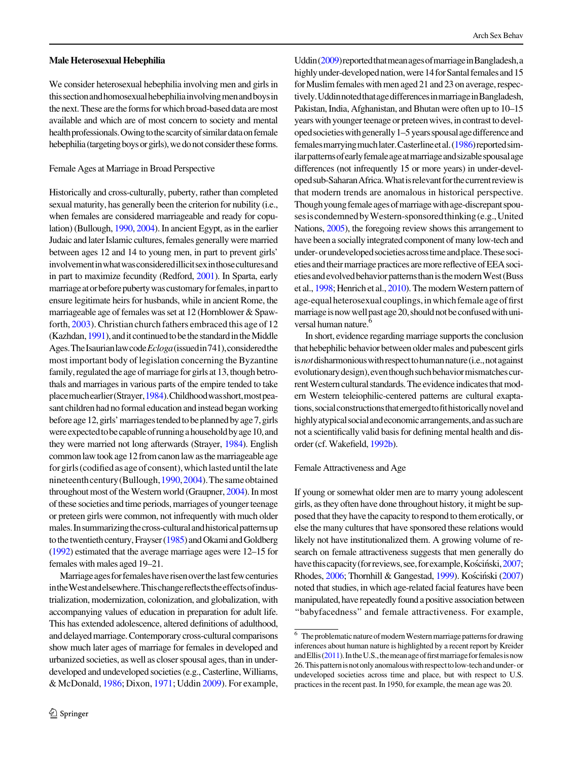**Male Heterosexual Hebephilia**

We consider heterosexual hebephilia involving men and girls in this section and homosexual hebephilia involving men and boys in the next. These are the forms for which broad-based data are most available and which are of most concern to society and mental health professionals. Owing to the scarcity of similar data on female hebephilia (targeting boys or girls), we do not consider these forms.

Female Ages at Marriage in Broad Perspective

Historically and cross-culturally, puberty, rather than completed sexual maturity, has generally been the criterion for nubility (i.e., when females are considered marriageable and ready for copulation) (Bullough, 1990, 2004). In ancient Egypt, as in the earlier Judaic and later Islamic cultures, females generally were married between ages 12 and 14 to young men, in part to prevent girls' involvement in what was considered illicit sex in those cultures and in part to maximize fecundity (Redford, 2001). In Sparta, early marriage at or before puberty was customary for females, in part to ensure legitimate heirs for husbands, while in ancient Rome, the marriageable age of females was set at 12 (Hornblower & Spawforth, 2003). Christian church fathers embraced this age of 12 (Kazhdan, 1991), and it continued to be the standard in the Middle Ages. The Isaurian law code *Ecloga* (issued in 741), considered the most important body of legislation concerning the Byzantine family, regulated the age of marriage for girls at 13, though betrothals and marriages in various parts of the empire tended to take place much earlier (Strayer, 1984). Childhood was short, most peasant children had no formal education and instead began working before age 12, girls' marriages tended to be planned by age 7, girls were expected to be capable of running a household by age 10, and they were married not long afterwards (Strayer, 1984). English common law took age 12 from canon law as the marriageable age for girls (codified as age of consent), which lasted until the late nineteenth century (Bullough, 1990, 2004). The same obtained throughout most of the Western world (Graupner, 2004). In most of these societies and time periods, marriages of younger teenage or preteen girls were common, not infrequently with much older males. In summarizing the cross-cultural and historical patterns up to the twentieth century, Frayser (1985) and Okami and Goldberg (1992) estimated that the average marriage ages were 12–15 for females with males aged 19–21.

Marriage ages for females have risen over the last few centuries in the West and elsewhere. This change reflects the effects of industrialization, modernization, colonization, and globalization, with accompanying values of education in preparation for adult life. This has extended adolescence, altered definitions of adulthood, and delayed marriage. Contemporary cross-cultural comparisons show much later ages of marriage for females in developed and urbanized societies, as well as closer spousal ages, than in underdeveloped and undeveloped societies (e.g., Casterline, Williams, & McDonald, 1986; Dixon, 1971; Uddin 2009). For example, Uddin (2009) reported that mean ages of marriage in Bangladesh, a highly under-developed nation, were 14 for Santal females and 15 for Muslim females with men aged 21 and 23 on average, respectively. Uddin noted that age differences in marriage in Bangladesh, Pakistan, India, Afghanistan, and Bhutan were often up to 10–15 years with younger teenage or preteen wives, in contrast to developed societies with generally 1–5 years spousal age difference and females marrying much later. Casterline et al. (1986) reported similar patterns of early female age at marriage and sizable spousal age differences (not infrequently 15 or more years) in under-developed sub-Saharan Africa. What is relevant for the current review is that modern trends are anomalous in historical perspective. Though young female ages of marriage with age-discrepant spouses is condemned by Western-sponsored thinking (e.g., United Nations, 2005), the foregoing review shows this arrangement to have been a socially integrated component of many low-tech and under- or undeveloped societies across time and place. These societies and their marriage practices are more reflective of EEA societies and evolved behavior patterns than is the modern West (Buss et al., 1998; Henrich et al., 2010). The modern Western pattern of age-equal heterosexual couplings, in which female age of first marriage is now well past age 20, should not be confused with universal human nature.[6]

In short, evidence regarding marriage supports the conclusion that hebephilic behavior between older males and pubescent girls is *not* disharmonious with respect to human nature (i.e., not against evolutionary design), even though such behavior mismatches current Western cultural standards. The evidence indicates that modern Western teleiophilic-centered patterns are cultural exaptations, social constructions that emerged to fit historically novel and highly atypical social and economic arrangements, and as such are not a scientifically valid basis for defining mental health and disorder (cf. Wakefield, 1992b).

Female Attractiveness and Age

If young or somewhat older men are to marry young adolescent girls, as they often have done throughout history, it might be supposed that they have the capacity to respond to them erotically, or else the many cultures that have sponsored these relations would likely not have institutionalized them. A growing volume of research on female attractiveness suggests that men generally do have this capacity (for reviews, see, for example, Kościński, 2007; Rhodes, 2006; Thornhill & Gangestad, 1999). Kościński (2007) noted that studies, in which age-related facial features have been manipulated, have repeatedly found a positive association between "babyfacedness" and female attractiveness. For example,

---

[6] The problematic nature of modern Western marriage patterns for drawing inferences about human nature is highlighted by a recent report by Kreider and Ellis (2011). In the U.S., the mean age of first marriage for females is now 26. This pattern is not only anomalous with respect to low-tech and under- or undeveloped societies across time and place, but with respect to U.S. practices in the recent past. In 1950, for example, the mean age was 20.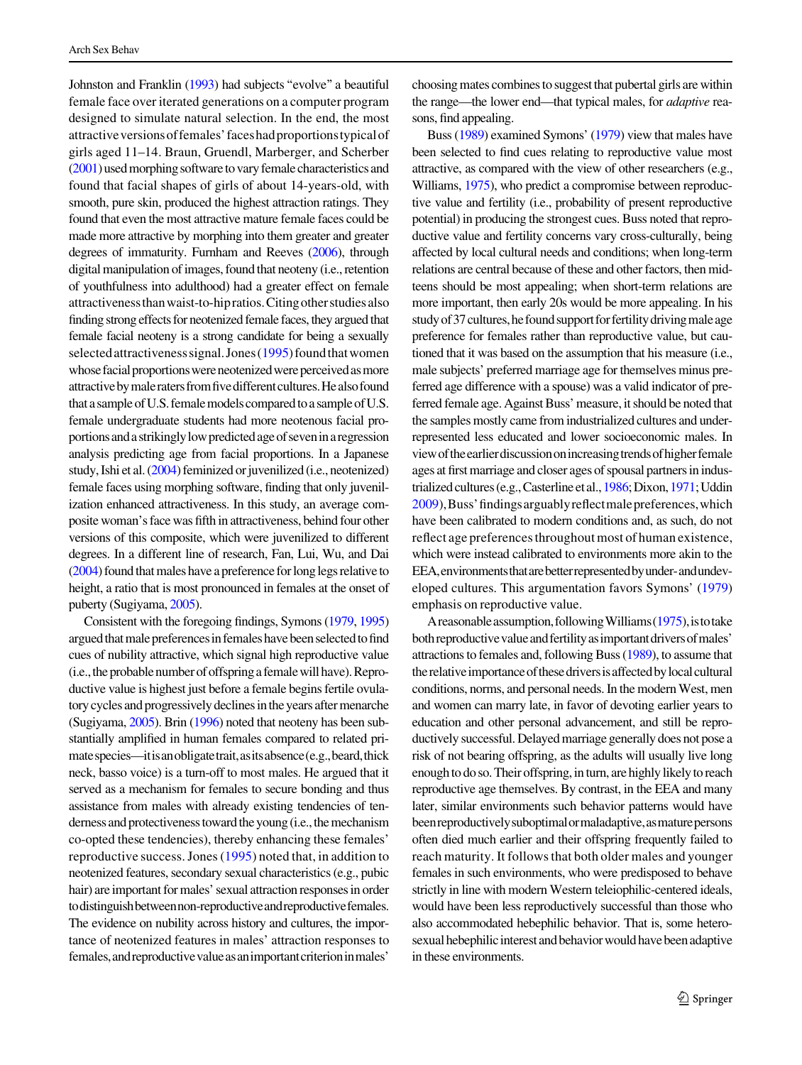Johnston and Franklin (1993) had subjects "evolve" a beautiful female face over iterated generations on a computer program designed to simulate natural selection. In the end, the most attractive versions of females' faces had proportions typical of girls aged 11–14. Braun, Gruendl, Marberger, and Scherber (2001) used morphing software to vary female characteristics and found that facial shapes of girls of about 14-years-old, with smooth, pure skin, produced the highest attraction ratings. They found that even the most attractive mature female faces could be made more attractive by morphing into them greater and greater degrees of immaturity. Furnham and Reeves (2006), through digital manipulation of images, found that neoteny (i.e., retention of youthfulness into adulthood) had a greater effect on female attractiveness than waist-to-hip ratios. Citing other studies also finding strong effects for neotenized female faces, they argued that female facial neoteny is a strong candidate for being a sexually selected attractiveness signal. Jones (1995) found that women whose facial proportions were neotenized were perceived as more attractive by male raters from five different cultures. He also found that a sample of U.S. female models compared to a sample of U.S. female undergraduate students had more neotenous facial proportions and a strikingly low predicted age of seven in a regression analysis predicting age from facial proportions. In a Japanese study, Ishi et al. (2004) feminized or juvenilized (i.e., neotenized) female faces using morphing software, finding that only juvenilization enhanced attractiveness. In this study, an average composite woman's face was fifth in attractiveness, behind four other versions of this composite, which were juvenilized to different degrees. In a different line of research, Fan, Lui, Wu, and Dai (2004) found that males have a preference for long legs relative to height, a ratio that is most pronounced in females at the onset of puberty (Sugiyama, 2005).

Consistent with the foregoing findings, Symons (1979, 1995) argued that male preferences in females have been selected to find cues of nubility attractive, which signal high reproductive value (i.e., the probable number of offspring a female will have). Reproductive value is highest just before a female begins fertile ovulatory cycles and progressively declines in the years after menarche (Sugiyama, 2005). Brin (1996) noted that neoteny has been substantially amplified in human females compared to related primate species—it is an obligate trait, as its absence (e.g., beard, thick neck, basso voice) is a turn-off to most males. He argued that it served as a mechanism for females to secure bonding and thus assistance from males with already existing tendencies of tenderness and protectiveness toward the young (i.e., the mechanism co-opted these tendencies), thereby enhancing these females' reproductive success. Jones (1995) noted that, in addition to neotenized features, secondary sexual characteristics (e.g., pubic hair) are important for males' sexual attraction responses in order to distinguish between non-reproductive and reproductive females. The evidence on nubility across history and cultures, the importance of neotenized features in males' attraction responses to females, and reproductive value as an important criterion in males' choosing mates combines to suggest that pubertal girls are within the range—the lower end—that typical males, for *adaptive* reasons, find appealing.

Buss (1989) examined Symons' (1979) view that males have been selected to find cues relating to reproductive value most attractive, as compared with the view of other researchers (e.g., Williams, 1975), who predict a compromise between reproductive value and fertility (i.e., probability of present reproductive potential) in producing the strongest cues. Buss noted that reproductive value and fertility concerns vary cross-culturally, being affected by local cultural needs and conditions; when long-term relations are central because of these and other factors, then mid-teens should be most appealing; when short-term relations are more important, then early 20s would be more appealing. In his study of 37 cultures, he found support for fertility driving male age preference for females rather than reproductive value, but cautioned that it was based on the assumption that his measure (i.e., male subjects' preferred marriage age for themselves minus preferred age difference with a spouse) was a valid indicator of preferred female age. Against Buss' measure, it should be noted that the samples mostly came from industrialized cultures and underrepresented less educated and lower socioeconomic males. In view of the earlier discussion on increasing trends of higher female ages at first marriage and closer ages of spousal partners in industrialized cultures (e.g., Casterline et al., 1986; Dixon, 1971; Uddin 2009), Buss' findings arguably reflect male preferences, which have been calibrated to modern conditions and, as such, do not reflect age preferences throughout most of human existence, which were instead calibrated to environments more akin to the EEA, environments that are better represented by under- and undeveloped cultures. This argumentation favors Symons' (1979) emphasis on reproductive value.

A reasonable assumption, following Williams (1975), is to take both reproductive value and fertility as important drivers of males' attractions to females and, following Buss (1989), to assume that the relative importance of these drivers is affected by local cultural conditions, norms, and personal needs. In the modern West, men and women can marry late, in favor of devoting earlier years to education and other personal advancement, and still be reproductively successful. Delayed marriage generally does not pose a risk of not bearing offspring, as the adults will usually live long enough to do so. Their offspring, in turn, are highly likely to reach reproductive age themselves. By contrast, in the EEA and many later, similar environments such behavior patterns would have been reproductively suboptimal or maladaptive, as mature persons often died much earlier and their offspring frequently failed to reach maturity. It follows that both older males and younger females in such environments, who were predisposed to behave strictly in line with modern Western teleiophilic-centered ideals, would have been less reproductively successful than those who also accommodated hebephilic behavior. That is, some heterosexual hebephilic interest and behavior would have been adaptive in these environments.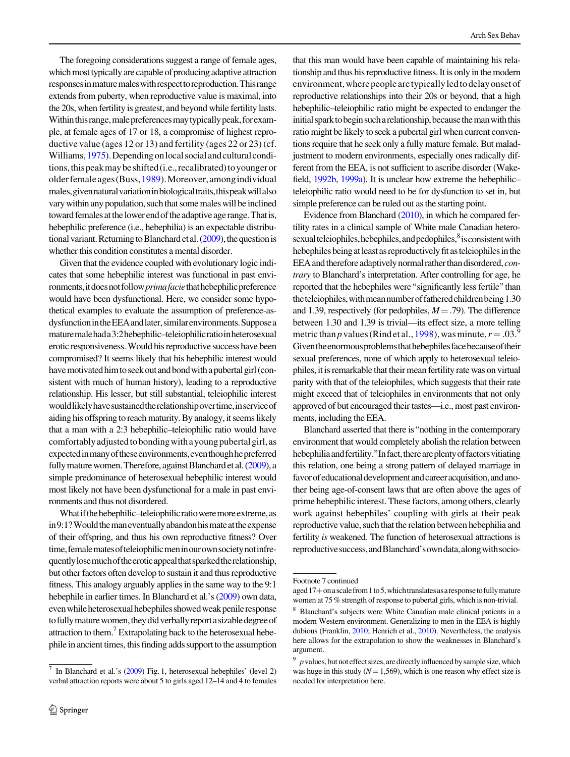The foregoing considerations suggest a range of female ages, which most typically are capable of producing adaptive attraction responses in mature males with respect to reproduction. This range extends from puberty, when reproductive value is maximal, into the 20s, when fertility is greatest, and beyond while fertility lasts. Within this range, male preferences may typically peak, for example, at female ages of 17 or 18, a compromise of highest reproductive value (ages 12 or 13) and fertility (ages 22 or 23) (cf. Williams, 1975). Depending on local social and cultural conditions, this peak may be shifted (i.e., recalibrated) to younger or older female ages (Buss, 1989). Moreover, among individual males, given natural variation in biological traits, this peak will also vary within any population, such that some males will be inclined toward females at the lower end of the adaptive age range. That is, hebephilic preference (i.e., hebephilia) is an expectable distributional variant. Returning to Blanchard et al. (2009), the question is whether this condition constitutes a mental disorder.

Given that the evidence coupled with evolutionary logic indicates that some hebephilic interest was functional in past environments, it does not follow *prima facie* that hebephilic preference would have been dysfunctional. Here, we consider some hypothetical examples to evaluate the assumption of preference-as-dysfunction in the EEA and later, similar environments. Suppose a mature male had a 3:2 hebephilic–teleiophilic ratio in heterosexual erotic responsiveness. Would his reproductive success have been compromised? It seems likely that his hebephilic interest would have motivated him to seek out and bond with a pubertal girl (consistent with much of human history), leading to a reproductive relationship. His lesser, but still substantial, teleiophilic interest would likely have sustained the relationship over time, in service of aiding his offspring to reach maturity. By analogy, it seems likely that a man with a 2:3 hebephilic–teleiophilic ratio would have comfortably adjusted to bonding with a young pubertal girl, as expected in many of these environments, even though he preferred fully mature women. Therefore, against Blanchard et al. (2009), a simple predominance of heterosexual hebephilic interest would most likely not have been dysfunctional for a male in past environments and thus not disordered.

What if the hebephilic–teleiophilic ratio were more extreme, as in 9:1? Would the man eventually abandon his mate at the expense of their offspring, and thus his own reproductive fitness? Over time, female mates of teleiophilic men in our own society not infrequently lose much of the erotic appeal that sparked the relationship, but other factors often develop to sustain it and thus reproductive fitness. This analogy arguably applies in the same way to the 9:1 hebephile in earlier times. In Blanchard et al.'s (2009) own data, even while heterosexual hebephiles showed weak penile response to fully mature women, they did verbally report a sizable degree of attraction to them.[7] Extrapolating back to the heterosexual hebephile in ancient times, this finding adds support to the assumption that this man would have been capable of maintaining his relationship and thus his reproductive fitness. It is only in the modern environment, where people are typically led to delay onset of reproductive relationships into their 20s or beyond, that a high hebephilic–teleiophilic ratio might be expected to endanger the initial spark to begin such a relationship, because the man with this ratio might be likely to seek a pubertal girl when current conventions require that he seek only a fully mature female. But maladjustment to modern environments, especially ones radically different from the EEA, is not sufficient to ascribe disorder (Wakefield, 1992b, 1999a). It is unclear how extreme the hebephilic–teleiophilic ratio would need to be for dysfunction to set in, but simple preference can be ruled out as the starting point.

Evidence from Blanchard (2010), in which he compared fertility rates in a clinical sample of White male Canadian heterosexual teleiophiles, hebephiles, and pedophiles,[8] is consistent with hebephiles being at least as reproductively fit as teleiophiles in the EEA and therefore adaptively normal rather than disordered, *contrary* to Blanchard's interpretation. After controlling for age, he reported that the hebephiles were "significantly less fertile" than the teleiophiles, with mean number of fathered children being 1.30 and 1.39, respectively (for pedophiles, $M = .79$). The difference between 1.30 and 1.39 is trivial—its effect size, a more telling metric than $p$ values (Rind et al., 1998), was minute, $r = .03$.[9] Given the enormous problems that hebephiles face because of their sexual preferences, none of which apply to heterosexual teleiophiles, it is remarkable that their mean fertility rate was on virtual parity with that of the teleiophiles, which suggests that their rate might exceed that of teleiophiles in environments that not only approved of but encouraged their tastes—i.e., most past environments, including the EEA.

Blanchard asserted that there is "nothing in the contemporary environment that would completely abolish the relation between hebephilia and fertility." In fact, there are plenty of factors vitiating this relation, one being a strong pattern of delayed marriage in favor of educational development and career acquisition, and another being age-of-consent laws that are often above the ages of prime hebephilic interest. These factors, among others, clearly work against hebephiles' coupling with girls at their peak reproductive value, such that the relation between hebephilia and fertility *is* weakened. The function of heterosexual attractions is reproductive success, and Blanchard's own data, along with socio-

---

[7] In Blanchard et al.'s (2009) Fig. 1, heterosexual hebephiles' (level 2) verbal attraction reports were about 5 to girls aged 12–14 and 4 to females aged 17+ on a scale from 1 to 5, which translates as a response to fully mature women at 75 % strength of response to pubertal girls, which is non-trivial.

[8] Blanchard's subjects were White Canadian male clinical patients in a modern Western environment. Generalizing to men in the EEA is highly dubious (Franklin, 2010; Henrich et al., 2010). Nevertheless, the analysis here allows for the extrapolation to show the weaknesses in Blanchard's argument.

[9] $p$ values, but not effect sizes, are directly influenced by sample size, which was huge in this study ($N = 1{,}569$), which is one reason why effect size is needed for interpretation here.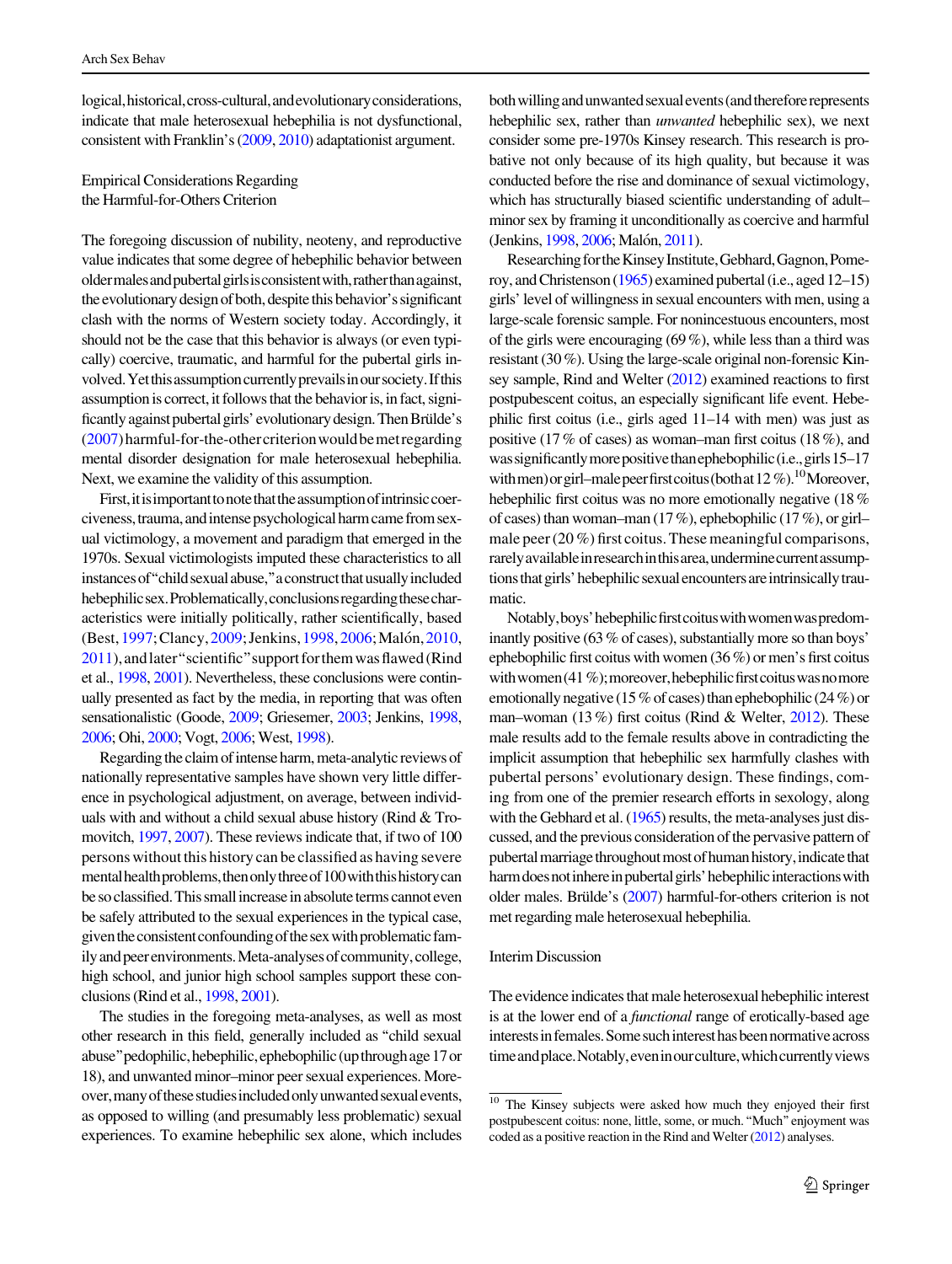logical, historical, cross-cultural, and evolutionary considerations, indicate that male heterosexual hebephilia is not dysfunctional, consistent with Franklin's (2009, 2010) adaptationist argument.

### Empirical Considerations Regarding the Harmful-for-Others Criterion

The foregoing discussion of nubility, neoteny, and reproductive value indicates that some degree of hebephilic behavior between older males and pubertal girls is consistent with, rather than against, the evolutionary design of both, despite this behavior's significant clash with the norms of Western society today. Accordingly, it should not be the case that this behavior is always (or even typically) coercive, traumatic, and harmful for the pubertal girls involved. Yet this assumption currently prevails in our society. If this assumption is correct, it follows that the behavior is, in fact, significantly against pubertal girls' evolutionary design. Then Brülde's (2007) harmful-for-the-other criterion would be met regarding mental disorder designation for male heterosexual hebephilia. Next, we examine the validity of this assumption.

First, it is important to note that the assumption of intrinsic coerciveness, trauma, and intense psychological harm came from sexual victimology, a movement and paradigm that emerged in the 1970s. Sexual victimologists imputed these characteristics to all instances of "child sexual abuse," a construct that usually included hebephilic sex. Problematically, conclusions regarding these characteristics were initially politically, rather scientifically, based (Best, 1997; Clancy, 2009; Jenkins, 1998, 2006; Malón, 2010, 2011), and later "scientific" support for them was flawed (Rind et al., 1998, 2001). Nevertheless, these conclusions were continually presented as fact by the media, in reporting that was often sensationalistic (Goode, 2009; Griesemer, 2003; Jenkins, 1998, 2006; Ohi, 2000; Vogt, 2006; West, 1998).

Regarding the claim of intense harm, meta-analytic reviews of nationally representative samples have shown very little difference in psychological adjustment, on average, between individuals with and without a child sexual abuse history (Rind & Tromovitch, 1997, 2007). These reviews indicate that, if two of 100 persons without this history can be classified as having severe mental health problems, then only three of 100 with this history can be so classified. This small increase in absolute terms cannot even be safely attributed to the sexual experiences in the typical case, given the consistent confounding of the sex with problematic family and peer environments. Meta-analyses of community, college, high school, and junior high school samples support these conclusions (Rind et al., 1998, 2001).

The studies in the foregoing meta-analyses, as well as most other research in this field, generally included as "child sexual abuse" pedophilic, hebephilic, ephebophilic (up through age 17 or 18), and unwanted minor–minor peer sexual experiences. Moreover, many of these studies included only unwanted sexual events, as opposed to willing (and presumably less problematic) sexual experiences. To examine hebephilic sex alone, which includes both willing and unwanted sexual events (and therefore represents hebephilic sex, rather than *unwanted* hebephilic sex), we next consider some pre-1970s Kinsey research. This research is probative not only because of its high quality, but because it was conducted before the rise and dominance of sexual victimology, which has structurally biased scientific understanding of adult–minor sex by framing it unconditionally as coercive and harmful (Jenkins, 1998, 2006; Malón, 2011).

Researching for the Kinsey Institute, Gebhard, Gagnon, Pomeroy, and Christenson (1965) examined pubertal (i.e., aged 12–15) girls' level of willingness in sexual encounters with men, using a large-scale forensic sample. For nonincestuous encounters, most of the girls were encouraging (69 %), while less than a third was resistant (30 %). Using the large-scale original non-forensic Kinsey sample, Rind and Welter (2012) examined reactions to first postpubescent coitus, an especially significant life event. Hebephilic first coitus (i.e., girls aged 11–14 with men) was just as positive (17 % of cases) as woman–man first coitus (18 %), and was significantly more positive than ephebophilic (i.e., girls 15–17 with men) or girl–male peer first coitus (both at 12 %).[10] Moreover, hebephilic first coitus was no more emotionally negative (18 % of cases) than woman–man (17 %), ephebophilic (17 %), or girl–male peer (20 %) first coitus. These meaningful comparisons, rarely available in research in this area, undermine current assumptions that girls' hebephilic sexual encounters are intrinsically traumatic.

Notably, boys' hebephilic first coitus with women was predominantly positive (63 % of cases), substantially more so than boys' ephebophilic first coitus with women (36 %) or men's first coitus with women (41 %); moreover, hebephilic first coitus was no more emotionally negative (15 % of cases) than ephebophilic (24 %) or man–woman (13 %) first coitus (Rind & Welter, 2012). These male results add to the female results above in contradicting the implicit assumption that hebephilic sex harmfully clashes with pubertal persons' evolutionary design. These findings, coming from one of the premier research efforts in sexology, along with the Gebhard et al. (1965) results, the meta-analyses just discussed, and the previous consideration of the pervasive pattern of pubertal marriage throughout most of human history, indicate that harm does not inhere in pubertal girls' hebephilic interactions with older males. Brülde's (2007) harmful-for-others criterion is not met regarding male heterosexual hebephilia.

### Interim Discussion

The evidence indicates that male heterosexual hebephilic interest is at the lower end of a *functional* range of erotically-based age interests in females. Some such interest has been normative across time and place. Notably, even in our culture, which currently views

[10] The Kinsey subjects were asked how much they enjoyed their first postpubescent coitus: none, little, some, or much. "Much" enjoyment was coded as a positive reaction in the Rind and Welter (2012) analyses.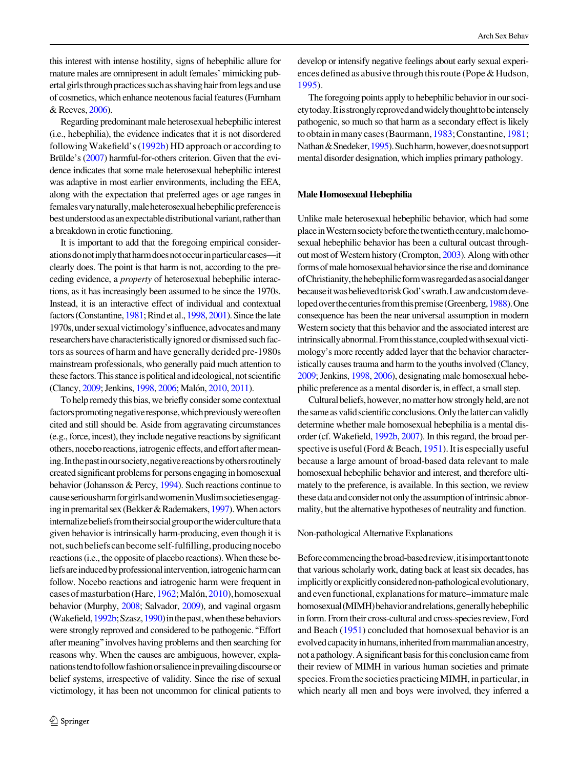this interest with intense hostility, signs of hebephilic allure for mature males are omnipresent in adult females' mimicking pubertal girls through practices such as shaving hair from legs and use of cosmetics, which enhance neotenous facial features (Furnham & Reeves, 2006).

Regarding predominant male heterosexual hebephilic interest (i.e., hebephilia), the evidence indicates that it is not disordered following Wakefield's (1992b) HD approach or according to Brülde's (2007) harmful-for-others criterion. Given that the evidence indicates that some male heterosexual hebephilic interest was adaptive in most earlier environments, including the EEA, along with the expectation that preferred ages or age ranges in females vary naturally, male heterosexual hebephilic preference is best understood as an expectable distributional variant, rather than a breakdown in erotic functioning.

It is important to add that the foregoing empirical considerations do not imply that harm does not occur in particular cases—it clearly does. The point is that harm is not, according to the preceding evidence, a *property* of heterosexual hebephilic interactions, as it has increasingly been assumed to be since the 1970s. Instead, it is an interactive effect of individual and contextual factors (Constantine, 1981; Rind et al., 1998, 2001). Since the late 1970s, under sexual victimology's influence, advocates and many researchers have characteristically ignored or dismissed such factors as sources of harm and have generally derided pre-1980s mainstream professionals, who generally paid much attention to these factors. This stance is political and ideological, not scientific (Clancy, 2009; Jenkins, 1998, 2006; Malón, 2010, 2011).

To help remedy this bias, we briefly consider some contextual factors promoting negative response, which previously were often cited and still should be. Aside from aggravating circumstances (e.g., force, incest), they include negative reactions by significant others, nocebo reactions, iatrogenic effects, and effort after meaning. In the past in our society, negative reactions by others routinely created significant problems for persons engaging in homosexual behavior (Johansson & Percy, 1994). Such reactions continue to cause serious harm for girls and women in Muslim societies engaging in premarital sex (Bekker & Rademakers, 1997). When actors internalize beliefs from their social group or the wider culture that a given behavior is intrinsically harm-producing, even though it is not, such beliefs can become self-fulfilling, producing nocebo reactions (i.e., the opposite of placebo reactions). When these beliefs are induced by professional intervention, iatrogenic harm can follow. Nocebo reactions and iatrogenic harm were frequent in cases of masturbation (Hare, 1962; Malón, 2010), homosexual behavior (Murphy, 2008; Salvador, 2009), and vaginal orgasm (Wakefield, 1992b; Szasz, 1990) in the past, when these behaviors were strongly reproved and considered to be pathogenic. "Effort after meaning" involves having problems and then searching for reasons why. When the causes are ambiguous, however, explanations tend to follow fashion or salience in prevailing discourse or belief systems, irrespective of validity. Since the rise of sexual victimology, it has been not uncommon for clinical patients to develop or intensify negative feelings about early sexual experiences defined as abusive through this route (Pope & Hudson, 1995).

The foregoing points apply to hebephilic behavior in our society today. It is strongly reproved and widely thought to be intensely pathogenic, so much so that harm as a secondary effect is likely to obtain in many cases (Baurmann, 1983; Constantine, 1981; Nathan & Snedeker, 1995). Such harm, however, does not support mental disorder designation, which implies primary pathology.

## Male Homosexual Hebephilia

Unlike male heterosexual hebephilic behavior, which had some place in Western society before the twentieth century, male homosexual hebephilic behavior has been a cultural outcast throughout most of Western history (Crompton, 2003). Along with other forms of male homosexual behavior since the rise and dominance of Christianity, the hebephilic form was regarded as a social danger because it was believed to risk God's wrath. Law and custom developed over the centuries from this premise (Greenberg, 1988). One consequence has been the near universal assumption in modern Western society that this behavior and the associated interest are intrinsically abnormal. From this stance, coupled with sexual victimology's more recently added layer that the behavior characteristically causes trauma and harm to the youths involved (Clancy, 2009; Jenkins, 1998, 2006), designating male homosexual hebephilic preference as a mental disorder is, in effect, a small step.

Cultural beliefs, however, no matter how strongly held, are not the same as valid scientific conclusions. Only the latter can validly determine whether male homosexual hebephilia is a mental disorder (cf. Wakefield, 1992b, 2007). In this regard, the broad perspective is useful (Ford & Beach, 1951). It is especially useful because a large amount of broad-based data relevant to male homosexual hebephilic behavior and interest, and therefore ultimately to the preference, is available. In this section, we review these data and consider not only the assumption of intrinsic abnormality, but the alternative hypotheses of neutrality and function.

### Non-pathological Alternative Explanations

Before commencing the broad-based review, it is important to note that various scholarly work, dating back at least six decades, has implicitly or explicitly considered non-pathological evolutionary, and even functional, explanations for mature–immature male homosexual (MIMH) behavior and relations, generally hebephilic in form. From their cross-cultural and cross-species review, Ford and Beach (1951) concluded that homosexual behavior is an evolved capacity in humans, inherited from mammalian ancestry, not a pathology. A significant basis for this conclusion came from their review of MIMH in various human societies and primate species. From the societies practicing MIMH, in particular, in which nearly all men and boys were involved, they inferred a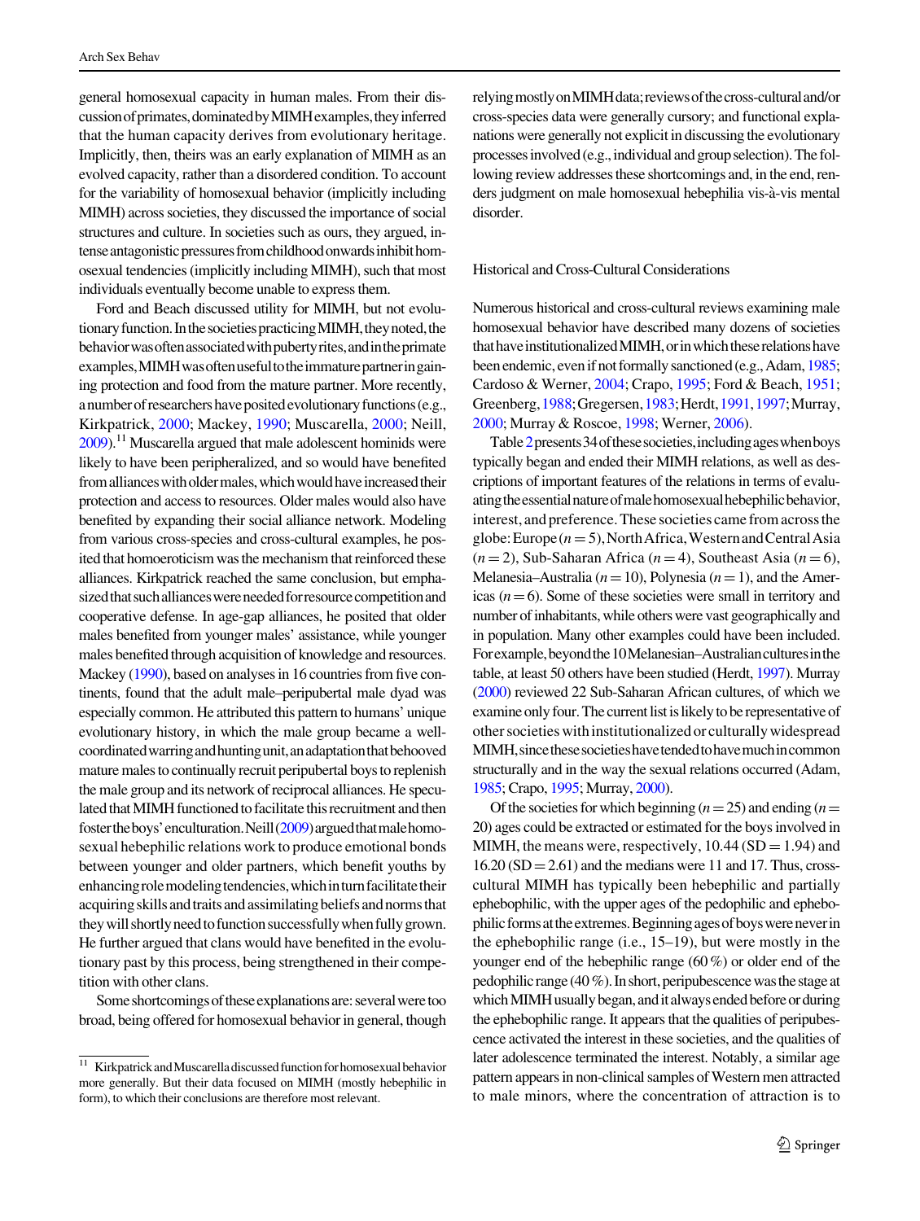general homosexual capacity in human males. From their discussion of primates, dominated by MIMH examples, they inferred that the human capacity derives from evolutionary heritage. Implicitly, then, theirs was an early explanation of MIMH as an evolved capacity, rather than a disordered condition. To account for the variability of homosexual behavior (implicitly including MIMH) across societies, they discussed the importance of social structures and culture. In societies such as ours, they argued, intense antagonistic pressures from childhood onwards inhibit homosexual tendencies (implicitly including MIMH), such that most individuals eventually become unable to express them.

Ford and Beach discussed utility for MIMH, but not evolutionary function. In the societies practicing MIMH, they noted, the behavior was often associated with puberty rites, and in the primate examples, MIMH was often useful to the immature partner in gaining protection and food from the mature partner. More recently, a number of researchers have posited evolutionary functions (e.g., Kirkpatrick, 2000; Mackey, 1990; Muscarella, 2000; Neill, 2009).[11] Muscarella argued that male adolescent hominids were likely to have been peripheralized, and so would have benefited from alliances with older males, which would have increased their protection and access to resources. Older males would also have benefited by expanding their social alliance network. Modeling from various cross-species and cross-cultural examples, he posited that homoeroticism was the mechanism that reinforced these alliances. Kirkpatrick reached the same conclusion, but emphasized that such alliances were needed for resource competition and cooperative defense. In age-gap alliances, he posited that older males benefited from younger males' assistance, while younger males benefited through acquisition of knowledge and resources. Mackey (1990), based on analyses in 16 countries from five continents, found that the adult male–peripubertal male dyad was especially common. He attributed this pattern to humans' unique evolutionary history, in which the male group became a well-coordinated warring and hunting unit, an adaptation that behooved mature males to continually recruit peripubertal boys to replenish the male group and its network of reciprocal alliances. He speculated that MIMH functioned to facilitate this recruitment and then foster the boys' enculturation. Neill (2009) argued that male homosexual hebephilic relations work to produce emotional bonds between younger and older partners, which benefit youths by enhancing role modeling tendencies, which in turn facilitate their acquiring skills and traits and assimilating beliefs and norms that they will shortly need to function successfully when fully grown. He further argued that clans would have benefited in the evolutionary past by this process, being strengthened in their competition with other clans.

Some shortcomings of these explanations are: several were too broad, being offered for homosexual behavior in general, though relying mostly on MIMH data; reviews of the cross-cultural and/or cross-species data were generally cursory; and functional explanations were generally not explicit in discussing the evolutionary processes involved (e.g., individual and group selection). The following review addresses these shortcomings and, in the end, renders judgment on male homosexual hebephilia vis-à-vis mental disorder.

## Historical and Cross-Cultural Considerations

Numerous historical and cross-cultural reviews examining male homosexual behavior have described many dozens of societies that have institutionalized MIMH, or in which these relations have been endemic, even if not formally sanctioned (e.g., Adam, 1985; Cardoso & Werner, 2004; Crapo, 1995; Ford & Beach, 1951; Greenberg, 1988; Gregersen, 1983; Herdt, 1991, 1997; Murray, 2000; Murray & Roscoe, 1998; Werner, 2006).

Table 2 presents 34 of these societies, including ages when boys typically began and ended their MIMH relations, as well as descriptions of important features of the relations in terms of evaluating the essential nature of male homosexual hebephilic behavior, interest, and preference. These societies came from across the globe: Europe ($n = 5$), North Africa, Western and Central Asia ($n = 2$), Sub-Saharan Africa ($n = 4$), Southeast Asia ($n = 6$), Melanesia–Australia ($n = 10$), Polynesia ($n = 1$), and the Americas ($n = 6$). Some of these societies were small in territory and number of inhabitants, while others were vast geographically and in population. Many other examples could have been included. For example, beyond the 10 Melanesian–Australian cultures in the table, at least 50 others have been studied (Herdt, 1997). Murray (2000) reviewed 22 Sub-Saharan African cultures, of which we examine only four. The current list is likely to be representative of other societies with institutionalized or culturally widespread MIMH, since these societies have tended to have much in common structurally and in the way the sexual relations occurred (Adam, 1985; Crapo, 1995; Murray, 2000).

Of the societies for which beginning ($n = 25$) and ending ($n = 20$) ages could be extracted or estimated for the boys involved in MIMH, the means were, respectively, 10.44 (SD = 1.94) and 16.20 (SD = 2.61) and the medians were 11 and 17. Thus, cross-cultural MIMH has typically been hebephilic and partially ephebophilic, with the upper ages of the pedophilic and ephebophilic forms at the extremes. Beginning ages of boys were never in the ephebophilic range (i.e., 15–19), but were mostly in the younger end of the hebephilic range (60 %) or older end of the pedophilic range (40 %). In short, peripubescence was the stage at which MIMH usually began, and it always ended before or during the ephebophilic range. It appears that the qualities of peripubescence activated the interest in these societies, and the qualities of later adolescence terminated the interest. Notably, a similar age pattern appears in non-clinical samples of Western men attracted to male minors, where the concentration of attraction is to

[11] Kirkpatrick and Muscarella discussed function for homosexual behavior more generally. But their data focused on MIMH (mostly hebephilic in form), to which their conclusions are therefore most relevant.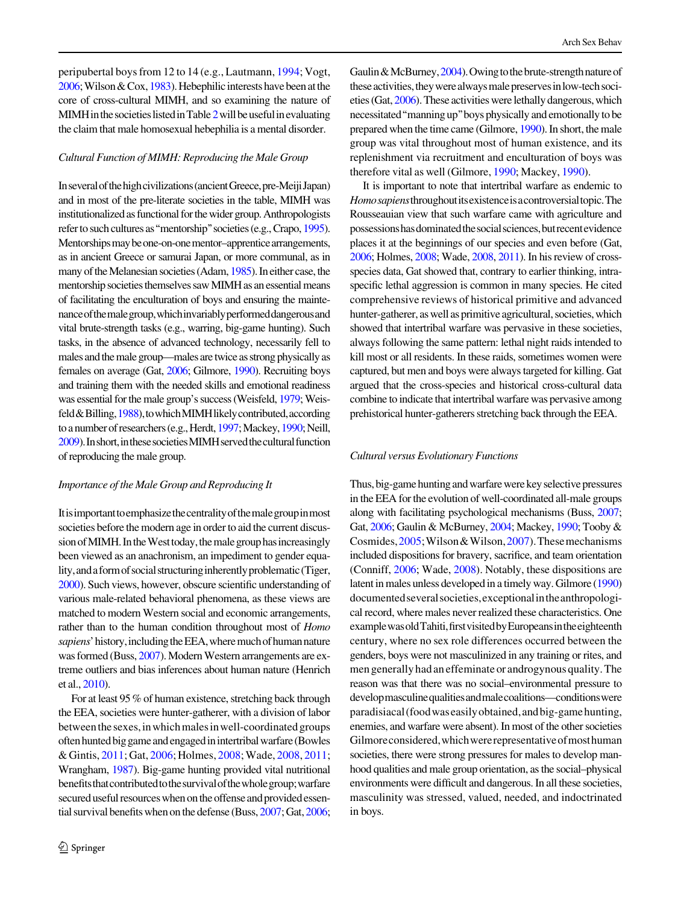peripubertal boys from 12 to 14 (e.g., Lautmann, 1994; Vogt, 2006; Wilson & Cox, 1983). Hebephilic interests have been at the core of cross-cultural MIMH, and so examining the nature of MIMH in the societies listed in Table 2 will be useful in evaluating the claim that male homosexual hebephilia is a mental disorder.

*Cultural Function of MIMH: Reproducing the Male Group*

In several of the high civilizations (ancient Greece, pre-Meiji Japan) and in most of the pre-literate societies in the table, MIMH was institutionalized as functional for the wider group. Anthropologists refer to such cultures as "mentorship" societies (e.g., Crapo, 1995). Mentorships may be one-on-one mentor–apprentice arrangements, as in ancient Greece or samurai Japan, or more communal, as in many of the Melanesian societies (Adam, 1985). In either case, the mentorship societies themselves saw MIMH as an essential means of facilitating the enculturation of boys and ensuring the maintenance of the male group, which invariably performed dangerous and vital brute-strength tasks (e.g., warring, big-game hunting). Such tasks, in the absence of advanced technology, necessarily fell to males and the male group—males are twice as strong physically as females on average (Gat, 2006; Gilmore, 1990). Recruiting boys and training them with the needed skills and emotional readiness was essential for the male group's success (Weisfeld, 1979; Weisfeld & Billing, 1988), to which MIMH likely contributed, according to a number of researchers (e.g., Herdt, 1997; Mackey, 1990; Neill, 2009). In short, in these societies MIMH served the cultural function of reproducing the male group.

*Importance of the Male Group and Reproducing It*

It is important to emphasize the centrality of the male group in most societies before the modern age in order to aid the current discussion of MIMH. In the West today, the male group has increasingly been viewed as an anachronism, an impediment to gender equality, and a form of social structuring inherently problematic (Tiger, 2000). Such views, however, obscure scientific understanding of various male-related behavioral phenomena, as these views are matched to modern Western social and economic arrangements, rather than to the human condition throughout most of *Homo sapiens*' history, including the EEA, where much of human nature was formed (Buss, 2007). Modern Western arrangements are extreme outliers and bias inferences about human nature (Henrich et al., 2010).

For at least 95 % of human existence, stretching back through the EEA, societies were hunter-gatherer, with a division of labor between the sexes, in which males in well-coordinated groups often hunted big game and engaged in intertribal warfare (Bowles & Gintis, 2011; Gat, 2006; Holmes, 2008; Wade, 2008, 2011; Wrangham, 1987). Big-game hunting provided vital nutritional benefits that contributed to the survival of the whole group; warfare secured useful resources when on the offense and provided essential survival benefits when on the defense (Buss, 2007; Gat, 2006; Gaulin & McBurney, 2004). Owing to the brute-strength nature of these activities, they were always male preserves in low-tech societies (Gat, 2006). These activities were lethally dangerous, which necessitated "manning up" boys physically and emotionally to be prepared when the time came (Gilmore, 1990). In short, the male group was vital throughout most of human existence, and its replenishment via recruitment and enculturation of boys was therefore vital as well (Gilmore, 1990; Mackey, 1990).

It is important to note that intertribal warfare as endemic to *Homo sapiens* throughout its existence is a controversial topic. The Rousseauian view that such warfare came with agriculture and possessions has dominated the social sciences, but recent evidence places it at the beginnings of our species and even before (Gat, 2006; Holmes, 2008; Wade, 2008, 2011). In his review of cross-species data, Gat showed that, contrary to earlier thinking, intra-specific lethal aggression is common in many species. He cited comprehensive reviews of historical primitive and advanced hunter-gatherer, as well as primitive agricultural, societies, which showed that intertribal warfare was pervasive in these societies, always following the same pattern: lethal night raids intended to kill most or all residents. In these raids, sometimes women were captured, but men and boys were always targeted for killing. Gat argued that the cross-species and historical cross-cultural data combine to indicate that intertribal warfare was pervasive among prehistorical hunter-gatherers stretching back through the EEA.

*Cultural versus Evolutionary Functions*

Thus, big-game hunting and warfare were key selective pressures in the EEA for the evolution of well-coordinated all-male groups along with facilitating psychological mechanisms (Buss, 2007; Gat, 2006; Gaulin & McBurney, 2004; Mackey, 1990; Tooby & Cosmides, 2005; Wilson & Wilson, 2007). These mechanisms included dispositions for bravery, sacrifice, and team orientation (Conniff, 2006; Wade, 2008). Notably, these dispositions are latent in males unless developed in a timely way. Gilmore (1990) documented several societies, exceptional in the anthropological record, where males never realized these characteristics. One example was old Tahiti, first visited by Europeans in the eighteenth century, where no sex role differences occurred between the genders, boys were not masculinized in any training or rites, and men generally had an effeminate or androgynous quality. The reason was that there was no social–environmental pressure to develop masculine qualities and male coalitions—conditions were paradisiacal (food was easily obtained, and big-game hunting, enemies, and warfare were absent). In most of the other societies Gilmore considered, which were representative of most human societies, there were strong pressures for males to develop manhood qualities and male group orientation, as the social–physical environments were difficult and dangerous. In all these societies, masculinity was stressed, valued, needed, and indoctrinated in boys.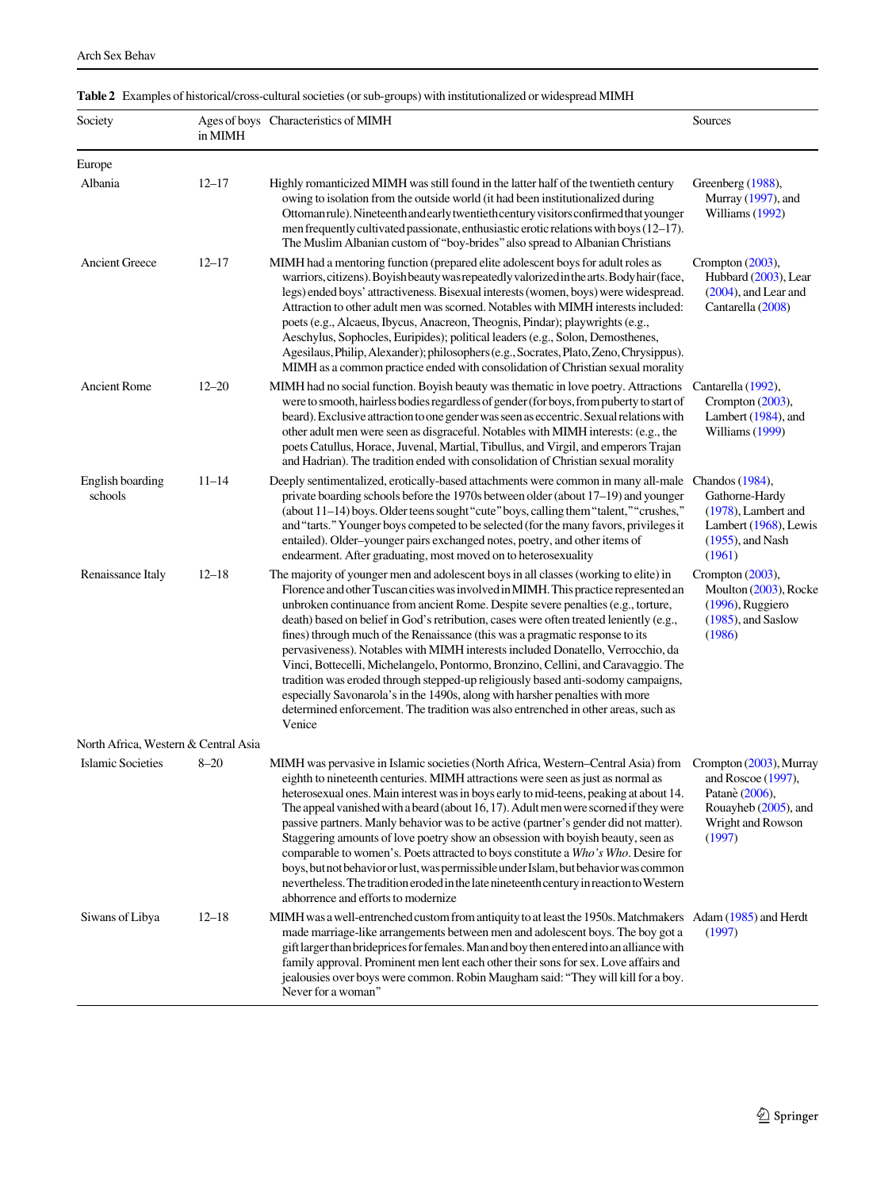**Table 2** Examples of historical/cross-cultural societies (or sub-groups) with institutionalized or widespread MIMH

| Society | Ages of boys in MIMH | Characteristics of MIMH | Sources |
|---|---|---|---|
| Europe | | | |
| Albania | 12–17 | Highly romanticized MIMH was still found in the latter half of the twentieth century owing to isolation from the outside world (it had been institutionalized during Ottoman rule). Nineteenth and early twentieth century visitors confirmed that younger men frequently cultivated passionate, enthusiastic erotic relations with boys (12–17). The Muslim Albanian custom of "boy-brides" also spread to Albanian Christians | Greenberg (1988), Murray (1997), and Williams (1992) |
| Ancient Greece | 12–17 | MIMH had a mentoring function (prepared elite adolescent boys for adult roles as warriors, citizens). Boyish beauty was repeatedly valorized in the arts. Body hair (face, legs) ended boys' attractiveness. Bisexual interests (women, boys) were widespread. Attraction to other adult men was scorned. Notables with MIMH interests included: poets (e.g., Alcaeus, Ibycus, Anacreon, Theognis, Pindar); playwrights (e.g., Aeschylus, Sophocles, Euripides); political leaders (e.g., Solon, Demosthenes, Agesilaus, Philip, Alexander); philosophers (e.g., Socrates, Plato, Zeno, Chrysippus). MIMH as a common practice ended with consolidation of Christian sexual morality | Crompton (2003), Hubbard (2003), Lear (2004), and Lear and Cantarella (2008) |
| Ancient Rome | 12–20 | MIMH had no social function. Boyish beauty was thematic in love poetry. Attractions were to smooth, hairless bodies regardless of gender (for boys, from puberty to start of beard). Exclusive attraction to one gender was seen as eccentric. Sexual relations with other adult men were seen as disgraceful. Notables with MIMH interests: (e.g., the poets Catullus, Horace, Juvenal, Martial, Tibullus, and Virgil, and emperors Trajan and Hadrian). The tradition ended with consolidation of Christian sexual morality | Cantarella (1992), Crompton (2003), Lambert (1984), and Williams (1999) |
| English boarding schools | 11–14 | Deeply sentimentalized, erotically-based attachments were common in many all-male private boarding schools before the 1970s between older (about 17–19) and younger (about 11–14) boys. Older teens sought "cute" boys, calling them "talent," "crushes," and "tarts." Younger boys competed to be selected (for the many favors, privileges it entailed). Older–younger pairs exchanged notes, poetry, and other items of endearment. After graduating, most moved on to heterosexuality | Chandos (1984), Gathorne-Hardy (1978), Lambert and Lambert (1968), Lewis (1955), and Nash (1961) |
| Renaissance Italy | 12–18 | The majority of younger men and adolescent boys in all classes (working to elite) in Florence and other Tuscan cities was involved in MIMH. This practice represented an unbroken continuance from ancient Rome. Despite severe penalties (e.g., torture, death) based on belief in God's retribution, cases were often treated leniently (e.g., fines) through much of the Renaissance (this was a pragmatic response to its pervasiveness). Notables with MIMH interests included Donatello, Verrocchio, da Vinci, Bottecelli, Michelangelo, Pontormo, Bronzino, Cellini, and Caravaggio. The tradition was eroded through stepped-up religiously based anti-sodomy campaigns, especially Savonarola's in the 1490s, along with harsher penalties with more determined enforcement. The tradition was also entrenched in other areas, such as Venice | Crompton (2003), Moulton (2003), Rocke (1996), Ruggiero (1985), and Saslow (1986) |
| North Africa, Western & Central Asia | | | |
| Islamic Societies | 8–20 | MIMH was pervasive in Islamic societies (North Africa, Western–Central Asia) from eighth to nineteenth centuries. MIMH attractions were seen as just as normal as heterosexual ones. Main interest was in boys early to mid-teens, peaking at about 14. The appeal vanished with a beard (about 16, 17). Adult men were scorned if they were passive partners. Manly behavior was to be active (partner's gender did not matter). Staggering amounts of love poetry show an obsession with boyish beauty, seen as comparable to women's. Poets attracted to boys constitute a *Who's Who*. Desire for boys, but not behavior or lust, was permissible under Islam, but behavior was common nevertheless. The tradition eroded in the late nineteenth century in reaction to Western abhorrence and efforts to modernize | Crompton (2003), Murray and Roscoe (1997), Patanè (2006), Rouayheb (2005), and Wright and Rowson (1997) |
| Siwans of Libya | 12–18 | MIMH was a well-entrenched custom from antiquity to at least the 1950s. Matchmakers made marriage-like arrangements between men and adolescent boys. The boy got a gift larger than brideprices for females. Man and boy then entered into an alliance with family approval. Prominent men lent each other their sons for sex. Love affairs and jealousies over boys were common. Robin Maugham said: "They will kill for a boy. Never for a woman" | Adam (1985) and Herdt (1997) |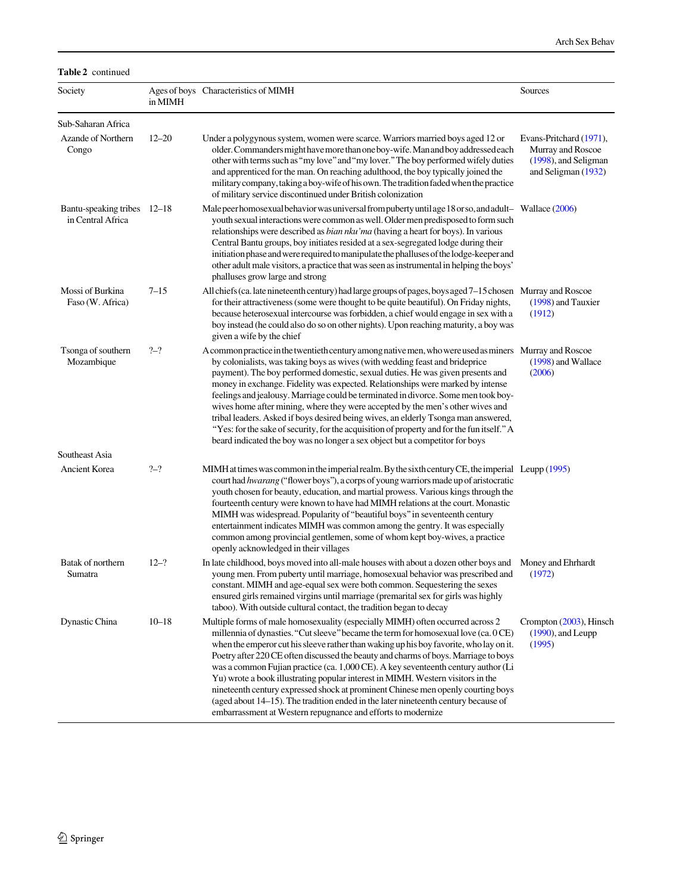**Table 2** continued

| Society | Ages of boys in MIMH | Characteristics of MIMH | Sources |
|---|---|---|---|
| Sub-Saharan Africa | | | |
| Azande of Northern Congo | 12–20 | Under a polygynous system, women were scarce. Warriors married boys aged 12 or older. Commanders might have more than one boy-wife. Man and boy addressed each other with terms such as "my love" and "my lover." The boy performed wifely duties and apprenticed for the man. On reaching adulthood, the boy typically joined the military company, taking a boy-wife of his own. The tradition faded when the practice of military service discontinued under British colonization | Evans-Pritchard (1971), Murray and Roscoe (1998), and Seligman and Seligman (1932) |
| Bantu-speaking tribes in Central Africa | 12–18 | Male peer homosexual behavior was universal from puberty until age 18 or so, and adult–youth sexual interactions were common as well. Older men predisposed to form such relationships were described as *bian nku'ma* (having a heart for boys). In various Central Bantu groups, boy initiates resided at a sex-segregated lodge during their initiation phase and were required to manipulate the phalluses of the lodge-keeper and other adult male visitors, a practice that was seen as instrumental in helping the boys' phalluses grow large and strong | Wallace (2006) |
| Mossi of Burkina Faso (W. Africa) | 7–15 | All chiefs (ca. late nineteenth century) had large groups of pages, boys aged 7–15 chosen for their attractiveness (some were thought to be quite beautiful). On Friday nights, because heterosexual intercourse was forbidden, a chief would engage in sex with a boy instead (he could also do so on other nights). Upon reaching maturity, a boy was given a wife by the chief | Murray and Roscoe (1998) and Tauxier (1912) |
| Tsonga of southern Mozambique | ?–? | A common practice in the twentieth century among native men, who were used as miners by colonialists, was taking boys as wives (with wedding feast and brideprice payment). The boy performed domestic, sexual duties. He was given presents and money in exchange. Fidelity was expected. Relationships were marked by intense feelings and jealousy. Marriage could be terminated in divorce. Some men took boy-wives home after mining, where they were accepted by the men's other wives and tribal leaders. Asked if boys desired being wives, an elderly Tsonga man answered, "Yes: for the sake of security, for the acquisition of property and for the fun itself." A beard indicated the boy was no longer a sex object but a competitor for boys | Murray and Roscoe (1998) and Wallace (2006) |
| Southeast Asia | | | |
| Ancient Korea | ?–? | MIMH at times was common in the imperial realm. By the sixth century CE, the imperial court had *hwarang* ("flower boys"), a corps of young warriors made up of aristocratic youth chosen for beauty, education, and martial prowess. Various kings through the fourteenth century were known to have had MIMH relations at the court. Monastic MIMH was widespread. Popularity of "beautiful boys" in seventeenth century entertainment indicates MIMH was common among the gentry. It was especially common among provincial gentlemen, some of whom kept boy-wives, a practice openly acknowledged in their villages | Leupp (1995) |
| Batak of northern Sumatra | 12–? | In late childhood, boys moved into all-male houses with about a dozen other boys and young men. From puberty until marriage, homosexual behavior was prescribed and constant. MIMH and age-equal sex were both common. Sequestering the sexes ensured girls remained virgins until marriage (premarital sex for girls was highly taboo). With outside cultural contact, the tradition began to decay | Money and Ehrhardt (1972) |
| Dynastic China | 10–18 | Multiple forms of male homosexuality (especially MIMH) often occurred across 2 millennia of dynasties. "Cut sleeve" became the term for homosexual love (ca. 0 CE) when the emperor cut his sleeve rather than waking up his boy favorite, who lay on it. Poetry after 220 CE often discussed the beauty and charms of boys. Marriage to boys was a common Fujian practice (ca. 1,000 CE). A key seventeenth century author (Li Yu) wrote a book illustrating popular interest in MIMH. Western visitors in the nineteenth century expressed shock at prominent Chinese men openly courting boys (aged about 14–15). The tradition ended in the later nineteenth century because of embarrassment at Western repugnance and efforts to modernize | Crompton (2003), Hinsch (1990), and Leupp (1995) |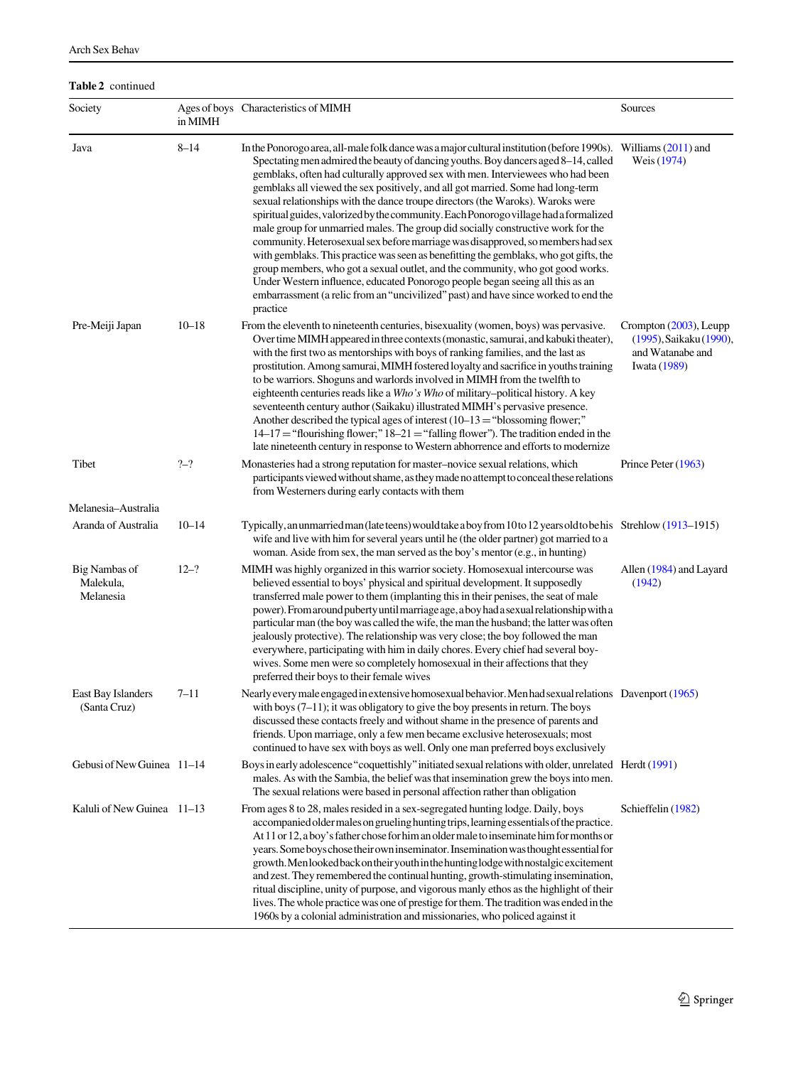**Table 2** continued

| Society | Ages of boys in MIMH | Characteristics of MIMH | Sources |
|---|---|---|---|
| Java | 8–14 | In the Ponorogo area, all-male folk dance was a major cultural institution (before 1990s). Spectating men admired the beauty of dancing youths. Boy dancers aged 8–14, called gemblaks, often had culturally approved sex with men. Interviewees who had been gemblaks all viewed the sex positively, and all got married. Some had long-term sexual relationships with the dance troupe directors (the Waroks). Waroks were spiritual guides, valorized by the community. Each Ponorogo village had a formalized male group for unmarried males. The group did socially constructive work for the community. Heterosexual sex before marriage was disapproved, so members had sex with gemblaks. This practice was seen as benefitting the gemblaks, who got gifts, the group members, who got a sexual outlet, and the community, who got good works. Under Western influence, educated Ponorogo people began seeing all this as an embarrassment (a relic from an "uncivilized" past) and have since worked to end the practice | Williams (2011) and Weis (1974) |
| Pre-Meiji Japan | 10–18 | From the eleventh to nineteenth centuries, bisexuality (women, boys) was pervasive. Over time MIMH appeared in three contexts (monastic, samurai, and kabuki theater), with the first two as mentorships with boys of ranking families, and the last as prostitution. Among samurai, MIMH fostered loyalty and sacrifice in youths training to be warriors. Shoguns and warlords involved in MIMH from the twelfth to eighteenth centuries reads like a *Who's Who* of military–political history. A key seventeenth century author (Saikaku) illustrated MIMH's pervasive presence. Another described the typical ages of interest (10–13 = "blossoming flower;" 14–17 = "flourishing flower;" 18–21 = "falling flower"). The tradition ended in the late nineteenth century in response to Western abhorrence and efforts to modernize | Crompton (2003), Leupp (1995), Saikaku (1990), and Watanabe and Iwata (1989) |
| Tibet | ?–? | Monasteries had a strong reputation for master–novice sexual relations, which participants viewed without shame, as they made no attempt to conceal these relations from Westerners during early contacts with them | Prince Peter (1963) |
| Melanesia–Australia | | | |
| Aranda of Australia | 10–14 | Typically, an unmarried man (late teens) would take a boy from 10 to 12 years old to be his wife and live with him for several years until he (the older partner) got married to a woman. Aside from sex, the man served as the boy's mentor (e.g., in hunting) | Strehlow (1913–1915) |
| Big Nambas of Malekula, Melanesia | 12–? | MIMH was highly organized in this warrior society. Homosexual intercourse was believed essential to boys' physical and spiritual development. It supposedly transferred male power to them (implanting this in their penises, the seat of male power). From around puberty until marriage age, a boy had a sexual relationship with a particular man (the boy was called the wife, the man the husband; the latter was often jealously protective). The relationship was very close; the boy followed the man everywhere, participating with him in daily chores. Every chief had several boy-wives. Some men were so completely homosexual in their affections that they preferred their boys to their female wives | Allen (1984) and Layard (1942) |
| East Bay Islanders (Santa Cruz) | 7–11 | Nearly every male engaged in extensive homosexual behavior. Men had sexual relations with boys (7–11); it was obligatory to give the boy presents in return. The boys discussed these contacts freely and without shame in the presence of parents and friends. Upon marriage, only a few men became exclusive heterosexuals; most continued to have sex with boys as well. Only one man preferred boys exclusively | Davenport (1965) |
| Gebusi of New Guinea | 11–14 | Boys in early adolescence "coquettishly" initiated sexual relations with older, unrelated males. As with the Sambia, the belief was that insemination grew the boys into men. The sexual relations were based in personal affection rather than obligation | Herdt (1991) |
| Kaluli of New Guinea | 11–13 | From ages 8 to 28, males resided in a sex-segregated hunting lodge. Daily, boys accompanied older males on grueling hunting trips, learning essentials of the practice. At 11 or 12, a boy's father chose for him an older male to inseminate him for months or years. Some boys chose their own inseminator. Insemination was thought essential for growth. Men looked back on their youth in the hunting lodge with nostalgic excitement and zest. They remembered the continual hunting, growth-stimulating insemination, ritual discipline, unity of purpose, and vigorous manly ethos as the highlight of their lives. The whole practice was one of prestige for them. The tradition was ended in the 1960s by a colonial administration and missionaries, who policed against it | Schieffelin (1982) |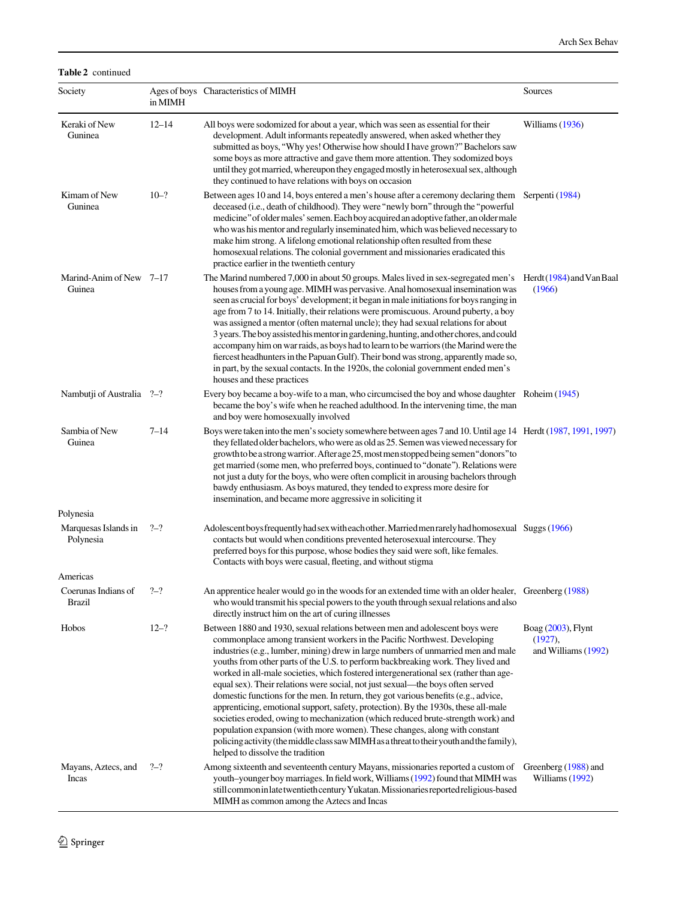**Table 2** continued

| Society | Ages of boys in MIMH | Characteristics of MIMH | Sources |
|---|---|---|---|
| Keraki of New Guninea | 12–14 | All boys were sodomized for about a year, which was seen as essential for their development. Adult informants repeatedly answered, when asked whether they submitted as boys, "Why yes! Otherwise how should I have grown?" Bachelors saw some boys as more attractive and gave them more attention. They sodomized boys until they got married, whereupon they engaged mostly in heterosexual sex, although they continued to have relations with boys on occasion | Williams (1936) |
| Kimam of New Guninea | 10–? | Between ages 10 and 14, boys entered a men's house after a ceremony declaring them deceased (i.e., death of childhood). They were "newly born" through the "powerful medicine" of older males' semen. Each boy acquired an adoptive father, an older male who was his mentor and regularly inseminated him, which was believed necessary to make him strong. A lifelong emotional relationship often resulted from these homosexual relations. The colonial government and missionaries eradicated this practice earlier in the twentieth century | Serpenti (1984) |
| Marind-Anim of New Guinea | 7–17 | The Marind numbered 7,000 in about 50 groups. Males lived in sex-segregated men's houses from a young age. MIMH was pervasive. Anal homosexual insemination was seen as crucial for boys' development; it began in male initiations for boys ranging in age from 7 to 14. Initially, their relations were promiscuous. Around puberty, a boy was assigned a mentor (often maternal uncle); they had sexual relations for about 3 years. The boy assisted his mentor in gardening, hunting, and other chores, and could accompany him on war raids, as boys had to learn to be warriors (the Marind were the fiercest headhunters in the Papuan Gulf). Their bond was strong, apparently made so, in part, by the sexual contacts. In the 1920s, the colonial government ended men's houses and these practices | Herdt (1984) and Van Baal (1966) |
| Nambutji of Australia | ?–? | Every boy became a boy-wife to a man, who circumcised the boy and whose daughter became the boy's wife when he reached adulthood. In the intervening time, the man and boy were homosexually involved | Roheim (1945) |
| Sambia of New Guinea | 7–14 | Boys were taken into the men's society somewhere between ages 7 and 10. Until age 14 they fellated older bachelors, who were as old as 25. Semen was viewed necessary for growth to be a strong warrior. After age 25, most men stopped being semen "donors" to get married (some men, who preferred boys, continued to "donate"). Relations were not just a duty for the boys, who were often complicit in arousing bachelors through bawdy enthusiasm. As boys matured, they tended to express more desire for insemination, and became more aggressive in soliciting it | Herdt (1987, 1991, 1997) |
| Polynesia | | | |
| Marquesas Islands in Polynesia | ?–? | Adolescent boys frequently had sex with each other. Married men rarely had homosexual contacts but would when conditions prevented heterosexual intercourse. They preferred boys for this purpose, whose bodies they said were soft, like females. Contacts with boys were casual, fleeting, and without stigma | Suggs (1966) |
| Americas | | | |
| Coerunas Indians of Brazil | ?–? | An apprentice healer would go in the woods for an extended time with an older healer, who would transmit his special powers to the youth through sexual relations and also directly instruct him on the art of curing illnesses | Greenberg (1988) |
| Hobos | 12–? | Between 1880 and 1930, sexual relations between men and adolescent boys were commonplace among transient workers in the Pacific Northwest. Developing industries (e.g., lumber, mining) drew in large numbers of unmarried men and male youths from other parts of the U.S. to perform backbreaking work. They lived and worked in all-male societies, which fostered intergenerational sex (rather than age-equal sex). Their relations were social, not just sexual—the boys often served domestic functions for the men. In return, they got various benefits (e.g., advice, apprenticing, emotional support, safety, protection). By the 1930s, these all-male societies eroded, owing to mechanization (which reduced brute-strength work) and population expansion (with more women). These changes, along with constant policing activity (the middle class saw MIMH as a threat to their youth and the family), helped to dissolve the tradition | Boag (2003), Flynt (1927), and Williams (1992) |
| Mayans, Aztecs, and Incas | ?–? | Among sixteenth and seventeenth century Mayans, missionaries reported a custom of youth–younger boy marriages. In field work, Williams (1992) found that MIMH was still common in late twentieth century Yukatan. Missionaries reported religious-based MIMH as common among the Aztecs and Incas | Greenberg (1988) and Williams (1992) |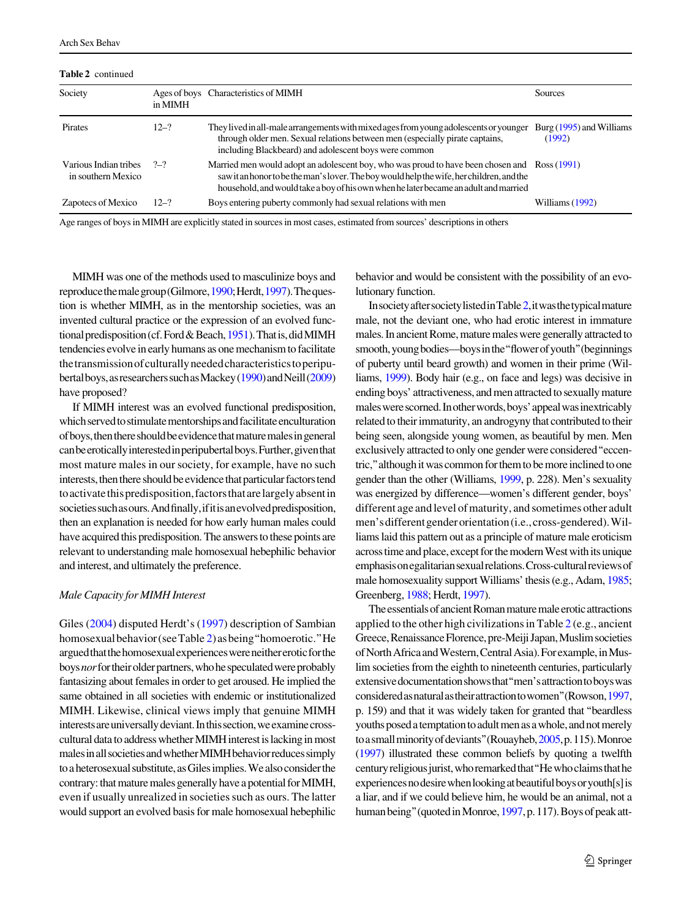**Table 2** continued

| Society | Ages of boys in MIMH | Characteristics of MIMH | Sources |
|---|---|---|---|
| Pirates | 12–? | They lived in all-male arrangements with mixed ages from young adolescents or younger through older men. Sexual relations between men (especially pirate captains, including Blackbeard) and adolescent boys were common | Burg (1995) and Williams (1992) |
| Various Indian tribes in southern Mexico | ?–? | Married men would adopt an adolescent boy, who was proud to have been chosen and saw it an honor to be the man's lover. The boy would help the wife, her children, and the household, and would take a boy of his own when he later became an adult and married | Ross (1991) |
| Zapotecs of Mexico | 12–? | Boys entering puberty commonly had sexual relations with men | Williams (1992) |

Age ranges of boys in MIMH are explicitly stated in sources in most cases, estimated from sources' descriptions in others

MIMH was one of the methods used to masculinize boys and reproduce the male group (Gilmore, 1990; Herdt, 1997). The question is whether MIMH, as in the mentorship societies, was an invented cultural practice or the expression of an evolved functional predisposition (cf. Ford & Beach, 1951). That is, did MIMH tendencies evolve in early humans as one mechanism to facilitate the transmission of culturally needed characteristics to peripubertal boys, as researchers such as Mackey (1990) and Neill (2009) have proposed?

If MIMH interest was an evolved functional predisposition, which served to stimulate mentorships and facilitate enculturation of boys, then there should be evidence that mature males in general can be erotically interested in peripubertal boys. Further, given that most mature males in our society, for example, have no such interests, then there should be evidence that particular factors tend to activate this predisposition, factors that are largely absent in societies such as ours. And finally, if it is an evolved predisposition, then an explanation is needed for how early human males could have acquired this predisposition. The answers to these points are relevant to understanding male homosexual hebephilic behavior and interest, and ultimately the preference.

### *Male Capacity for MIMH Interest*

Giles (2004) disputed Herdt's (1997) description of Sambian homosexual behavior (see Table 2) as being "homoerotic." He argued that the homosexual experiences were neither erotic for the boys *nor* for their older partners, who he speculated were probably fantasizing about females in order to get aroused. He implied the same obtained in all societies with endemic or institutionalized MIMH. Likewise, clinical views imply that genuine MIMH interests are universally deviant. In this section, we examine cross-cultural data to address whether MIMH interest is lacking in most males in all societies and whether MIMH behavior reduces simply to a heterosexual substitute, as Giles implies. We also consider the contrary: that mature males generally have a potential for MIMH, even if usually unrealized in societies such as ours. The latter would support an evolved basis for male homosexual hebephilic behavior and would be consistent with the possibility of an evolutionary function.

In society after society listed in Table 2, it was the typical mature male, not the deviant one, who had erotic interest in immature males. In ancient Rome, mature males were generally attracted to smooth, young bodies—boys in the "flower of youth" (beginnings of puberty until beard growth) and women in their prime (Williams, 1999). Body hair (e.g., on face and legs) was decisive in ending boys' attractiveness, and men attracted to sexually mature males were scorned. In other words, boys' appeal was inextricably related to their immaturity, an androgyny that contributed to their being seen, alongside young women, as beautiful by men. Men exclusively attracted to only one gender were considered "eccentric," although it was common for them to be more inclined to one gender than the other (Williams, 1999, p. 228). Men's sexuality was energized by difference—women's different gender, boys' different age and level of maturity, and sometimes other adult men's different gender orientation (i.e., cross-gendered). Williams laid this pattern out as a principle of mature male eroticism across time and place, except for the modern West with its unique emphasis on egalitarian sexual relations. Cross-cultural reviews of male homosexuality support Williams' thesis (e.g., Adam, 1985; Greenberg, 1988; Herdt, 1997).

The essentials of ancient Roman mature male erotic attractions applied to the other high civilizations in Table 2 (e.g., ancient Greece, Renaissance Florence, pre-Meiji Japan, Muslim societies of North Africa and Western, Central Asia). For example, in Muslim societies from the eighth to nineteenth centuries, particularly extensive documentation shows that "men's attraction to boys was considered as natural as their attraction to women" (Rowson, 1997, p. 159) and that it was widely taken for granted that "beardless youths posed a temptation to adult men as a whole, and not merely to a small minority of deviants" (Rouayheb, 2005, p. 115). Monroe (1997) illustrated these common beliefs by quoting a twelfth century religious jurist, who remarked that "He who claims that he experiences no desire when looking at beautiful boys or youth[s] is a liar, and if we could believe him, he would be an animal, not a human being" (quoted in Monroe, 1997, p. 117). Boys of peak att-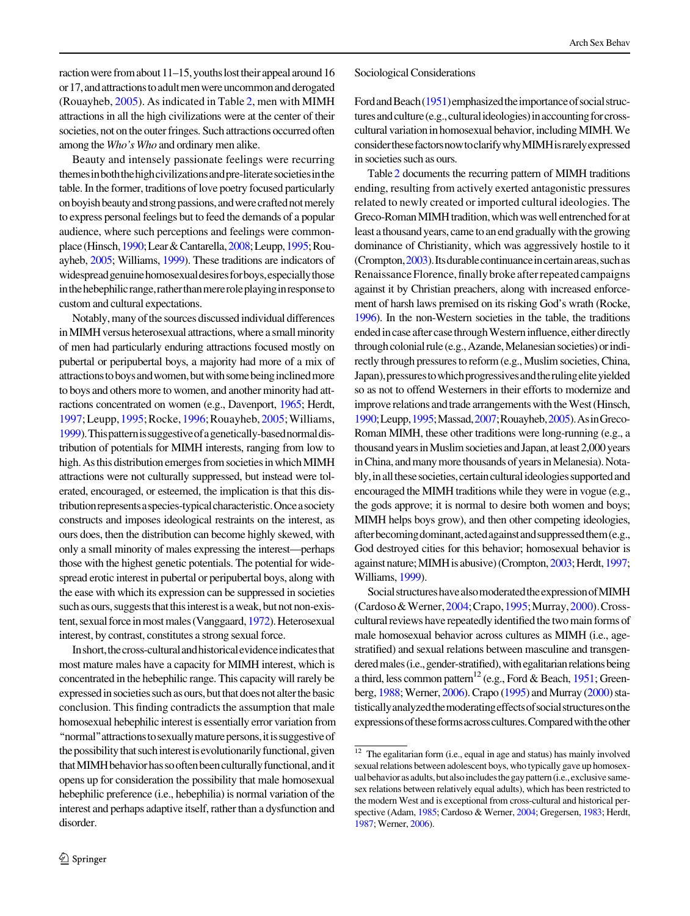raction were from about 11–15, youths lost their appeal around 16 or 17, and attractions to adult men were uncommon and derogated (Rouayheb, 2005). As indicated in Table 2, men with MIMH attractions in all the high civilizations were at the center of their societies, not on the outer fringes. Such attractions occurred often among the *Who's Who* and ordinary men alike.

Beauty and intensely passionate feelings were recurring themes in both the high civilizations and pre-literate societies in the table. In the former, traditions of love poetry focused particularly on boyish beauty and strong passions, and were crafted not merely to express personal feelings but to feed the demands of a popular audience, where such perceptions and feelings were commonplace (Hinsch, 1990; Lear & Cantarella, 2008; Leupp, 1995; Rouayheb, 2005; Williams, 1999). These traditions are indicators of widespread genuine homosexual desires for boys, especially those in the hebephilic range, rather than mere role playing in response to custom and cultural expectations.

Notably, many of the sources discussed individual differences in MIMH versus heterosexual attractions, where a small minority of men had particularly enduring attractions focused mostly on pubertal or peripubertal boys, a majority had more of a mix of attractions to boys and women, but with some being inclined more to boys and others more to women, and another minority had attractions concentrated on women (e.g., Davenport, 1965; Herdt, 1997; Leupp, 1995; Rocke, 1996; Rouayheb, 2005; Williams, 1999). This pattern is suggestive of a genetically-based normal distribution of potentials for MIMH interests, ranging from low to high. As this distribution emerges from societies in which MIMH attractions were not culturally suppressed, but instead were tolerated, encouraged, or esteemed, the implication is that this distribution represents a species-typical characteristic. Once a society constructs and imposes ideological restraints on the interest, as ours does, then the distribution can become highly skewed, with only a small minority of males expressing the interest—perhaps those with the highest genetic potentials. The potential for widespread erotic interest in pubertal or peripubertal boys, along with the ease with which its expression can be suppressed in societies such as ours, suggests that this interest is a weak, but not non-existent, sexual force in most males (Vanggaard, 1972). Heterosexual interest, by contrast, constitutes a strong sexual force.

In short, the cross-cultural and historical evidence indicates that most mature males have a capacity for MIMH interest, which is concentrated in the hebephilic range. This capacity will rarely be expressed in societies such as ours, but that does not alter the basic conclusion. This finding contradicts the assumption that male homosexual hebephilic interest is essentially error variation from "normal" attractions to sexually mature persons, it is suggestive of the possibility that such interest is evolutionarily functional, given that MIMH behavior has so often been culturally functional, and it opens up for consideration the possibility that male homosexual hebephilic preference (i.e., hebephilia) is normal variation of the interest and perhaps adaptive itself, rather than a dysfunction and disorder.

### Sociological Considerations

Ford and Beach (1951) emphasized the importance of social structures and culture (e.g., cultural ideologies) in accounting for cross-cultural variation in homosexual behavior, including MIMH. We consider these factors now to clarify why MIMH is rarely expressed in societies such as ours.

Table 2 documents the recurring pattern of MIMH traditions ending, resulting from actively exerted antagonistic pressures related to newly created or imported cultural ideologies. The Greco-Roman MIMH tradition, which was well entrenched for at least a thousand years, came to an end gradually with the growing dominance of Christianity, which was aggressively hostile to it (Crompton, 2003). Its durable continuance in certain areas, such as Renaissance Florence, finally broke after repeated campaigns against it by Christian preachers, along with increased enforcement of harsh laws premised on its risking God's wrath (Rocke, 1996). In the non-Western societies in the table, the traditions ended in case after case through Western influence, either directly through colonial rule (e.g., Azande, Melanesian societies) or indirectly through pressures to reform (e.g., Muslim societies, China, Japan), pressures to which progressives and the ruling elite yielded so as not to offend Westerners in their efforts to modernize and improve relations and trade arrangements with the West (Hinsch, 1990; Leupp, 1995; Massad, 2007; Rouayheb, 2005). As in Greco-Roman MIMH, these other traditions were long-running (e.g., a thousand years in Muslim societies and Japan, at least 2,000 years in China, and many more thousands of years in Melanesia). Notably, in all these societies, certain cultural ideologies supported and encouraged the MIMH traditions while they were in vogue (e.g., the gods approve; it is normal to desire both women and boys; MIMH helps boys grow), and then other competing ideologies, after becoming dominant, acted against and suppressed them (e.g., God destroyed cities for this behavior; homosexual behavior is against nature; MIMH is abusive) (Crompton, 2003; Herdt, 1997; Williams, 1999).

Social structures have also moderated the expression of MIMH (Cardoso & Werner, 2004; Crapo, 1995; Murray, 2000). Cross-cultural reviews have repeatedly identified the two main forms of male homosexual behavior across cultures as MIMH (i.e., age-stratified) and sexual relations between masculine and transgendered males (i.e., gender-stratified), with egalitarian relations being a third, less common pattern[12] (e.g., Ford & Beach, 1951; Greenberg, 1988; Werner, 2006). Crapo (1995) and Murray (2000) statistically analyzed the moderating effects of social structures on the expressions of these forms across cultures. Compared with the other

[12] The egalitarian form (i.e., equal in age and status) has mainly involved sexual relations between adolescent boys, who typically gave up homosexual behavior as adults, but also includes the gay pattern (i.e., exclusive same-sex relations between relatively equal adults), which has been restricted to the modern West and is exceptional from cross-cultural and historical perspective (Adam, 1985; Cardoso & Werner, 2004; Gregersen, 1983; Herdt, 1987; Werner, 2006).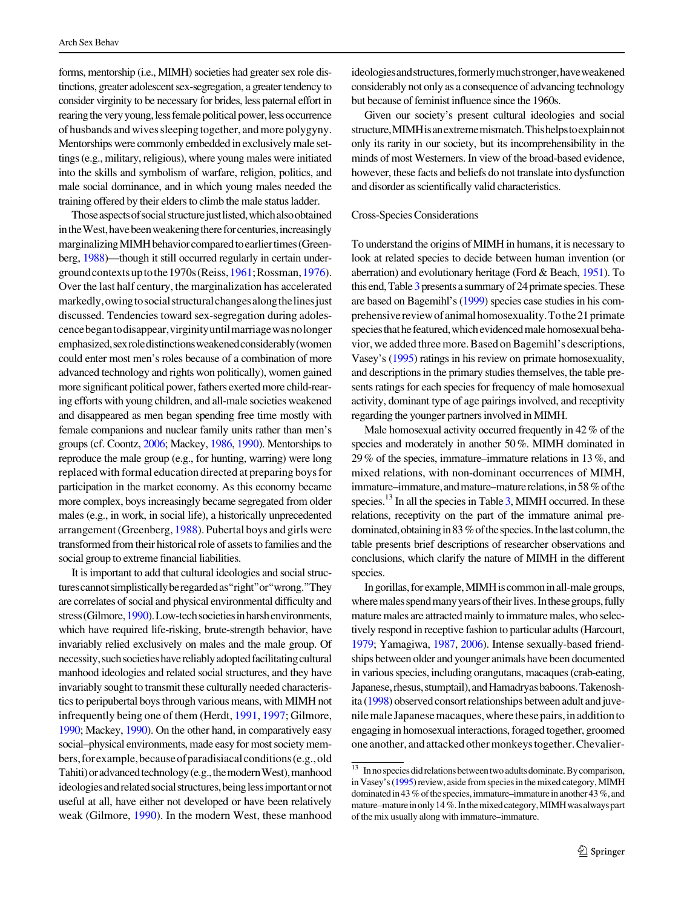forms, mentorship (i.e., MIMH) societies had greater sex role distinctions, greater adolescent sex-segregation, a greater tendency to consider virginity to be necessary for brides, less paternal effort in rearing the very young, less female political power, less occurrence of husbands and wives sleeping together, and more polygyny. Mentorships were commonly embedded in exclusively male settings (e.g., military, religious), where young males were initiated into the skills and symbolism of warfare, religion, politics, and male social dominance, and in which young males needed the training offered by their elders to climb the male status ladder.

Those aspects of social structure just listed, which also obtained in the West, have been weakening there for centuries, increasingly marginalizing MIMH behavior compared to earlier times (Greenberg, 1988)—though it still occurred regularly in certain underground contexts up to the 1970s (Reiss, 1961; Rossman, 1976). Over the last half century, the marginalization has accelerated markedly, owing to social structural changes along the lines just discussed. Tendencies toward sex-segregation during adolescence began to disappear, virginity until marriage was no longer emphasized, sex role distinctions weakened considerably (women could enter most men's roles because of a combination of more advanced technology and rights won politically), women gained more significant political power, fathers exerted more child-rearing efforts with young children, and all-male societies weakened and disappeared as men began spending free time mostly with female companions and nuclear family units rather than men's groups (cf. Coontz, 2006; Mackey, 1986, 1990). Mentorships to reproduce the male group (e.g., for hunting, warring) were long replaced with formal education directed at preparing boys for participation in the market economy. As this economy became more complex, boys increasingly became segregated from older males (e.g., in work, in social life), a historically unprecedented arrangement (Greenberg, 1988). Pubertal boys and girls were transformed from their historical role of assets to families and the social group to extreme financial liabilities.

It is important to add that cultural ideologies and social structures cannot simplistically be regarded as "right" or "wrong." They are correlates of social and physical environmental difficulty and stress (Gilmore, 1990). Low-tech societies in harsh environments, which have required life-risking, brute-strength behavior, have invariably relied exclusively on males and the male group. Of necessity, such societies have reliably adopted facilitating cultural manhood ideologies and related social structures, and they have invariably sought to transmit these culturally needed characteristics to peripubertal boys through various means, with MIMH not infrequently being one of them (Herdt, 1991, 1997; Gilmore, 1990; Mackey, 1990). On the other hand, in comparatively easy social–physical environments, made easy for most society members, for example, because of paradisiacal conditions (e.g., old Tahiti) or advanced technology (e.g., the modern West), manhood ideologies and related social structures, being less important or not useful at all, have either not developed or have been relatively weak (Gilmore, 1990). In the modern West, these manhood ideologies and structures, formerly much stronger, have weakened considerably not only as a consequence of advancing technology but because of feminist influence since the 1960s.

Given our society's present cultural ideologies and social structure, MIMH is an extreme mismatch. This helps to explain not only its rarity in our society, but its incomprehensibility in the minds of most Westerners. In view of the broad-based evidence, however, these facts and beliefs do not translate into dysfunction and disorder as scientifically valid characteristics.

### Cross-Species Considerations

To understand the origins of MIMH in humans, it is necessary to look at related species to decide between human invention (or aberration) and evolutionary heritage (Ford & Beach, 1951). To this end, Table 3 presents a summary of 24 primate species. These are based on Bagemihl's (1999) species case studies in his comprehensive review of animal homosexuality. To the 21 primate species that he featured, which evidenced male homosexual behavior, we added three more. Based on Bagemihl's descriptions, Vasey's (1995) ratings in his review on primate homosexuality, and descriptions in the primary studies themselves, the table presents ratings for each species for frequency of male homosexual activity, dominant type of age pairings involved, and receptivity regarding the younger partners involved in MIMH.

Male homosexual activity occurred frequently in 42 % of the species and moderately in another 50 %. MIMH dominated in 29 % of the species, immature–immature relations in 13 %, and mixed relations, with non-dominant occurrences of MIMH, immature–immature, and mature–mature relations, in 58 % of the species.[13] In all the species in Table 3, MIMH occurred. In these relations, receptivity on the part of the immature animal predominated, obtaining in 83 % of the species. In the last column, the table presents brief descriptions of researcher observations and conclusions, which clarify the nature of MIMH in the different species.

In gorillas, for example, MIMH is common in all-male groups, where males spend many years of their lives. In these groups, fully mature males are attracted mainly to immature males, who selectively respond in receptive fashion to particular adults (Harcourt, 1979; Yamagiwa, 1987, 2006). Intense sexually-based friendships between older and younger animals have been documented in various species, including orangutans, macaques (crab-eating, Japanese, rhesus, stumptail), and Hamadryas baboons. Takenoshita (1998) observed consort relationships between adult and juvenile male Japanese macaques, where these pairs, in addition to engaging in homosexual interactions, foraged together, groomed one another, and attacked other monkeys together. Chevalier-

[13] In no species did relations between two adults dominate. By comparison, in Vasey's (1995) review, aside from species in the mixed category, MIMH dominated in 43 % of the species, immature–immature in another 43 %, and mature–mature in only 14 %. In the mixed category, MIMH was always part of the mix usually along with immature–immature.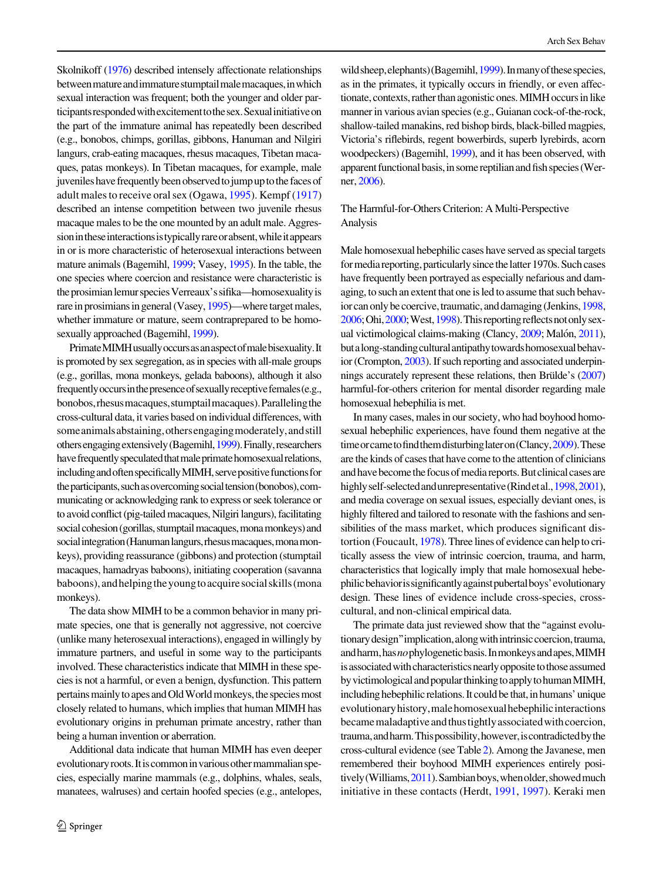Skolnikoff (1976) described intensely affectionate relationships between mature and immature stumptail male macaques, in which sexual interaction was frequent; both the younger and older participants responded with excitement to the sex. Sexual initiative on the part of the immature animal has repeatedly been described (e.g., bonobos, chimps, gorillas, gibbons, Hanuman and Nilgiri langurs, crab-eating macaques, rhesus macaques, Tibetan macaques, patas monkeys). In Tibetan macaques, for example, male juveniles have frequently been observed to jump up to the faces of adult males to receive oral sex (Ogawa, 1995). Kempf (1917) described an intense competition between two juvenile rhesus macaque males to be the one mounted by an adult male. Aggression in these interactions is typically rare or absent, while it appears in or is more characteristic of heterosexual interactions between mature animals (Bagemihl, 1999; Vasey, 1995). In the table, the one species where coercion and resistance were characteristic is the prosimian lemur species Verreaux's sifika—homosexuality is rare in prosimians in general (Vasey, 1995)—where target males, whether immature or mature, seem contraprepared to be homosexually approached (Bagemihl, 1999).

Primate MIMH usually occurs as an aspect of male bisexuality. It is promoted by sex segregation, as in species with all-male groups (e.g., gorillas, mona monkeys, gelada baboons), although it also frequently occurs in the presence of sexually receptive females (e.g., bonobos, rhesus macaques, stumptail macaques). Paralleling the cross-cultural data, it varies based on individual differences, with some animals abstaining, others engaging moderately, and still others engaging extensively (Bagemihl, 1999). Finally, researchers have frequently speculated that male primate homosexual relations, including and often specifically MIMH, serve positive functions for the participants, such as overcoming social tension (bonobos), communicating or acknowledging rank to express or seek tolerance or to avoid conflict (pig-tailed macaques, Nilgiri langurs), facilitating social cohesion (gorillas, stumptail macaques, mona monkeys) and social integration (Hanuman langurs, rhesus macaques, mona monkeys), providing reassurance (gibbons) and protection (stumptail macaques, hamadryas baboons), initiating cooperation (savanna baboons), and helping the young to acquire social skills (mona monkeys).

The data show MIMH to be a common behavior in many primate species, one that is generally not aggressive, not coercive (unlike many heterosexual interactions), engaged in willingly by immature partners, and useful in some way to the participants involved. These characteristics indicate that MIMH in these species is not a harmful, or even a benign, dysfunction. This pattern pertains mainly to apes and Old World monkeys, the species most closely related to humans, which implies that human MIMH has evolutionary origins in prehuman primate ancestry, rather than being a human invention or aberration.

Additional data indicate that human MIMH has even deeper evolutionary roots. It is common in various other mammalian species, especially marine mammals (e.g., dolphins, whales, seals, manatees, walruses) and certain hoofed species (e.g., antelopes, wild sheep, elephants) (Bagemihl, 1999). In many of these species, as in the primates, it typically occurs in friendly, or even affectionate, contexts, rather than agonistic ones. MIMH occurs in like manner in various avian species (e.g., Guianan cock-of-the-rock, shallow-tailed manakins, red bishop birds, black-billed magpies, Victoria's riflebirds, regent bowerbirds, superb lyrebirds, acorn woodpeckers) (Bagemihl, 1999), and it has been observed, with apparent functional basis, in some reptilian and fish species (Werner, 2006).

### The Harmful-for-Others Criterion: A Multi-Perspective Analysis

Male homosexual hebephilic cases have served as special targets for media reporting, particularly since the latter 1970s. Such cases have frequently been portrayed as especially nefarious and damaging, to such an extent that one is led to assume that such behavior can only be coercive, traumatic, and damaging (Jenkins, 1998, 2006; Ohi, 2000; West, 1998). This reporting reflects not only sexual victimological claims-making (Clancy, 2009; Malón, 2011), but a long-standing cultural antipathy towards homosexual behavior (Crompton, 2003). If such reporting and associated underpinnings accurately represent these relations, then Brülde's (2007) harmful-for-others criterion for mental disorder regarding male homosexual hebephilia is met.

In many cases, males in our society, who had boyhood homosexual hebephilic experiences, have found them negative at the time or came to find them disturbing later on (Clancy, 2009). These are the kinds of cases that have come to the attention of clinicians and have become the focus of media reports. But clinical cases are highly self-selected and unrepresentative (Rind et al., 1998, 2001), and media coverage on sexual issues, especially deviant ones, is highly filtered and tailored to resonate with the fashions and sensibilities of the mass market, which produces significant distortion (Foucault, 1978). Three lines of evidence can help to critically assess the view of intrinsic coercion, trauma, and harm, characteristics that logically imply that male homosexual hebephilic behavior is significantly against pubertal boys' evolutionary design. These lines of evidence include cross-species, cross-cultural, and non-clinical empirical data.

The primate data just reviewed show that the "against evolutionary design" implication, along with intrinsic coercion, trauma, and harm, has *no* phylogenetic basis. In monkeys and apes, MIMH is associated with characteristics nearly opposite to those assumed by victimological and popular thinking to apply to human MIMH, including hebephilic relations. It could be that, in humans' unique evolutionary history, male homosexual hebephilic interactions became maladaptive and thus tightly associated with coercion, trauma, and harm. This possibility, however, is contradicted by the cross-cultural evidence (see Table 2). Among the Javanese, men remembered their boyhood MIMH experiences entirely positively (Williams, 2011). Sambian boys, when older, showed much initiative in these contacts (Herdt, 1991, 1997). Keraki men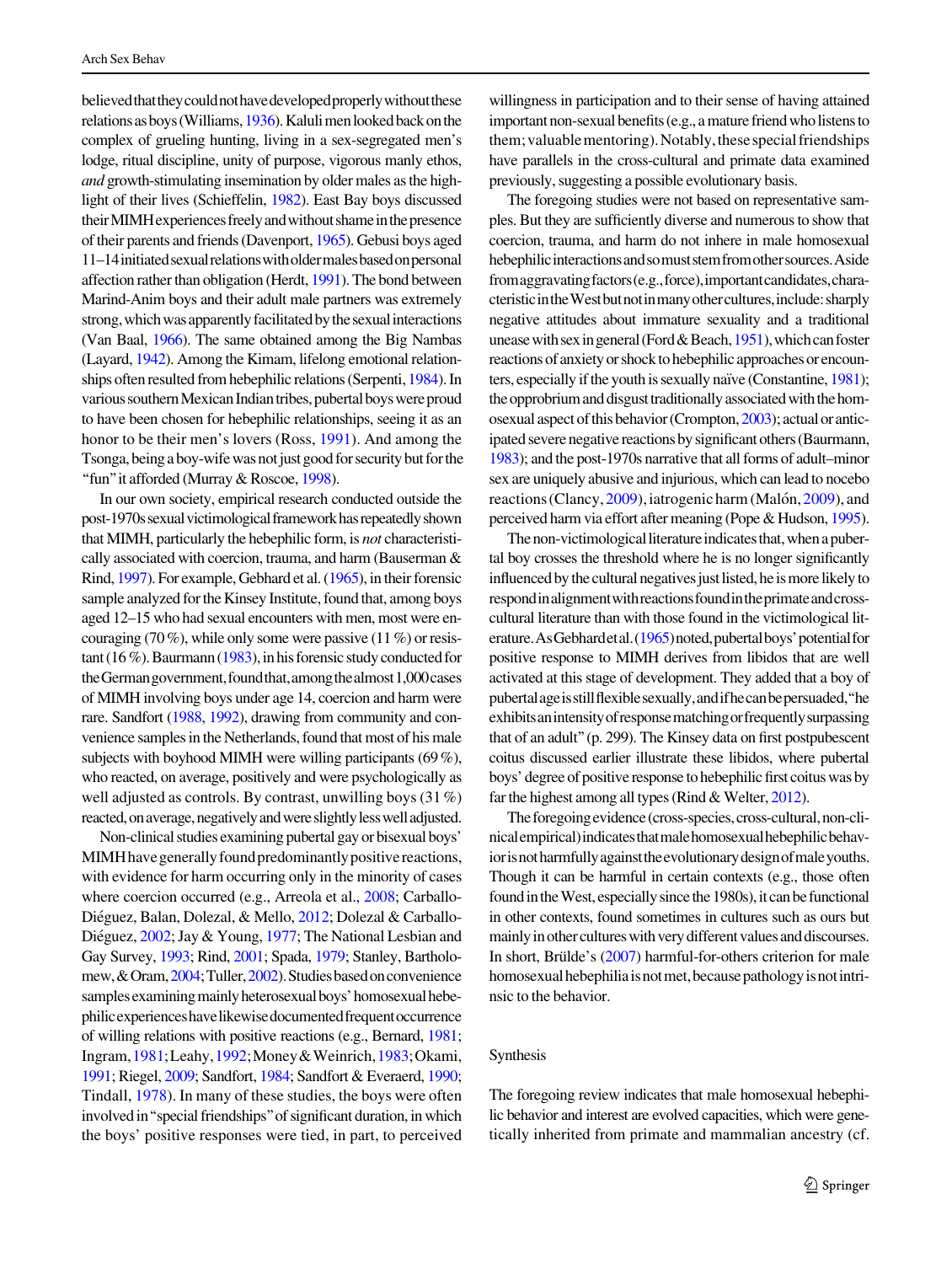believed that they could not have developed properly without these relations as boys (Williams, 1936). Kaluli men looked back on the complex of grueling hunting, living in a sex-segregated men's lodge, ritual discipline, unity of purpose, vigorous manly ethos, *and* growth-stimulating insemination by older males as the highlight of their lives (Schieffelin, 1982). East Bay boys discussed their MIMH experiences freely and without shame in the presence of their parents and friends (Davenport, 1965). Gebusi boys aged 11–14 initiated sexual relations with older males based on personal affection rather than obligation (Herdt, 1991). The bond between Marind-Anim boys and their adult male partners was extremely strong, which was apparently facilitated by the sexual interactions (Van Baal, 1966). The same obtained among the Big Nambas (Layard, 1942). Among the Kimam, lifelong emotional relationships often resulted from hebephilic relations (Serpenti, 1984). In various southern Mexican Indian tribes, pubertal boys were proud to have been chosen for hebephilic relationships, seeing it as an honor to be their men's lovers (Ross, 1991). And among the Tsonga, being a boy-wife was not just good for security but for the "fun" it afforded (Murray & Roscoe, 1998).

In our own society, empirical research conducted outside the post-1970s sexual victimological framework has repeatedly shown that MIMH, particularly the hebephilic form, is *not* characteristically associated with coercion, trauma, and harm (Bauserman & Rind, 1997). For example, Gebhard et al. (1965), in their forensic sample analyzed for the Kinsey Institute, found that, among boys aged 12–15 who had sexual encounters with men, most were encouraging (70 %), while only some were passive (11 %) or resistant (16 %). Baurmann (1983), in his forensic study conducted for the German government, found that, among the almost 1,000 cases of MIMH involving boys under age 14, coercion and harm were rare. Sandfort (1988, 1992), drawing from community and convenience samples in the Netherlands, found that most of his male subjects with boyhood MIMH were willing participants (69 %), who reacted, on average, positively and were psychologically as well adjusted as controls. By contrast, unwilling boys (31 %) reacted, on average, negatively and were slightly less well adjusted.

Non-clinical studies examining pubertal gay or bisexual boys' MIMH have generally found predominantly positive reactions, with evidence for harm occurring only in the minority of cases where coercion occurred (e.g., Arreola et al., 2008; Carballo-Diéguez, Balan, Dolezal, & Mello, 2012; Dolezal & Carballo-Diéguez, 2002; Jay & Young, 1977; The National Lesbian and Gay Survey, 1993; Rind, 2001; Spada, 1979; Stanley, Bartholomew, & Oram, 2004; Tuller, 2002). Studies based on convenience samples examining mainly heterosexual boys' homosexual hebephilic experiences have likewise documented frequent occurrence of willing relations with positive reactions (e.g., Bernard, 1981; Ingram, 1981; Leahy, 1992; Money & Weinrich, 1983; Okami, 1991; Riegel, 2009; Sandfort, 1984; Sandfort & Everaerd, 1990; Tindall, 1978). In many of these studies, the boys were often involved in "special friendships" of significant duration, in which the boys' positive responses were tied, in part, to perceived willingness in participation and to their sense of having attained important non-sexual benefits (e.g., a mature friend who listens to them; valuable mentoring). Notably, these special friendships have parallels in the cross-cultural and primate data examined previously, suggesting a possible evolutionary basis.

The foregoing studies were not based on representative samples. But they are sufficiently diverse and numerous to show that coercion, trauma, and harm do not inhere in male homosexual hebephilic interactions and so must stem from other sources. Aside from aggravating factors (e.g., force), important candidates, characteristic in the West but not in many other cultures, include: sharply negative attitudes about immature sexuality and a traditional unease with sex in general (Ford & Beach, 1951), which can foster reactions of anxiety or shock to hebephilic approaches or encounters, especially if the youth is sexually naïve (Constantine, 1981); the opprobrium and disgust traditionally associated with the homosexual aspect of this behavior (Crompton, 2003); actual or anticipated severe negative reactions by significant others (Baurmann, 1983); and the post-1970s narrative that all forms of adult–minor sex are uniquely abusive and injurious, which can lead to nocebo reactions (Clancy, 2009), iatrogenic harm (Malón, 2009), and perceived harm via effort after meaning (Pope & Hudson, 1995).

The non-victimological literature indicates that, when a pubertal boy crosses the threshold where he is no longer significantly influenced by the cultural negatives just listed, he is more likely to respond in alignment with reactions found in the primate and cross-cultural literature than with those found in the victimological literature. As Gebhard et al. (1965) noted, pubertal boys' potential for positive response to MIMH derives from libidos that are well activated at this stage of development. They added that a boy of pubertal age is still flexible sexually, and if he can be persuaded, "he exhibits an intensity of response matching or frequently surpassing that of an adult" (p. 299). The Kinsey data on first postpubescent coitus discussed earlier illustrate these libidos, where pubertal boys' degree of positive response to hebephilic first coitus was by far the highest among all types (Rind & Welter, 2012).

The foregoing evidence (cross-species, cross-cultural, non-clinical empirical) indicates that male homosexual hebephilic behavior is not harmfully against the evolutionary design of male youths. Though it can be harmful in certain contexts (e.g., those often found in the West, especially since the 1980s), it can be functional in other contexts, found sometimes in cultures such as ours but mainly in other cultures with very different values and discourses. In short, Brülde's (2007) harmful-for-others criterion for male homosexual hebephilia is not met, because pathology is not intrinsic to the behavior.

## Synthesis

The foregoing review indicates that male homosexual hebephilic behavior and interest are evolved capacities, which were genetically inherited from primate and mammalian ancestry (cf.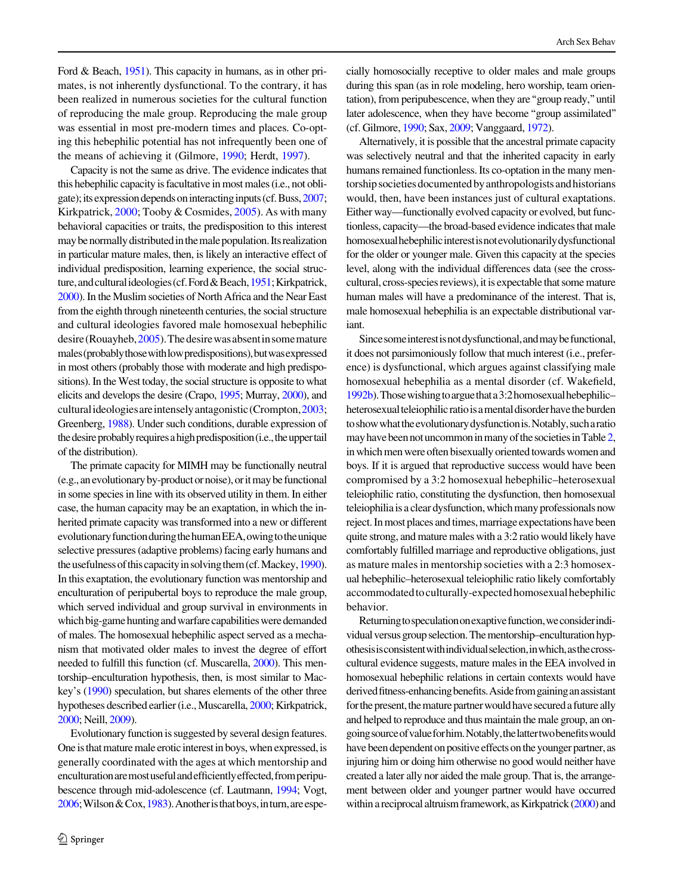Ford & Beach, 1951). This capacity in humans, as in other primates, is not inherently dysfunctional. To the contrary, it has been realized in numerous societies for the cultural function of reproducing the male group. Reproducing the male group was essential in most pre-modern times and places. Co-opting this hebephilic potential has not infrequently been one of the means of achieving it (Gilmore, 1990; Herdt, 1997).

Capacity is not the same as drive. The evidence indicates that this hebephilic capacity is facultative in most males (i.e., not obligate); its expression depends on interacting inputs (cf. Buss, 2007; Kirkpatrick, 2000; Tooby & Cosmides, 2005). As with many behavioral capacities or traits, the predisposition to this interest may be normally distributed in the male population. Its realization in particular mature males, then, is likely an interactive effect of individual predisposition, learning experience, the social structure, and cultural ideologies (cf. Ford & Beach, 1951; Kirkpatrick, 2000). In the Muslim societies of North Africa and the Near East from the eighth through nineteenth centuries, the social structure and cultural ideologies favored male homosexual hebephilic desire (Rouayheb, 2005). The desire was absent in some mature males (probably those with low predispositions), but was expressed in most others (probably those with moderate and high predispositions). In the West today, the social structure is opposite to what elicits and develops the desire (Crapo, 1995; Murray, 2000), and cultural ideologies are intensely antagonistic (Crompton, 2003; Greenberg, 1988). Under such conditions, durable expression of the desire probably requires a high predisposition (i.e., the upper tail of the distribution).

The primate capacity for MIMH may be functionally neutral (e.g., an evolutionary by-product or noise), or it may be functional in some species in line with its observed utility in them. In either case, the human capacity may be an exaptation, in which the inherited primate capacity was transformed into a new or different evolutionary function during the human EEA, owing to the unique selective pressures (adaptive problems) facing early humans and the usefulness of this capacity in solving them (cf. Mackey, 1990). In this exaptation, the evolutionary function was mentorship and enculturation of peripubertal boys to reproduce the male group, which served individual and group survival in environments in which big-game hunting and warfare capabilities were demanded of males. The homosexual hebephilic aspect served as a mechanism that motivated older males to invest the degree of effort needed to fulfill this function (cf. Muscarella, 2000). This mentorship–enculturation hypothesis, then, is most similar to Mackey's (1990) speculation, but shares elements of the other three hypotheses described earlier (i.e., Muscarella, 2000; Kirkpatrick, 2000; Neill, 2009).

Evolutionary function is suggested by several design features. One is that mature male erotic interest in boys, when expressed, is generally coordinated with the ages at which mentorship and enculturation are most useful and efficiently effected, from peripubescence through mid-adolescence (cf. Lautmann, 1994; Vogt, 2006; Wilson & Cox, 1983). Another is that boys, in turn, are especially homosocially receptive to older males and male groups during this span (as in role modeling, hero worship, team orientation), from peripubescence, when they are "group ready," until later adolescence, when they have become "group assimilated" (cf. Gilmore, 1990; Sax, 2009; Vanggaard, 1972).

Alternatively, it is possible that the ancestral primate capacity was selectively neutral and that the inherited capacity in early humans remained functionless. Its co-optation in the many mentorship societies documented by anthropologists and historians would, then, have been instances just of cultural exaptations. Either way—functionally evolved capacity or evolved, but functionless, capacity—the broad-based evidence indicates that male homosexual hebephilic interest is not evolutionarily dysfunctional for the older or younger male. Given this capacity at the species level, along with the individual differences data (see the cross-cultural, cross-species reviews), it is expectable that some mature human males will have a predominance of the interest. That is, male homosexual hebephilia is an expectable distributional variant.

Since some interest is not dysfunctional, and may be functional, it does not parsimoniously follow that much interest (i.e., preference) is dysfunctional, which argues against classifying male homosexual hebephilia as a mental disorder (cf. Wakefield, 1992b). Those wishing to argue that a 3:2 homosexual hebephilic–heterosexual teleiophilic ratio is a mental disorder have the burden to show what the evolutionary dysfunction is. Notably, such a ratio may have been not uncommon in many of the societies in Table 2, in which men were often bisexually oriented towards women and boys. If it is argued that reproductive success would have been compromised by a 3:2 homosexual hebephilic–heterosexual teleiophilic ratio, constituting the dysfunction, then homosexual teleiophilia is a clear dysfunction, which many professionals now reject. In most places and times, marriage expectations have been quite strong, and mature males with a 3:2 ratio would likely have comfortably fulfilled marriage and reproductive obligations, just as mature males in mentorship societies with a 2:3 homosexual hebephilic–heterosexual teleiophilic ratio likely comfortably accommodated to culturally-expected homosexual hebephilic behavior.

Returning to speculation on exaptive function, we consider individual versus group selection. The mentorship–enculturation hypothesis is consistent with individual selection, in which, as the cross-cultural evidence suggests, mature males in the EEA involved in homosexual hebephilic relations in certain contexts would have derived fitness-enhancing benefits. Aside from gaining an assistant for the present, the mature partner would have secured a future ally and helped to reproduce and thus maintain the male group, an ongoing source of value for him. Notably, the latter two benefits would have been dependent on positive effects on the younger partner, as injuring him or doing him otherwise no good would neither have created a later ally nor aided the male group. That is, the arrangement between older and younger partner would have occurred within a reciprocal altruism framework, as Kirkpatrick (2000) and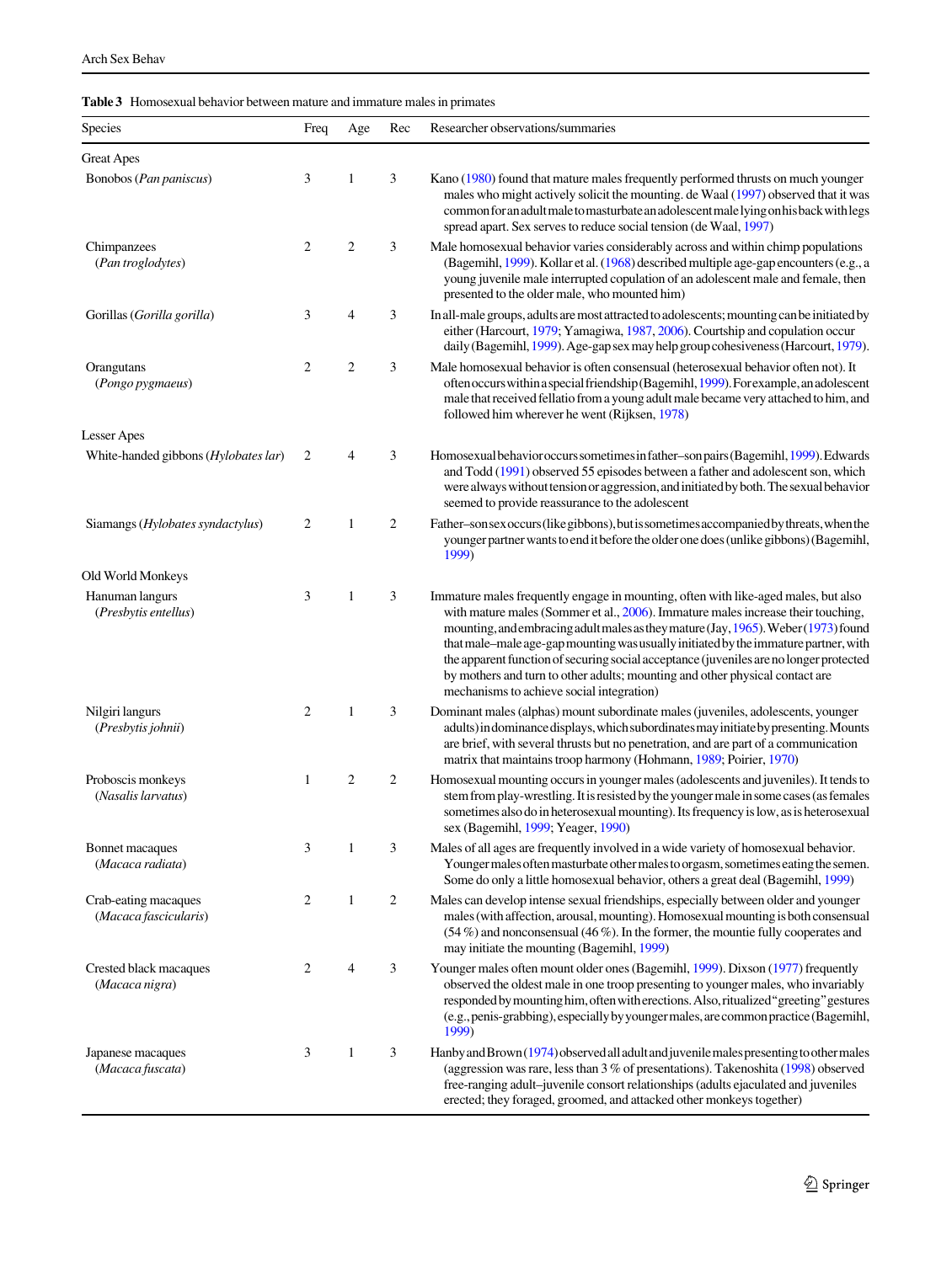**Table 3** Homosexual behavior between mature and immature males in primates

| Species | Freq | Age | Rec | Researcher observations/summaries |
|---|---|---|---|---|
| Great Apes | | | | |
| Bonobos (*Pan paniscus*) | 3 | 1 | 3 | Kano (1980) found that mature males frequently performed thrusts on much younger males who might actively solicit the mounting. de Waal (1997) observed that it was common for an adult male to masturbate an adolescent male lying on his back with legs spread apart. Sex serves to reduce social tension (de Waal, 1997) |
| Chimpanzees (*Pan troglodytes*) | 2 | 2 | 3 | Male homosexual behavior varies considerably across and within chimp populations (Bagemihl, 1999). Kollar et al. (1968) described multiple age-gap encounters (e.g., a young juvenile male interrupted copulation of an adolescent male and female, then presented to the older male, who mounted him) |
| Gorillas (*Gorilla gorilla*) | 3 | 4 | 3 | In all-male groups, adults are most attracted to adolescents; mounting can be initiated by either (Harcourt, 1979; Yamagiwa, 1987, 2006). Courtship and copulation occur daily (Bagemihl, 1999). Age-gap sex may help group cohesiveness (Harcourt, 1979). |
| Orangutans (*Pongo pygmaeus*) | 2 | 2 | 3 | Male homosexual behavior is often consensual (heterosexual behavior often not). It often occurs within a special friendship (Bagemihl, 1999). For example, an adolescent male that received fellatio from a young adult male became very attached to him, and followed him wherever he went (Rijksen, 1978) |
| Lesser Apes | | | | |
| White-handed gibbons (*Hylobates lar*) | 2 | 4 | 3 | Homosexual behavior occurs sometimes in father–son pairs (Bagemihl, 1999). Edwards and Todd (1991) observed 55 episodes between a father and adolescent son, which were always without tension or aggression, and initiated by both. The sexual behavior seemed to provide reassurance to the adolescent |
| Siamangs (*Hylobates syndactylus*) | 2 | 1 | 2 | Father–son sex occurs (like gibbons), but is sometimes accompanied by threats, when the younger partner wants to end it before the older one does (unlike gibbons) (Bagemihl, 1999) |
| Old World Monkeys | | | | |
| Hanuman langurs (*Presbytis entellus*) | 3 | 1 | 3 | Immature males frequently engage in mounting, often with like-aged males, but also with mature males (Sommer et al., 2006). Immature males increase their touching, mounting, and embracing adult males as they mature (Jay, 1965). Weber (1973) found that male–male age-gap mounting was usually initiated by the immature partner, with the apparent function of securing social acceptance (juveniles are no longer protected by mothers and turn to other adults; mounting and other physical contact are mechanisms to achieve social integration) |
| Nilgiri langurs (*Presbytis johnii*) | 2 | 1 | 3 | Dominant males (alphas) mount subordinate males (juveniles, adolescents, younger adults) in dominance displays, which subordinates may initiate by presenting. Mounts are brief, with several thrusts but no penetration, and are part of a communication matrix that maintains troop harmony (Hohmann, 1989; Poirier, 1970) |
| Proboscis monkeys (*Nasalis larvatus*) | 1 | 2 | 2 | Homosexual mounting occurs in younger males (adolescents and juveniles). It tends to stem from play-wrestling. It is resisted by the younger male in some cases (as females sometimes also do in heterosexual mounting). Its frequency is low, as is heterosexual sex (Bagemihl, 1999; Yeager, 1990) |
| Bonnet macaques (*Macaca radiata*) | 3 | 1 | 3 | Males of all ages are frequently involved in a wide variety of homosexual behavior. Younger males often masturbate other males to orgasm, sometimes eating the semen. Some do only a little homosexual behavior, others a great deal (Bagemihl, 1999) |
| Crab-eating macaques (*Macaca fascicularis*) | 2 | 1 | 2 | Males can develop intense sexual friendships, especially between older and younger males (with affection, arousal, mounting). Homosexual mounting is both consensual (54 %) and nonconsensual (46 %). In the former, the mountie fully cooperates and may initiate the mounting (Bagemihl, 1999) |
| Crested black macaques (*Macaca nigra*) | 2 | 4 | 3 | Younger males often mount older ones (Bagemihl, 1999). Dixson (1977) frequently observed the oldest male in one troop presenting to younger males, who invariably responded by mounting him, often with erections. Also, ritualized "greeting" gestures (e.g., penis-grabbing), especially by younger males, are common practice (Bagemihl, 1999) |
| Japanese macaques (*Macaca fuscata*) | 3 | 1 | 3 | Hanby and Brown (1974) observed all adult and juvenile males presenting to other males (aggression was rare, less than 3 % of presentations). Takenoshita (1998) observed free-ranging adult–juvenile consort relationships (adults ejaculated and juveniles erected; they foraged, groomed, and attacked other monkeys together) |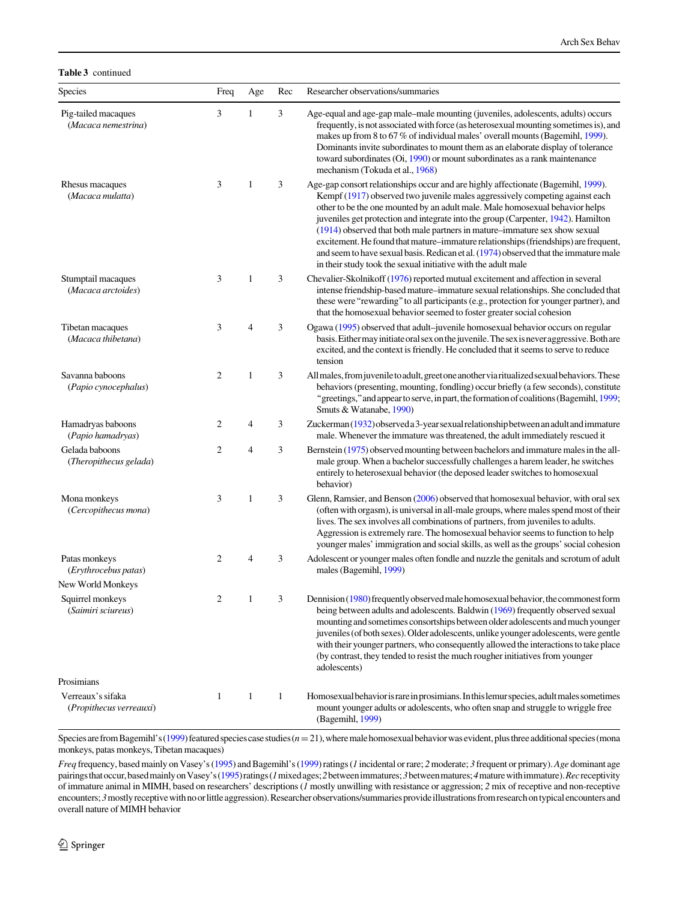**Table 3** continued

| Species | Freq | Age | Rec | Researcher observations/summaries |
|---|---|---|---|---|
| Pig-tailed macaques (*Macaca nemestrina*) | 3 | 1 | 3 | Age-equal and age-gap male–male mounting (juveniles, adolescents, adults) occurs frequently, is not associated with force (as heterosexual mounting sometimes is), and makes up from 8 to 67 % of individual males' overall mounts (Bagemihl, 1999). Dominants invite subordinates to mount them as an elaborate display of tolerance toward subordinates (Oi, 1990) or mount subordinates as a rank maintenance mechanism (Tokuda et al., 1968) |
| Rhesus macaques (*Macaca mulatta*) | 3 | 1 | 3 | Age-gap consort relationships occur and are highly affectionate (Bagemihl, 1999). Kempf (1917) observed two juvenile males aggressively competing against each other to be the one mounted by an adult male. Male homosexual behavior helps juveniles get protection and integrate into the group (Carpenter, 1942). Hamilton (1914) observed that both male partners in mature–immature sex show sexual excitement. He found that mature–immature relationships (friendships) are frequent, and seem to have sexual basis. Redican et al. (1974) observed that the immature male in their study took the sexual initiative with the adult male |
| Stumptail macaques (*Macaca arctoides*) | 3 | 1 | 3 | Chevalier-Skolnikoff (1976) reported mutual excitement and affection in several intense friendship-based mature–immature sexual relationships. She concluded that these were "rewarding" to all participants (e.g., protection for younger partner), and that the homosexual behavior seemed to foster greater social cohesion |
| Tibetan macaques (*Macaca thibetana*) | 3 | 4 | 3 | Ogawa (1995) observed that adult–juvenile homosexual behavior occurs on regular basis. Either may initiate oral sex on the juvenile. The sex is never aggressive. Both are excited, and the context is friendly. He concluded that it seems to serve to reduce tension |
| Savanna baboons (*Papio cynocephalus*) | 2 | 1 | 3 | All males, from juvenile to adult, greet one another via ritualized sexual behaviors. These behaviors (presenting, mounting, fondling) occur briefly (a few seconds), constitute "greetings," and appear to serve, in part, the formation of coalitions (Bagemihl, 1999; Smuts & Watanabe, 1990) |
| Hamadryas baboons (*Papio hamadryas*) | 2 | 4 | 3 | Zuckerman (1932) observed a 3-year sexual relationship between an adult and immature male. Whenever the immature was threatened, the adult immediately rescued it |
| Gelada baboons (*Theropithecus gelada*) | 2 | 4 | 3 | Bernstein (1975) observed mounting between bachelors and immature males in the all-male group. When a bachelor successfully challenges a harem leader, he switches entirely to heterosexual behavior (the deposed leader switches to homosexual behavior) |
| Mona monkeys (*Cercopithecus mona*) | 3 | 1 | 3 | Glenn, Ramsier, and Benson (2006) observed that homosexual behavior, with oral sex (often with orgasm), is universal in all-male groups, where males spend most of their lives. The sex involves all combinations of partners, from juveniles to adults. Aggression is extremely rare. The homosexual behavior seems to function to help younger males' immigration and social skills, as well as the groups' social cohesion |
| Patas monkeys (*Erythrocebus patas*) | 2 | 4 | 3 | Adolescent or younger males often fondle and nuzzle the genitals and scrotum of adult males (Bagemihl, 1999) |
| New World Monkeys | | | | |
| Squirrel monkeys (*Saimiri sciureus*) | 2 | 1 | 3 | Dennision (1980) frequently observed male homosexual behavior, the commonest form being between adults and adolescents. Baldwin (1969) frequently observed sexual mounting and sometimes consortships between older adolescents and much younger juveniles (of both sexes). Older adolescents, unlike younger adolescents, were gentle with their younger partners, who consequently allowed the interactions to take place (by contrast, they tended to resist the much rougher initiatives from younger adolescents) |
| Prosimians | | | | |
| Verreaux's sifaka (*Propithecus verreauxi*) | 1 | 1 | 1 | Homosexual behavior is rare in prosimians. In this lemur species, adult males sometimes mount younger adults or adolescents, who often snap and struggle to wriggle free (Bagemihl, 1999) |

Species are from Bagemihl's (1999) featured species case studies ($n = 21$), where male homosexual behavior was evident, plus three additional species (mona monkeys, patas monkeys, Tibetan macaques)

*Freq* frequency, based mainly on Vasey's (1995) and Bagemihl's (1999) ratings (*1* incidental or rare; *2* moderate; *3* frequent or primary). *Age* dominant age pairings that occur, based mainly on Vasey's (1995) ratings (*1* mixed ages; *2* between immatures; *3* between matures; *4* mature with immature). *Rec* receptivity of immature animal in MIMH, based on researchers' descriptions (*1* mostly unwilling with resistance or aggression; *2* mix of receptive and non-receptive encounters; *3* mostly receptive with no or little aggression). Researcher observations/summaries provide illustrations from research on typical encounters and overall nature of MIMH behavior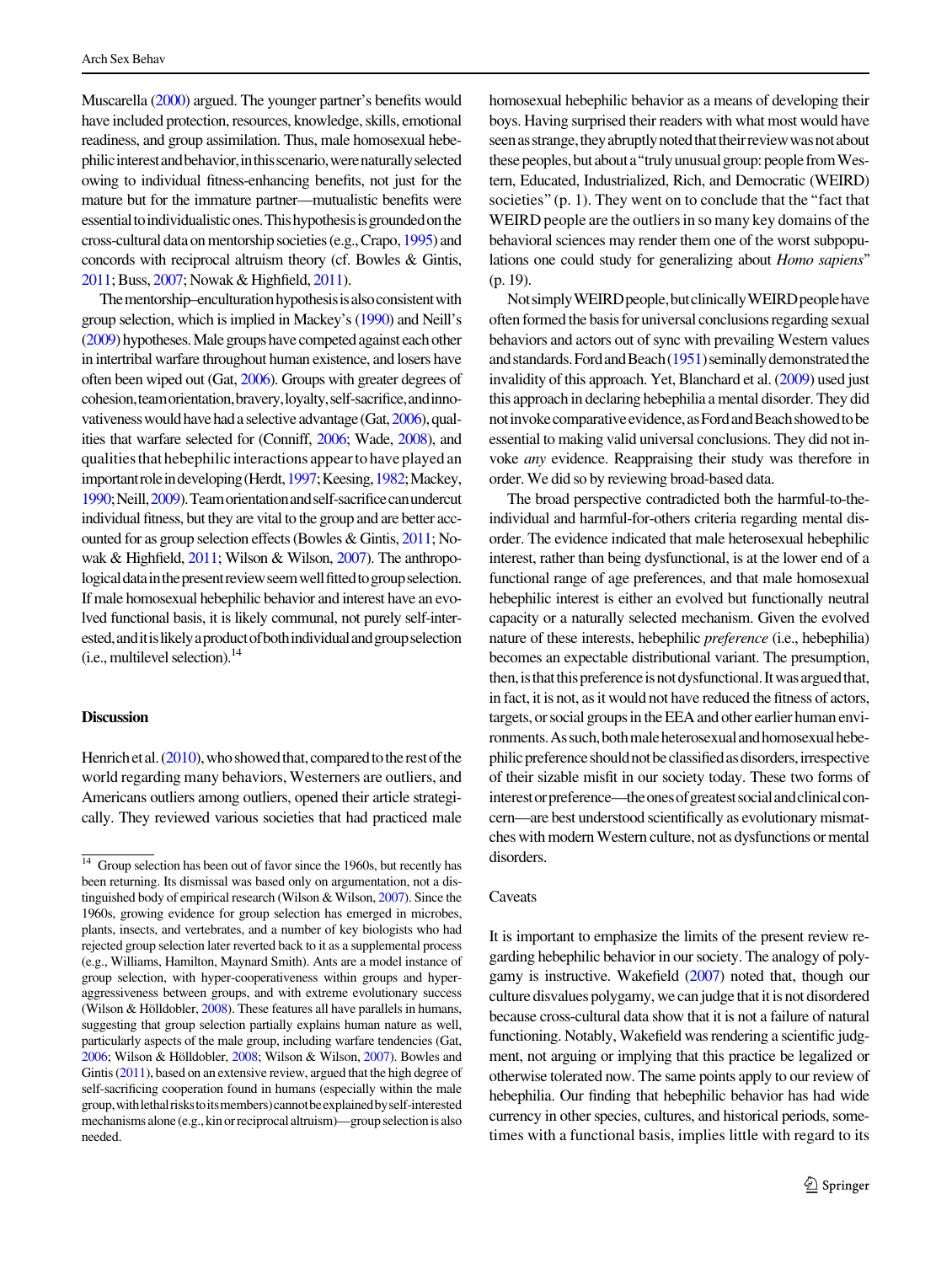Muscarella (2000) argued. The younger partner's benefits would have included protection, resources, knowledge, skills, emotional readiness, and group assimilation. Thus, male homosexual hebephilic interest and behavior, in this scenario, were naturally selected owing to individual fitness-enhancing benefits, not just for the mature but for the immature partner—mutualistic benefits were essential to individualistic ones. This hypothesis is grounded on the cross-cultural data on mentorship societies (e.g., Crapo, 1995) and concords with reciprocal altruism theory (cf. Bowles & Gintis, 2011; Buss, 2007; Nowak & Highfield, 2011).

The mentorship–enculturation hypothesis is also consistent with group selection, which is implied in Mackey's (1990) and Neill's (2009) hypotheses. Male groups have competed against each other in intertribal warfare throughout human existence, and losers have often been wiped out (Gat, 2006). Groups with greater degrees of cohesion, team orientation, bravery, loyalty, self-sacrifice, and innovativeness would have had a selective advantage (Gat, 2006), qualities that warfare selected for (Conniff, 2006; Wade, 2008), and qualities that hebephilic interactions appear to have played an important role in developing (Herdt, 1997; Keesing, 1982; Mackey, 1990; Neill, 2009). Team orientation and self-sacrifice can undercut individual fitness, but they are vital to the group and are better accounted for as group selection effects (Bowles & Gintis, 2011; Nowak & Highfield, 2011; Wilson & Wilson, 2007). The anthropological data in the present review seem well fitted to group selection. If male homosexual hebephilic behavior and interest have an evolved functional basis, it is likely communal, not purely self-interested, and it is likely a product of both individual and group selection (i.e., multilevel selection).[14]

## Discussion

Henrich et al. (2010), who showed that, compared to the rest of the world regarding many behaviors, Westerners are outliers, and Americans outliers among outliers, opened their article strategically. They reviewed various societies that had practiced male homosexual hebephilic behavior as a means of developing their boys. Having surprised their readers with what most would have seen as strange, they abruptly noted that their review was not about these peoples, but about a "truly unusual group: people from Western, Educated, Industrialized, Rich, and Democratic (WEIRD) societies" (p. 1). They went on to conclude that the "fact that WEIRD people are the outliers in so many key domains of the behavioral sciences may render them one of the worst subpopulations one could study for generalizing about *Homo sapiens*" (p. 19).

Not simply WEIRD people, but clinically WEIRD people have often formed the basis for universal conclusions regarding sexual behaviors and actors out of sync with prevailing Western values and standards. Ford and Beach (1951) seminally demonstrated the invalidity of this approach. Yet, Blanchard et al. (2009) used just this approach in declaring hebephilia a mental disorder. They did not invoke comparative evidence, as Ford and Beach showed to be essential to making valid universal conclusions. They did not invoke *any* evidence. Reappraising their study was therefore in order. We did so by reviewing broad-based data.

The broad perspective contradicted both the harmful-to-the-individual and harmful-for-others criteria regarding mental disorder. The evidence indicated that male heterosexual hebephilic interest, rather than being dysfunctional, is at the lower end of a functional range of age preferences, and that male homosexual hebephilic interest is either an evolved but functionally neutral capacity or a naturally selected mechanism. Given the evolved nature of these interests, hebephilic *preference* (i.e., hebephilia) becomes an expectable distributional variant. The presumption, then, is that this preference is not dysfunctional. It was argued that, in fact, it is not, as it would not have reduced the fitness of actors, targets, or social groups in the EEA and other earlier human environments. As such, both male heterosexual and homosexual hebephilic preference should not be classified as disorders, irrespective of their sizable misfit in our society today. These two forms of interest or preference—the ones of greatest social and clinical concern—are best understood scientifically as evolutionary mismatches with modern Western culture, not as dysfunctions or mental disorders.

### Caveats

It is important to emphasize the limits of the present review regarding hebephilic behavior in our society. The analogy of polygamy is instructive. Wakefield (2007) noted that, though our culture disvalues polygamy, we can judge that it is not disordered because cross-cultural data show that it is not a failure of natural functioning. Notably, Wakefield was rendering a scientific judgment, not arguing or implying that this practice be legalized or otherwise tolerated now. The same points apply to our review of hebephilia. Our finding that hebephilic behavior has had wide currency in other species, cultures, and historical periods, sometimes with a functional basis, implies little with regard to its

---

[14] Group selection has been out of favor since the 1960s, but recently has been returning. Its dismissal was based only on argumentation, not a distinguished body of empirical research (Wilson & Wilson, 2007). Since the 1960s, growing evidence for group selection has emerged in microbes, plants, insects, and vertebrates, and a number of key biologists who had rejected group selection later reverted back to it as a supplemental process (e.g., Williams, Hamilton, Maynard Smith). Ants are a model instance of group selection, with hyper-cooperativeness within groups and hyper-aggressiveness between groups, and with extreme evolutionary success (Wilson & Hölldobler, 2008). These features all have parallels in humans, suggesting that group selection partially explains human nature as well, particularly aspects of the male group, including warfare tendencies (Gat, 2006; Wilson & Hölldobler, 2008; Wilson & Wilson, 2007). Bowles and Gintis (2011), based on an extensive review, argued that the high degree of self-sacrificing cooperation found in humans (especially within the male group, with lethal risks to its members) cannot be explained by self-interested mechanisms alone (e.g., kin or reciprocal altruism)—group selection is also needed.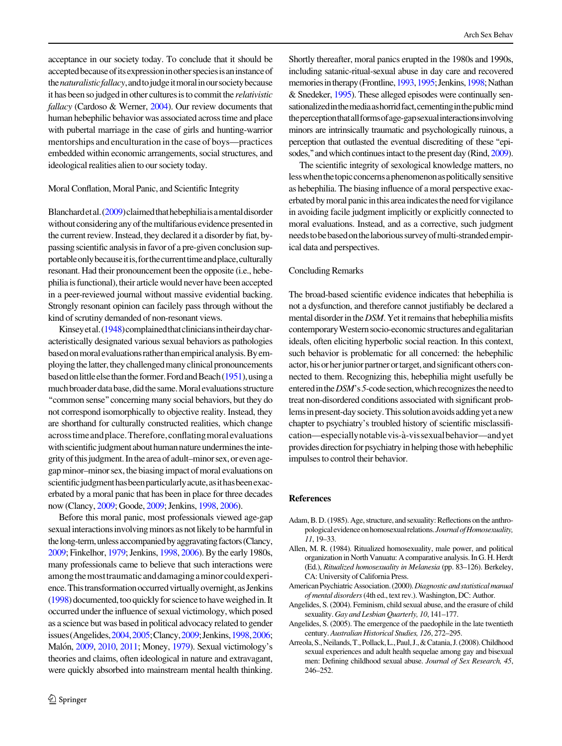acceptance in our society today. To conclude that it should be accepted because of its expression in other species is an instance of the *naturalistic fallacy*, and to judge it moral in our society because it has been so judged in other cultures is to commit the *relativistic fallacy* (Cardoso & Werner, 2004). Our review documents that human hebephilic behavior was associated across time and place with pubertal marriage in the case of girls and hunting-warrior mentorships and enculturation in the case of boys—practices embedded within economic arrangements, social structures, and ideological realities alien to our society today.

### Moral Conflation, Moral Panic, and Scientific Integrity

Blanchard et al. (2009) claimed that hebephilia is a mental disorder without considering any of the multifarious evidence presented in the current review. Instead, they declared it a disorder by fiat, bypassing scientific analysis in favor of a pre-given conclusion supportable only because it is, for the current time and place, culturally resonant. Had their pronouncement been the opposite (i.e., hebephilia is functional), their article would never have been accepted in a peer-reviewed journal without massive evidential backing. Strongly resonant opinion can facilely pass through without the kind of scrutiny demanded of non-resonant views.

Kinsey et al. (1948) complained that clinicians in their day characteristically designated various sexual behaviors as pathologies based on moral evaluations rather than empirical analysis. By employing the latter, they challenged many clinical pronouncements based on little else than the former. Ford and Beach (1951), using a much broader data base, did the same. Moral evaluations structure "common sense" concerning many social behaviors, but they do not correspond isomorphically to objective reality. Instead, they are shorthand for culturally constructed realities, which change across time and place. Therefore, conflating moral evaluations with scientific judgment about human nature undermines the integrity of this judgment. In the area of adult–minor sex, or even age-gap minor–minor sex, the biasing impact of moral evaluations on scientific judgment has been particularly acute, as it has been exacerbated by a moral panic that has been in place for three decades now (Clancy, 2009; Goode, 2009; Jenkins, 1998, 2006).

Before this moral panic, most professionals viewed age-gap sexual interactions involving minors as not likely to be harmful in the long-term, unless accompanied by aggravating factors (Clancy, 2009; Finkelhor, 1979; Jenkins, 1998, 2006). By the early 1980s, many professionals came to believe that such interactions were among the most traumatic and damaging a minor could experience. This transformation occurred virtually overnight, as Jenkins (1998) documented, too quickly for science to have weighed in. It occurred under the influence of sexual victimology, which posed as a science but was based in political advocacy related to gender issues (Angelides, 2004, 2005; Clancy, 2009; Jenkins, 1998, 2006; Malón, 2009, 2010, 2011; Money, 1979). Sexual victimology's theories and claims, often ideological in nature and extravagant, were quickly absorbed into mainstream mental health thinking. Shortly thereafter, moral panics erupted in the 1980s and 1990s, including satanic-ritual-sexual abuse in day care and recovered memories in therapy (Frontline, 1993, 1995; Jenkins, 1998; Nathan & Snedeker, 1995). These alleged episodes were continually sensationalized in the media as horrid fact, cementing in the public mind the perception that all forms of age-gap sexual interactions involving minors are intrinsically traumatic and psychologically ruinous, a perception that outlasted the eventual discrediting of these "episodes," and which continues intact to the present day (Rind, 2009).

The scientific integrity of sexological knowledge matters, no less when the topic concerns a phenomenon as politically sensitive as hebephilia. The biasing influence of a moral perspective exacerbated by moral panic in this area indicates the need for vigilance in avoiding facile judgment implicitly or explicitly connected to moral evaluations. Instead, and as a corrective, such judgment needs to be based on the laborious survey of multi-stranded empirical data and perspectives.

### Concluding Remarks

The broad-based scientific evidence indicates that hebephilia is not a dysfunction, and therefore cannot justifiably be declared a mental disorder in the *DSM*. Yet it remains that hebephilia misfits contemporary Western socio-economic structures and egalitarian ideals, often eliciting hyperbolic social reaction. In this context, such behavior is problematic for all concerned: the hebephilic actor, his or her junior partner or target, and significant others connected to them. Recognizing this, hebephilia might usefully be entered in the *DSM*'s *5*-code section, which recognizes the need to treat non-disordered conditions associated with significant problems in present-day society. This solution avoids adding yet a new chapter to psychiatry's troubled history of scientific misclassification—especially notable vis-à-vis sexual behavior—and yet provides direction for psychiatry in helping those with hebephilic impulses to control their behavior.

## References

Adam, B. D. (1985). Age, structure, and sexuality: Reflections on the anthropological evidence on homosexual relations. *Journal of Homosexuality, 11*, 19–33.

Allen, M. R. (1984). Ritualized homosexuality, male power, and political organization in North Vanuatu: A comparative analysis. In G. H. Herdt (Ed.), *Ritualized homosexuality in Melanesia* (pp. 83–126). Berkeley, CA: University of California Press.

American Psychiatric Association. (2000). *Diagnostic and statistical manual of mental disorders* (4th ed., text rev.). Washington, DC: Author.

Angelides, S. (2004). Feminism, child sexual abuse, and the erasure of child sexuality. *Gay and Lesbian Quarterly, 10*, 141–177.

Angelides, S. (2005). The emergence of the paedophile in the late twentieth century. *Australian Historical Studies, 126*, 272–295.

Arreola, S., Neilands, T., Pollack, L., Paul, J., & Catania, J. (2008). Childhood sexual experiences and adult health sequelae among gay and bisexual men: Defining childhood sexual abuse. *Journal of Sex Research, 45*, 246–252.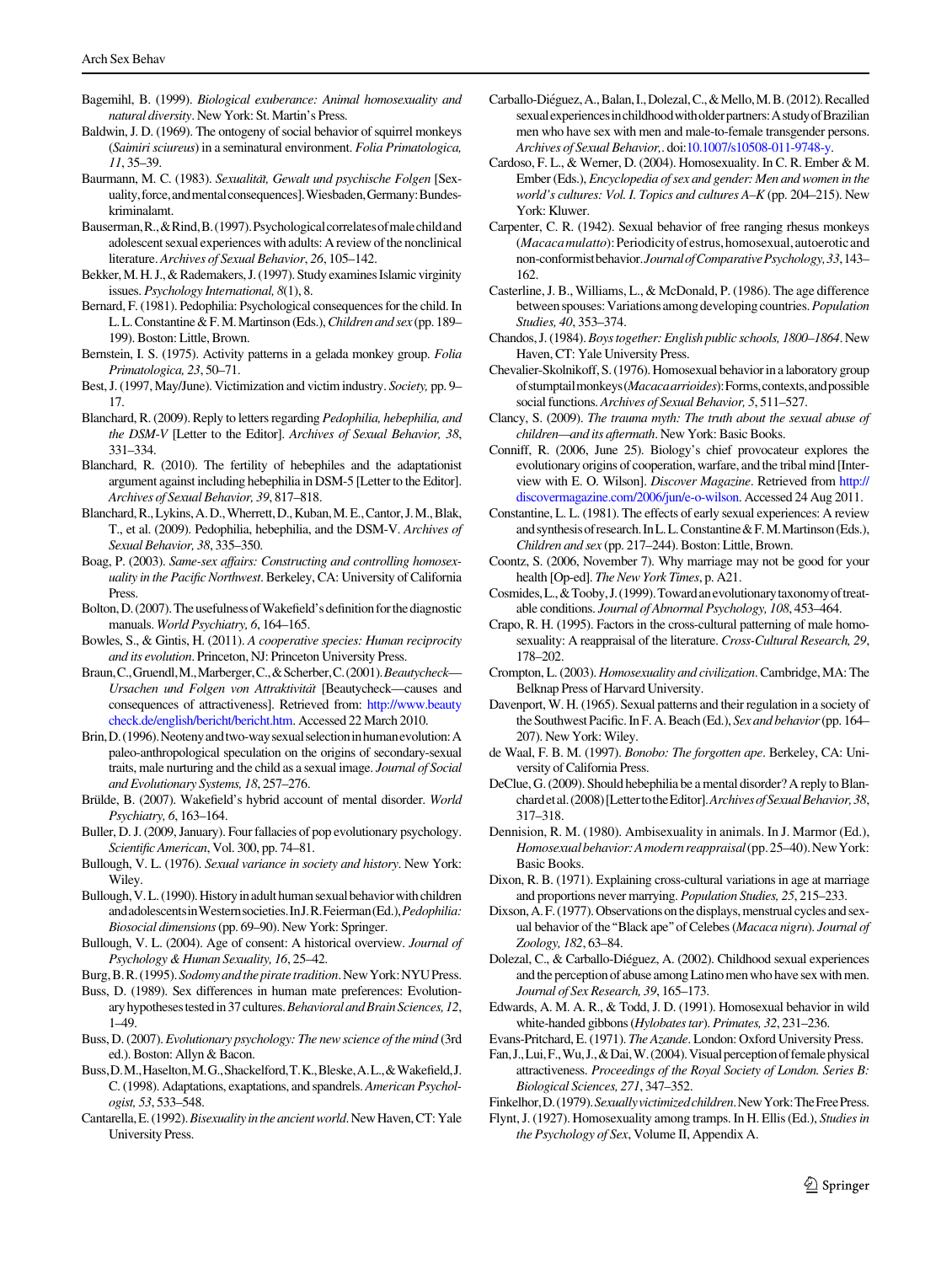Bagemihl, B. (1999). *Biological exuberance: Animal homosexuality and natural diversity*. New York: St. Martin's Press.

Baldwin, J. D. (1969). The ontogeny of social behavior of squirrel monkeys (*Saimiri sciureus*) in a seminatural environment. *Folia Primatologica, 11*, 35–39.

Baurmann, M. C. (1983). *Sexualität, Gewalt und psychische Folgen* [Sexuality, force, and mental consequences]. Wiesbaden, Germany: Bundeskriminalamt.

Bauserman, R., & Rind, B. (1997). Psychological correlates of male child and adolescent sexual experiences with adults: A review of the nonclinical literature. *Archives of Sexual Behavior, 26*, 105–142.

Bekker, M. H. J., & Rademakers, J. (1997). Study examines Islamic virginity issues. *Psychology International, 8*(1), 8.

Bernard, F. (1981). Pedophilia: Psychological consequences for the child. In L. L. Constantine & F. M. Martinson (Eds.), *Children and sex* (pp. 189–199). Boston: Little, Brown.

Bernstein, I. S. (1975). Activity patterns in a gelada monkey group. *Folia Primatologica, 23*, 50–71.

Best, J. (1997, May/June). Victimization and victim industry. *Society,* pp. 9–17.

Blanchard, R. (2009). Reply to letters regarding *Pedophilia, hebephilia, and the DSM-V* [Letter to the Editor]. *Archives of Sexual Behavior, 38*, 331–334.

Blanchard, R. (2010). The fertility of hebephiles and the adaptationist argument against including hebephilia in DSM-5 [Letter to the Editor]. *Archives of Sexual Behavior, 39*, 817–818.

Blanchard, R., Lykins, A. D., Wherrett, D., Kuban, M. E., Cantor, J. M., Blak, T., et al. (2009). Pedophilia, hebephilia, and the DSM-V. *Archives of Sexual Behavior, 38*, 335–350.

Boag, P. (2003). *Same-sex affairs: Constructing and controlling homosexuality in the Pacific Northwest*. Berkeley, CA: University of California Press.

Bolton, D. (2007). The usefulness of Wakefield's definition for the diagnostic manuals. *World Psychiatry, 6*, 164–165.

Bowles, S., & Gintis, H. (2011). *A cooperative species: Human reciprocity and its evolution*. Princeton, NJ: Princeton University Press.

Braun, C., Gruendl, M., Marberger, C., & Scherber, C. (2001). *Beautycheck—Ursachen und Folgen von Attraktivität* [Beautycheck—causes and consequences of attractiveness]. Retrieved from: http://www.beautycheck.de/english/bericht/bericht.htm. Accessed 22 March 2010.

Brin, D. (1996). Neoteny and two-way sexual selection in human evolution: A paleo-anthropological speculation on the origins of secondary-sexual traits, male nurturing and the child as a sexual image. *Journal of Social and Evolutionary Systems, 18*, 257–276.

Brülde, B. (2007). Wakefield's hybrid account of mental disorder. *World Psychiatry, 6*, 163–164.

Buller, D. J. (2009, January). Four fallacies of pop evolutionary psychology. *Scientific American*, Vol. 300, pp. 74–81.

Bullough, V. L. (1976). *Sexual variance in society and history*. New York: Wiley.

Bullough, V. L. (1990). History in adult human sexual behavior with children and adolescents in Western societies. In J. R. Feierman (Ed.), *Pedophilia: Biosocial dimensions* (pp. 69–90). New York: Springer.

Bullough, V. L. (2004). Age of consent: A historical overview. *Journal of Psychology & Human Sexuality, 16*, 25–42.

Burg, B. R. (1995). *Sodomy and the pirate tradition*. New York: NYU Press.

Buss, D. (1989). Sex differences in human mate preferences: Evolutionary hypotheses tested in 37 cultures. *Behavioral and Brain Sciences, 12*, 1–49.

Buss, D. (2007). *Evolutionary psychology: The new science of the mind* (3rd ed.). Boston: Allyn & Bacon.

Buss, D. M., Haselton, M. G., Shackelford, T. K., Bleske, A. L., & Wakefield, J. C. (1998). Adaptations, exaptations, and spandrels. *American Psychologist, 53*, 533–548.

Cantarella, E. (1992). *Bisexuality in the ancient world*. New Haven, CT: Yale University Press.

Carballo-Diéguez, A., Balan, I., Dolezal, C., & Mello, M. B. (2012). Recalled sexual experiences in childhood with older partners: A study of Brazilian men who have sex with men and male-to-female transgender persons. *Archives of Sexual Behavior,*. doi:10.1007/s10508-011-9748-y.

Cardoso, F. L., & Werner, D. (2004). Homosexuality. In C. R. Ember & M. Ember (Eds.), *Encyclopedia of sex and gender: Men and women in the world's cultures: Vol. I. Topics and cultures A–K* (pp. 204–215). New York: Kluwer.

Carpenter, C. R. (1942). Sexual behavior of free ranging rhesus monkeys (*Macaca mulatto*): Periodicity of estrus, homosexual, autoerotic and non-conformist behavior. *Journal of Comparative Psychology, 33*, 143–162.

Casterline, J. B., Williams, L., & McDonald, P. (1986). The age difference between spouses: Variations among developing countries. *Population Studies, 40*, 353–374.

Chandos, J. (1984). *Boys together: English public schools, 1800–1864*. New Haven, CT: Yale University Press.

Chevalier-Skolnikoff, S. (1976). Homosexual behavior in a laboratory group of stumptail monkeys (*Macaca arrioides*): Forms, contexts, and possible social functions. *Archives of Sexual Behavior, 5*, 511–527.

Clancy, S. (2009). *The trauma myth: The truth about the sexual abuse of children—and its aftermath*. New York: Basic Books.

Conniff, R. (2006, June 25). Biology's chief provocateur explores the evolutionary origins of cooperation, warfare, and the tribal mind [Interview with E. O. Wilson]. *Discover Magazine*. Retrieved from http://discovermagazine.com/2006/jun/e-o-wilson. Accessed 24 Aug 2011.

Constantine, L. L. (1981). The effects of early sexual experiences: A review and synthesis of research. In L. L. Constantine & F. M. Martinson (Eds.), *Children and sex* (pp. 217–244). Boston: Little, Brown.

Coontz, S. (2006, November 7). Why marriage may not be good for your health [Op-ed]. *The New York Times*, p. A21.

Cosmides, L., & Tooby, J. (1999). Toward an evolutionary taxonomy of treatable conditions. *Journal of Abnormal Psychology, 108*, 453–464.

Crapo, R. H. (1995). Factors in the cross-cultural patterning of male homosexuality: A reappraisal of the literature. *Cross-Cultural Research, 29*, 178–202.

Crompton, L. (2003). *Homosexuality and civilization*. Cambridge, MA: The Belknap Press of Harvard University.

Davenport, W. H. (1965). Sexual patterns and their regulation in a society of the Southwest Pacific. In F. A. Beach (Ed.), *Sex and behavior* (pp. 164–207). New York: Wiley.

de Waal, F. B. M. (1997). *Bonobo: The forgotten ape*. Berkeley, CA: University of California Press.

DeClue, G. (2009). Should hebephilia be a mental disorder? A reply to Blanchard et al. (2008) [Letter to the Editor]. *Archives of Sexual Behavior, 38*, 317–318.

Dennision, R. M. (1980). Ambisexuality in animals. In J. Marmor (Ed.), *Homosexual behavior: A modern reappraisal* (pp. 25–40). New York: Basic Books.

Dixon, R. B. (1971). Explaining cross-cultural variations in age at marriage and proportions never marrying. *Population Studies, 25*, 215–233.

Dixson, A. F. (1977). Observations on the displays, menstrual cycles and sexual behavior of the "Black ape" of Celebes (*Macaca nigra*). *Journal of Zoology, 182*, 63–84.

Dolezal, C., & Carballo-Diéguez, A. (2002). Childhood sexual experiences and the perception of abuse among Latino men who have sex with men. *Journal of Sex Research, 39*, 165–173.

Edwards, A. M. A. R., & Todd, J. D. (1991). Homosexual behavior in wild white-handed gibbons (*Hylobates tar*). *Primates, 32*, 231–236.

Evans-Pritchard, E. (1971). *The Azande*. London: Oxford University Press.

Fan, J., Lui, F., Wu, J., & Dai, W. (2004). Visual perception of female physical attractiveness. *Proceedings of the Royal Society of London. Series B: Biological Sciences, 271*, 347–352.

Finkelhor, D. (1979). *Sexually victimized children*. New York: The Free Press.

Flynt, J. (1927). Homosexuality among tramps. In H. Ellis (Ed.), *Studies in the Psychology of Sex*, Volume II, Appendix A.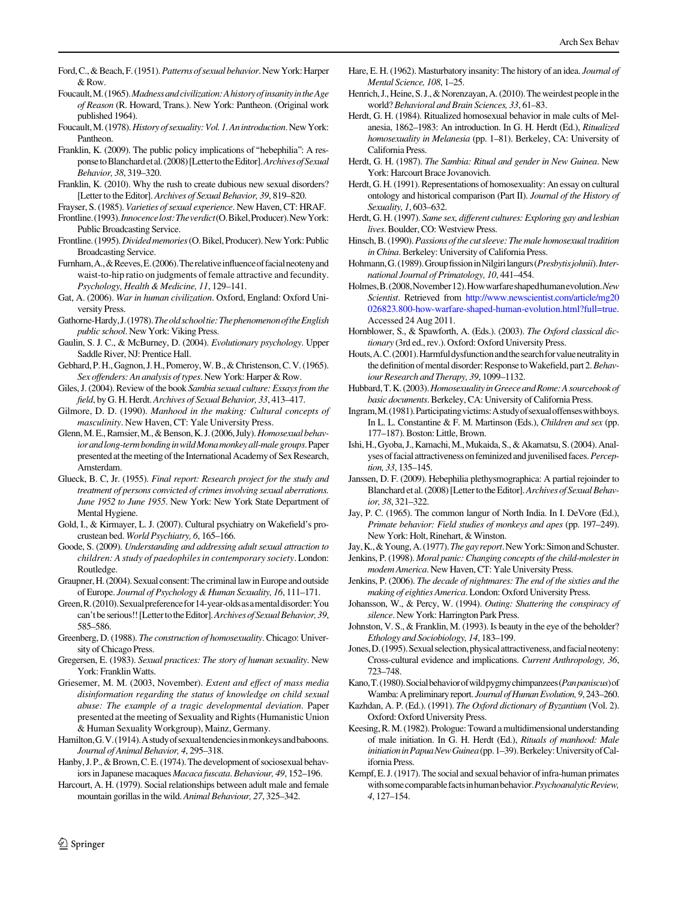Ford, C., & Beach, F. (1951). *Patterns of sexual behavior*. New York: Harper & Row.

Foucault, M. (1965). *Madness and civilization: A history of insanity in the Age of Reason* (R. Howard, Trans.). New York: Pantheon. (Original work published 1964).

Foucault, M. (1978). *History of sexuality: Vol. 1. An introduction*. New York: Pantheon.

Franklin, K. (2009). The public policy implications of "hebephilia": A response to Blanchard et al. (2008) [Letter to the Editor]. *Archives of Sexual Behavior, 38*, 319–320.

Franklin, K. (2010). Why the rush to create dubious new sexual disorders? [Letter to the Editor]. *Archives of Sexual Behavior, 39*, 819–820.

Frayser, S. (1985). *Varieties of sexual experience*. New Haven, CT: HRAF.

Frontline. (1993). *Innocence lost: The verdict* (O. Bikel, Producer). New York: Public Broadcasting Service.

Frontline. (1995). *Divided memories* (O. Bikel, Producer). New York: Public Broadcasting Service.

Furnham, A., & Reeves, E. (2006). The relative influence of facial neoteny and waist-to-hip ratio on judgments of female attractive and fecundity. *Psychology, Health & Medicine, 11*, 129–141.

Gat, A. (2006). *War in human civilization*. Oxford, England: Oxford University Press.

Gathorne-Hardy, J. (1978). *The old school tie: The phenomenon of the English public school*. New York: Viking Press.

Gaulin, S. J. C., & McBurney, D. (2004). *Evolutionary psychology*. Upper Saddle River, NJ: Prentice Hall.

Gebhard, P. H., Gagnon, J. H., Pomeroy, W. B., & Christenson, C. V. (1965). *Sex offenders: An analysis of types*. New York: Harper & Row.

Giles, J. (2004). Review of the book *Sambia sexual culture: Essays from the field*, by G. H. Herdt. *Archives of Sexual Behavior, 33*, 413–417.

Gilmore, D. D. (1990). *Manhood in the making: Cultural concepts of masculinity*. New Haven, CT: Yale University Press.

Glenn, M. E., Ramsier, M., & Benson, K. J. (2006, July). *Homosexual behavior and long-term bonding in wild Mona monkey all-male groups*. Paper presented at the meeting of the International Academy of Sex Research, Amsterdam.

Glueck, B. C, Jr. (1955). *Final report: Research project for the study and treatment of persons convicted of crimes involving sexual aberrations. June 1952 to June 1955*. New York: New York State Department of Mental Hygiene.

Gold, I., & Kirmayer, L. J. (2007). Cultural psychiatry on Wakefield's procrustean bed. *World Psychiatry, 6*, 165–166.

Goode, S. (2009). *Understanding and addressing adult sexual attraction to children: A study of paedophiles in contemporary society*. London: Routledge.

Graupner, H. (2004). Sexual consent: The criminal law in Europe and outside of Europe. *Journal of Psychology & Human Sexuality, 16*, 111–171.

Green, R. (2010). Sexual preference for 14-year-olds as a mental disorder: You can't be serious!! [Letter to the Editor]. *Archives of Sexual Behavior, 39*, 585–586.

Greenberg, D. (1988). *The construction of homosexuality*. Chicago: University of Chicago Press.

Gregersen, E. (1983). *Sexual practices: The story of human sexuality*. New York: Franklin Watts.

Griesemer, M. M. (2003, November). *Extent and effect of mass media disinformation regarding the status of knowledge on child sexual abuse: The example of a tragic developmental deviation*. Paper presented at the meeting of Sexuality and Rights (Humanistic Union & Human Sexuality Workgroup), Mainz, Germany.

Hamilton, G. V. (1914). A study of sexual tendencies in monkeys and baboons. *Journal of Animal Behavior, 4*, 295–318.

Hanby, J. P., & Brown, C. E. (1974). The development of sociosexual behaviors in Japanese macaques *Macaca fuscata*. *Behaviour, 49*, 152–196.

Harcourt, A. H. (1979). Social relationships between adult male and female mountain gorillas in the wild. *Animal Behaviour, 27*, 325–342.

Hare, E. H. (1962). Masturbatory insanity: The history of an idea. *Journal of Mental Science, 108*, 1–25.

Henrich, J., Heine, S. J., & Norenzayan, A. (2010). The weirdest people in the world? *Behavioral and Brain Sciences, 33*, 61–83.

Herdt, G. H. (1984). Ritualized homosexual behavior in male cults of Melanesia, 1862–1983: An introduction. In G. H. Herdt (Ed.), *Ritualized homosexuality in Melanesia* (pp. 1–81). Berkeley, CA: University of California Press.

Herdt, G. H. (1987). *The Sambia: Ritual and gender in New Guinea*. New York: Harcourt Brace Jovanovich.

Herdt, G. H. (1991). Representations of homosexuality: An essay on cultural ontology and historical comparison (Part II). *Journal of the History of Sexuality, 1*, 603–632.

Herdt, G. H. (1997). *Same sex, different cultures: Exploring gay and lesbian lives*. Boulder, CO: Westview Press.

Hinsch, B. (1990). *Passions of the cut sleeve: The male homosexual tradition in China*. Berkeley: University of California Press.

Hohmann, G. (1989). Group fission in Nilgiri langurs (*Presbytis johnii*). *International Journal of Primatology, 10*, 441–454.

Holmes, B. (2008, November 12). How warfare shaped human evolution. *New Scientist*. Retrieved from http://www.newscientist.com/article/mg20026823.800-how-warfare-shaped-human-evolution.html?full=true. Accessed 24 Aug 2011.

Hornblower, S., & Spawforth, A. (Eds.). (2003). *The Oxford classical dictionary* (3rd ed., rev.). Oxford: Oxford University Press.

Houts, A. C. (2001). Harmful dysfunction and the search for value neutrality in the definition of mental disorder: Response to Wakefield, part 2. *Behaviour Research and Therapy, 39*, 1099–1132.

Hubbard, T. K. (2003). *Homosexuality in Greece and Rome: A sourcebook of basic documents*. Berkeley, CA: University of California Press.

Ingram, M. (1981). Participating victims: A study of sexual offenses with boys. In L. L. Constantine & F. M. Martinson (Eds.), *Children and sex* (pp. 177–187). Boston: Little, Brown.

Ishi, H., Gyoba, J., Kamachi, M., Mukaida, S., & Akamatsu, S. (2004). Analyses of facial attractiveness on feminized and juvenilised faces. *Perception, 33*, 135–145.

Janssen, D. F. (2009). Hebephilia plethysmographica: A partial rejoinder to Blanchard et al. (2008) [Letter to the Editor]. *Archives of Sexual Behavior, 38*, 321–322.

Jay, P. C. (1965). The common langur of North India. In I. DeVore (Ed.), *Primate behavior: Field studies of monkeys and apes* (pp. 197–249). New York: Holt, Rinehart, & Winston.

Jay, K., & Young, A. (1977). *The gay report*. New York: Simon and Schuster.

Jenkins, P. (1998). *Moral panic: Changing concepts of the child-molester in modem America*. New Haven, CT: Yale University Press.

Jenkins, P. (2006). *The decade of nightmares: The end of the sixties and the making of eighties America*. London: Oxford University Press.

Johansson, W., & Percy, W. (1994). *Outing: Shattering the conspiracy of silence*. New York: Harrington Park Press.

Johnston, V. S., & Franklin, M. (1993). Is beauty in the eye of the beholder? *Ethology and Sociobiology, 14*, 183–199.

Jones, D. (1995). Sexual selection, physical attractiveness, and facial neoteny: Cross-cultural evidence and implications. *Current Anthropology, 36*, 723–748.

Kano, T. (1980). Social behavior of wild pygmy chimpanzees (*Pan paniscus*) of Wamba: A preliminary report. *Journal of Human Evolution, 9*, 243–260.

Kazhdan, A. P. (Ed.). (1991). *The Oxford dictionary of Byzantium* (Vol. 2). Oxford: Oxford University Press.

Keesing, R. M. (1982). Prologue: Toward a multidimensional understanding of male initiation. In G. H. Herdt (Ed.), *Rituals of manhood: Male initiation in Papua New Guinea* (pp. 1–39). Berkeley: University of California Press.

Kempf, E. J. (1917). The social and sexual behavior of infra-human primates with some comparable facts in human behavior. *Psychoanalytic Review, 4*, 127–154.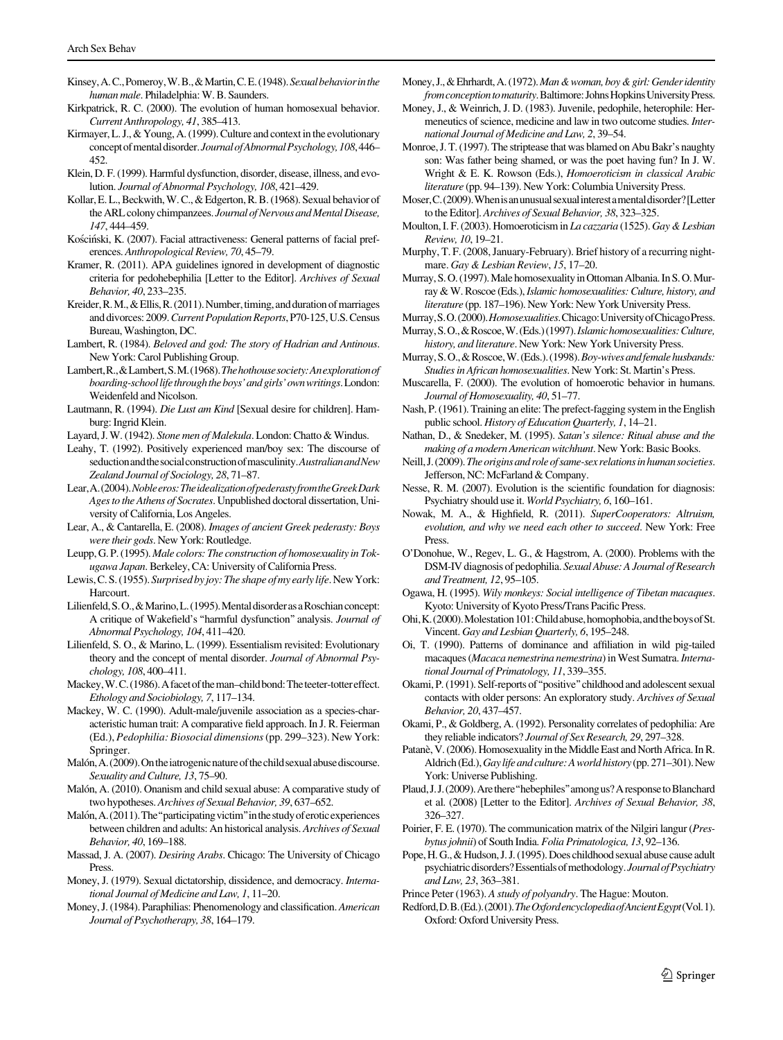Kinsey, A. C., Pomeroy, W. B., & Martin, C. E. (1948). *Sexual behavior in the human male*. Philadelphia: W. B. Saunders.

Kirkpatrick, R. C. (2000). The evolution of human homosexual behavior. *Current Anthropology, 41*, 385–413.

Kirmayer, L. J., & Young, A. (1999). Culture and context in the evolutionary concept of mental disorder. *Journal of Abnormal Psychology, 108*, 446–452.

Klein, D. F. (1999). Harmful dysfunction, disorder, disease, illness, and evolution. *Journal of Abnormal Psychology, 108*, 421–429.

Kollar, E. L., Beckwith, W. C., & Edgerton, R. B. (1968). Sexual behavior of the ARL colony chimpanzees. *Journal of Nervous and Mental Disease, 147*, 444–459.

Kościński, K. (2007). Facial attractiveness: General patterns of facial preferences. *Anthropological Review, 70*, 45–79.

Kramer, R. (2011). APA guidelines ignored in development of diagnostic criteria for pedohebephilia [Letter to the Editor]. *Archives of Sexual Behavior, 40*, 233–235.

Kreider, R. M., & Ellis, R. (2011). Number, timing, and duration of marriages and divorces: 2009. *Current Population Reports*, P70-125, U.S. Census Bureau, Washington, DC.

Lambert, R. (1984). *Beloved and god: The story of Hadrian and Antinous*. New York: Carol Publishing Group.

Lambert, R., & Lambert, S. M. (1968). *The hothouse society: An exploration of boarding-school life through the boys' and girls' own writings*. London: Weidenfeld and Nicolson.

Lautmann, R. (1994). *Die Lust am Kind* [Sexual desire for children]. Hamburg: Ingrid Klein.

Layard, J. W. (1942). *Stone men of Malekula*. London: Chatto & Windus.

Leahy, T. (1992). Positively experienced man/boy sex: The discourse of seduction and the social construction of masculinity. *Australian and New Zealand Journal of Sociology, 28*, 71–87.

Lear, A. (2004). *Noble eros: The idealization of pederasty from the Greek Dark Ages to the Athens of Socrates*. Unpublished doctoral dissertation, University of California, Los Angeles.

Lear, A., & Cantarella, E. (2008). *Images of ancient Greek pederasty: Boys were their gods*. New York: Routledge.

Leupp, G. P. (1995). *Male colors: The construction of homosexuality in Tokugawa Japan*. Berkeley, CA: University of California Press.

Lewis, C. S. (1955). *Surprised by joy: The shape of my early life*. New York: Harcourt.

Lilienfeld, S. O., & Marino, L. (1995). Mental disorder as a Roschian concept: A critique of Wakefield's "harmful dysfunction" analysis. *Journal of Abnormal Psychology, 104*, 411–420.

Lilienfeld, S. O., & Marino, L. (1999). Essentialism revisited: Evolutionary theory and the concept of mental disorder. *Journal of Abnormal Psychology, 108*, 400–411.

Mackey, W. C. (1986). A facet of the man–child bond: The teeter-totter effect. *Ethology and Sociobiology, 7*, 117–134.

Mackey, W. C. (1990). Adult-male/juvenile association as a species-characteristic human trait: A comparative field approach. In J. R. Feierman (Ed.), *Pedophilia: Biosocial dimensions* (pp. 299–323). New York: Springer.

Malón, A. (2009). On the iatrogenic nature of the child sexual abuse discourse. *Sexuality and Culture, 13*, 75–90.

Malón, A. (2010). Onanism and child sexual abuse: A comparative study of two hypotheses. *Archives of Sexual Behavior, 39*, 637–652.

Malón, A. (2011). The "participating victim" in the study of erotic experiences between children and adults: An historical analysis. *Archives of Sexual Behavior, 40*, 169–188.

Massad, J. A. (2007). *Desiring Arabs*. Chicago: The University of Chicago Press.

Money, J. (1979). Sexual dictatorship, dissidence, and democracy. *International Journal of Medicine and Law, 1*, 11–20.

Money, J. (1984). Paraphilias: Phenomenology and classification. *American Journal of Psychotherapy, 38*, 164–179.

Money, J., & Ehrhardt, A. (1972). *Man & woman, boy & girl: Gender identity from conception to maturity*. Baltimore: Johns Hopkins University Press.

Money, J., & Weinrich, J. D. (1983). Juvenile, pedophile, heterophile: Hermeneutics of science, medicine and law in two outcome studies. *International Journal of Medicine and Law, 2*, 39–54.

Monroe, J. T. (1997). The striptease that was blamed on Abu Bakr's naughty son: Was father being shamed, or was the poet having fun? In J. W. Wright & E. K. Rowson (Eds.), *Homoeroticism in classical Arabic literature* (pp. 94–139). New York: Columbia University Press.

Moser, C. (2009). When is an unusual sexual interest a mental disorder? [Letter to the Editor]. *Archives of Sexual Behavior, 38*, 323–325.

Moulton, I. F. (2003). Homoeroticism in *La cazzaria* (1525). *Gay & Lesbian Review, 10*, 19–21.

Murphy, T. F. (2008, January-February). Brief history of a recurring nightmare. *Gay & Lesbian Review*, *15*, 17–20.

Murray, S. O. (1997). Male homosexuality in Ottoman Albania. In S. O. Murray & W. Roscoe (Eds.), *Islamic homosexualities: Culture, history, and literature* (pp. 187–196). New York: New York University Press.

Murray, S. O. (2000). *Homosexualities*. Chicago: University of Chicago Press.

Murray, S. O., & Roscoe, W. (Eds.) (1997). *Islamic homosexualities: Culture, history, and literature*. New York: New York University Press.

Murray, S. O., & Roscoe, W. (Eds.). (1998). *Boy-wives and female husbands: Studies in African homosexualities*. New York: St. Martin's Press.

Muscarella, F. (2000). The evolution of homoerotic behavior in humans. *Journal of Homosexuality, 40*, 51–77.

Nash, P. (1961). Training an elite: The prefect-fagging system in the English public school. *History of Education Quarterly, 1*, 14–21.

Nathan, D., & Snedeker, M. (1995). *Satan's silence: Ritual abuse and the making of a modern American witchhunt*. New York: Basic Books.

Neill, J. (2009). *The origins and role of same-sex relations in human societies*. Jefferson, NC: McFarland & Company.

Nesse, R. M. (2007). Evolution is the scientific foundation for diagnosis: Psychiatry should use it. *World Psychiatry, 6*, 160–161.

Nowak, M. A., & Highfield, R. (2011). *SuperCooperators: Altruism, evolution, and why we need each other to succeed*. New York: Free Press.

O'Donohue, W., Regev, L. G., & Hagstrom, A. (2000). Problems with the DSM-IV diagnosis of pedophilia. *Sexual Abuse: A Journal of Research and Treatment, 12*, 95–105.

Ogawa, H. (1995). *Wily monkeys: Social intelligence of Tibetan macaques*. Kyoto: University of Kyoto Press/Trans Pacific Press.

Ohi, K. (2000). Molestation 101: Child abuse, homophobia, and the boys of St. Vincent. *Gay and Lesbian Quarterly, 6*, 195–248.

Oi, T. (1990). Patterns of dominance and affiliation in wild pig-tailed macaques (*Macaca nemestrina nemestrina*) in West Sumatra. *International Journal of Primatology, 11*, 339–355.

Okami, P. (1991). Self-reports of "positive" childhood and adolescent sexual contacts with older persons: An exploratory study. *Archives of Sexual Behavior, 20*, 437–457.

Okami, P., & Goldberg, A. (1992). Personality correlates of pedophilia: Are they reliable indicators? *Journal of Sex Research, 29*, 297–328.

Patanè, V. (2006). Homosexuality in the Middle East and North Africa. In R. Aldrich (Ed.), *Gay life and culture: A world history* (pp. 271–301). New York: Universe Publishing.

Plaud, J. J. (2009). Are there "hebephiles" among us? A response to Blanchard et al. (2008) [Letter to the Editor]. *Archives of Sexual Behavior, 38*, 326–327.

Poirier, F. E. (1970). The communication matrix of the Nilgiri langur (*Presbytus johnii*) of South India. *Folia Primatologica, 13*, 92–136.

Pope, H. G., & Hudson, J. J. (1995). Does childhood sexual abuse cause adult psychiatric disorders? Essentials of methodology. *Journal of Psychiatry and Law, 23*, 363–381.

Prince Peter (1963). *A study of polyandry*. The Hague: Mouton.

Redford, D. B. (Ed.). (2001). *The Oxford encyclopedia of Ancient Egypt* (Vol. 1). Oxford: Oxford University Press.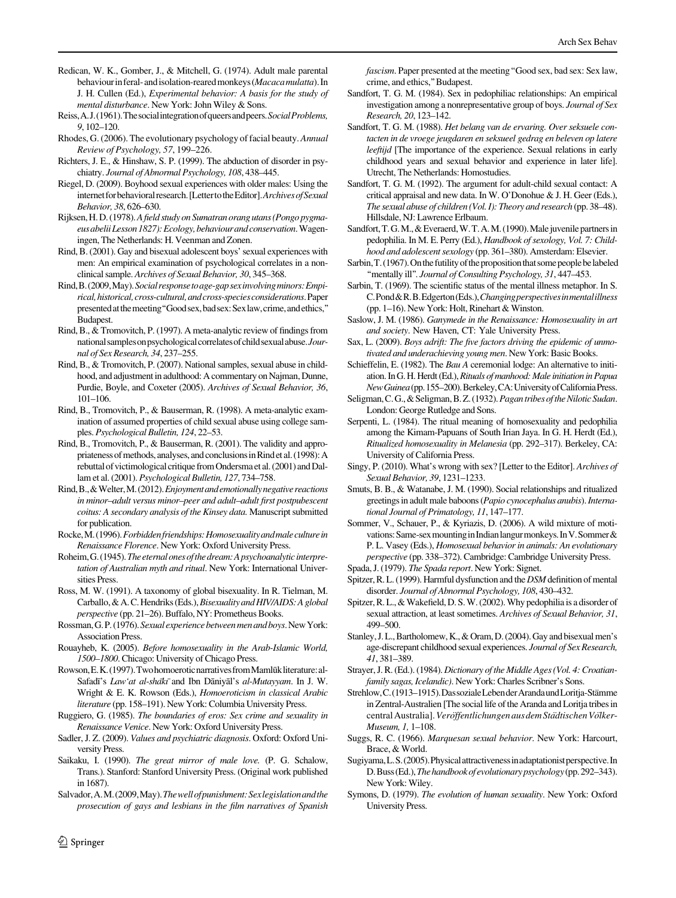Redican, W. K., Gomber, J., & Mitchell, G. (1974). Adult male parental behaviour in feral- and isolation-reared monkeys (*Macaca mulatta*). In J. H. Cullen (Ed.), *Experimental behavior: A basis for the study of mental disturbance*. New York: John Wiley & Sons.

Reiss, A. J. (1961). The social integration of queers and peers. *Social Problems, 9*, 102–120.

Rhodes, G. (2006). The evolutionary psychology of facial beauty. *Annual Review of Psychology, 57*, 199–226.

Richters, J. E., & Hinshaw, S. P. (1999). The abduction of disorder in psychiatry. *Journal of Abnormal Psychology, 108*, 438–445.

Riegel, D. (2009). Boyhood sexual experiences with older males: Using the internet for behavioral research. [Letter to the Editor]. *Archives of Sexual Behavior, 38*, 626–630.

Rijksen, H. D. (1978). *A field study on Sumatran orang utans (Pongo pygmaeus abelii Lesson 1827): Ecology, behaviour and conservation*. Wageningen, The Netherlands: H. Veenman and Zonen.

Rind, B. (2001). Gay and bisexual adolescent boys' sexual experiences with men: An empirical examination of psychological correlates in a nonclinical sample. *Archives of Sexual Behavior, 30*, 345–368.

Rind, B. (2009, May). *Social response to age-gap sex involving minors: Empirical, historical, cross-cultural, and cross-species considerations*. Paper presented at the meeting "Good sex, bad sex: Sex law, crime, and ethics," Budapest.

Rind, B., & Tromovitch, P. (1997). A meta-analytic review of findings from national samples on psychological correlates of child sexual abuse. *Journal of Sex Research, 34*, 237–255.

Rind, B., & Tromovitch, P. (2007). National samples, sexual abuse in childhood, and adjustment in adulthood: A commentary on Najman, Dunne, Purdie, Boyle, and Coxeter (2005). *Archives of Sexual Behavior, 36*, 101–106.

Rind, B., Tromovitch, P., & Bauserman, R. (1998). A meta-analytic examination of assumed properties of child sexual abuse using college samples. *Psychological Bulletin, 124*, 22–53.

Rind, B., Tromovitch, P., & Bauserman, R. (2001). The validity and appropriateness of methods, analyses, and conclusions in Rind et al. (1998): A rebuttal of victimological critique from Ondersma et al. (2001) and Dallam et al. (2001). *Psychological Bulletin, 127*, 734–758.

Rind, B., & Welter, M. (2012). *Enjoyment and emotionally negative reactions in minor–adult versus minor–peer and adult–adult first postpubescent coitus: A secondary analysis of the Kinsey data.* Manuscript submitted for publication.

Rocke, M. (1996). *Forbidden friendships: Homosexuality and male culture in Renaissance Florence*. New York: Oxford University Press.

Roheim, G. (1945). *The eternal ones of the dream: A psychoanalytic interpretation of Australian myth and ritual*. New York: International Universities Press.

Ross, M. W. (1991). A taxonomy of global bisexuality. In R. Tielman, M. Carballo, & A. C. Hendriks (Eds.), *Bisexuality and HIV/AIDS: A global perspective* (pp. 21–26). Buffalo, NY: Prometheus Books.

Rossman, G. P. (1976). *Sexual experience between men and boys*. New York: Association Press.

Rouayheb, K. (2005). *Before homosexuality in the Arab-Islamic World, 1500–1800*. Chicago: University of Chicago Press.

Rowson, E. K. (1997). Two homoerotic narratives from Mamlūk literature: al-Safadī's *Law'at al-shākī* and Ibn Dāniyāl's *al-Mutayyam*. In J. W. Wright & E. K. Rowson (Eds.), *Homoeroticism in classical Arabic literature* (pp. 158–191). New York: Columbia University Press.

Ruggiero, G. (1985). *The boundaries of eros: Sex crime and sexuality in Renaissance Venice*. New York: Oxford University Press.

Sadler, J. Z. (2009). *Values and psychiatric diagnosis*. Oxford: Oxford University Press.

Saikaku, I. (1990). *The great mirror of male love.* (P. G. Schalow, Trans.). Stanford: Stanford University Press. (Original work published in 1687).

Salvador, A. M. (2009, May). *The well of punishment: Sex legislation and the prosecution of gays and lesbians in the film narratives of Spanish fascism*. Paper presented at the meeting "Good sex, bad sex: Sex law, crime, and ethics," Budapest.

Sandfort, T. G. M. (1984). Sex in pedophiliac relationships: An empirical investigation among a nonrepresentative group of boys. *Journal of Sex Research, 20*, 123–142.

Sandfort, T. G. M. (1988). *Het belang van de ervaring. Over seksuele contacten in de vroege jeugdaren en seksueel gedrag en beleven op latere leeftijd* [The importance of the experience. Sexual relations in early childhood years and sexual behavior and experience in later life]. Utrecht, The Netherlands: Homostudies.

Sandfort, T. G. M. (1992). The argument for adult-child sexual contact: A critical appraisal and new data. In W. O'Donohue & J. H. Geer (Eds.), *The sexual abuse of children (Vol. I): Theory and research* (pp. 38–48). Hillsdale, NJ: Lawrence Erlbaum.

Sandfort, T. G. M., & Everaerd, W. T. A. M. (1990). Male juvenile partners in pedophilia. In M. E. Perry (Ed.), *Handbook of sexology, Vol. 7: Childhood and adolescent sexology* (pp. 361–380). Amsterdam: Elsevier.

Sarbin, T. (1967). On the futility of the proposition that some people be labeled "mentally ill". *Journal of Consulting Psychology, 31*, 447–453.

Sarbin, T. (1969). The scientific status of the mental illness metaphor. In S. C. Pond & R. B. Edgerton (Eds.), *Changing perspectives in mental illness* (pp. 1–16). New York: Holt, Rinehart & Winston.

Saslow, J. M. (1986). *Ganymede in the Renaissance: Homosexuality in art and society*. New Haven, CT: Yale University Press.

Sax, L. (2009). *Boys adrift: The five factors driving the epidemic of unmotivated and underachieving young men*. New York: Basic Books.

Schieffelin, E. (1982). The *Bau A* ceremonial lodge: An alternative to initiation. In G. H. Herdt (Ed.), *Rituals of manhood: Male initiation in Papua New Guinea* (pp. 155–200). Berkeley, CA: University of California Press.

Seligman, C. G., & Seligman, B. Z. (1932). *Pagan tribes of the Nilotic Sudan*. London: George Rutledge and Sons.

Serpenti, L. (1984). The ritual meaning of homosexuality and pedophilia among the Kimam-Papuans of South Irian Jaya. In G. H. Herdt (Ed.), *Ritualized homosexuality in Melanesia* (pp. 292–317). Berkeley, CA: University of California Press.

Singy, P. (2010). What's wrong with sex? [Letter to the Editor]. *Archives of Sexual Behavior, 39*, 1231–1233.

Smuts, B. B., & Watanabe, J. M. (1990). Social relationships and ritualized greetings in adult male baboons (*Papio cynocephalus anubis*). *International Journal of Primatology, 11*, 147–177.

Sommer, V., Schauer, P., & Kyriazis, D. (2006). A wild mixture of motivations: Same-sex mounting in Indian langur monkeys. In V. Sommer & P. L. Vasey (Eds.), *Homosexual behavior in animals: An evolutionary perspective* (pp. 338–372). Cambridge: Cambridge University Press.

Spada, J. (1979). *The Spada report*. New York: Signet.

Spitzer, R. L. (1999). Harmful dysfunction and the *DSM* definition of mental disorder. *Journal of Abnormal Psychology, 108*, 430–432.

Spitzer, R. L., & Wakefield, D. S. W. (2002). Why pedophilia is a disorder of sexual attraction, at least sometimes. *Archives of Sexual Behavior, 31*, 499–500.

Stanley, J. L., Bartholomew, K., & Oram, D. (2004). Gay and bisexual men's age-discrepant childhood sexual experiences. *Journal of Sex Research, 41*, 381–389.

Strayer, J. R. (Ed.). (1984). *Dictionary of the Middle Ages (Vol. 4: Croatian-family sagas, Icelandic)*. New York: Charles Scribner's Sons.

Strehlow, C. (1913–1915). Das soziale Leben der Aranda und Loritja-Stämme in Zentral-Australien [The social life of the Aranda and Loritja tribes in central Australia]. *Veröffentlichungen aus dem Städtischen Völker-Museum, 1*, 1–108.

Suggs, R. C. (1966). *Marquesan sexual behavior*. New York: Harcourt, Brace, & World.

Sugiyama, L. S. (2005). Physical attractiveness in adaptationist perspective. In D. Buss (Ed.), *The handbook of evolutionary psychology* (pp. 292–343). New York: Wiley.

Symons, D. (1979). *The evolution of human sexuality*. New York: Oxford University Press.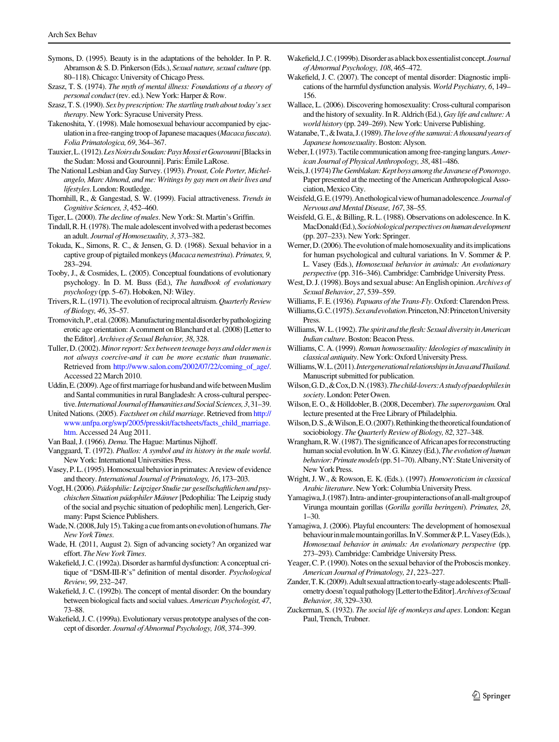Symons, D. (1995). Beauty is in the adaptations of the beholder. In P. R. Abramson & S. D. Pinkerson (Eds.), *Sexual nature, sexual culture* (pp. 80–118). Chicago: University of Chicago Press.

Szasz, T. S. (1974). *The myth of mental illness: Foundations of a theory of personal conduct* (rev. ed.). New York: Harper & Row.

Szasz, T. S. (1990). *Sex by prescription: The startling truth about today's sex therapy*. New York: Syracuse University Press.

Takenoshita, Y. (1998). Male homosexual behaviour accompanied by ejaculation in a free-ranging troop of Japanese macaques (*Macaca fuscata*). *Folia Primatologica, 69*, 364–367.

Tauxier, L. (1912). *Les Noirs du Soudan: Pays Mossi et Gourounni* [Blacks in the Sudan: Mossi and Gourounni]. Paris: Émile LaRose.

The National Lesbian and Gay Survey. (1993). *Proust, Cole Porter, Michelangelo, Marc Almond, and me: Writings by gay men on their lives and lifestyles*. London: Routledge.

Thornhill, R., & Gangestad, S. W. (1999). Facial attractiveness. *Trends in Cognitive Sciences, 3*, 452–460.

Tiger, L. (2000). *The decline of males*. New York: St. Martin's Griffin.

Tindall, R. H. (1978). The male adolescent involved with a pederast becomes an adult. *Journal of Homosexuality, 3*, 373–382.

Tokuda, K., Simons, R. C., & Jensen, G. D. (1968). Sexual behavior in a captive group of pigtailed monkeys (*Macaca nemestrina*). *Primates, 9*, 283–294.

Tooby, J., & Cosmides, L. (2005). Conceptual foundations of evolutionary psychology. In D. M. Buss (Ed.), *The handbook of evolutionary psychology* (pp. 5–67). Hoboken, NJ: Wiley.

Trivers, R. L. (1971). The evolution of reciprocal altruism. *Quarterly Review of Biology, 46*, 35–57.

Tromovitch, P., et al. (2008). Manufacturing mental disorder by pathologizing erotic age orientation: A comment on Blanchard et al. (2008) [Letter to the Editor]. *Archives of Sexual Behavior, 38*, 328.

Tuller, D. (2002). *Minor report: Sex between teenage boys and older men is not always coercive-and it can be more ecstatic than traumatic*. Retrieved from http://www.salon.com/2002/07/22/coming_of_age/. Accessed 22 March 2010.

Uddin, E. (2009). Age of first marriage for husband and wife between Muslim and Santal communities in rural Bangladesh: A cross-cultural perspective. *International Journal of Humanities and Social Sciences, 3*, 31–39.

United Nations. (2005). *Factsheet on child marriage*. Retrieved from http://www.unfpa.org/swp/2005/presskit/factsheets/facts_child_marriage.htm. Accessed 24 Aug 2011.

Van Baal, J. (1966). *Dema*. The Hague: Martinus Nijhoff.

Vanggaard, T. (1972). *Phallos: A symbol and its history in the male world*. New York: International Universities Press.

Vasey, P. L. (1995). Homosexual behavior in primates: A review of evidence and theory. *International Journal of Primatology, 16*, 173–203.

Vogt, H. (2006). *Pädophilie: Leipziger Studie zur gesellschaftlichen und psychischen Situation pädophiler Männer* [Pedophilia: The Leipzig study of the social and psychic situation of pedophilic men]. Lengerich, Germany: Papst Science Publishers.

Wade, N. (2008, July 15). Taking a cue from ants on evolution of humans. *The New York Times*.

Wade, H. (2011, August 2). Sign of advancing society? An organized war effort. *The New York Times*.

Wakefield, J. C. (1992a). Disorder as harmful dysfunction: A conceptual critique of "DSM-III-R's" definition of mental disorder. *Psychological Review, 99*, 232–247.

Wakefield, J. C. (1992b). The concept of mental disorder: On the boundary between biological facts and social values. *American Psychologist, 47*, 73–88.

Wakefield, J. C. (1999a). Evolutionary versus prototype analyses of the concept of disorder. *Journal of Abnormal Psychology, 108*, 374–399.

Wakefield, J. C. (1999b). Disorder as a black box essentialist concept. *Journal of Abnormal Psychology, 108*, 465–472.

Wakefield, J. C. (2007). The concept of mental disorder: Diagnostic implications of the harmful dysfunction analysis. *World Psychiatry, 6*, 149–156.

Wallace, L. (2006). Discovering homosexuality: Cross-cultural comparison and the history of sexuality. In R. Aldrich (Ed.), *Gay life and culture: A world history* (pp. 249–269). New York: Universe Publishing.

Watanabe, T., & Iwata, J. (1989). *The love of the samurai: A thousand years of Japanese homosexuality*. Boston: Alyson.

Weber, I. (1973). Tactile communication among free-ranging langurs. *American Journal of Physical Anthropology, 38*, 481–486.

Weis, J. (1974) *The Gemblakan: Kept boys among the Javanese of Ponorogo*. Paper presented at the meeting of the American Anthropological Association, Mexico City.

Weisfeld, G. E. (1979). An ethological view of human adolescence. *Journal of Nervous and Mental Disease, 167*, 38–55.

Weisfeld, G. E., & Billing, R. L. (1988). Observations on adolescence. In K. MacDonald (Ed.), *Sociobiological perspectives on human development* (pp. 207–233). New York: Springer.

Werner, D. (2006). The evolution of male homosexuality and its implications for human psychological and cultural variations. In V. Sommer & P. L. Vasey (Eds.), *Homosexual behavior in animals: An evolutionary perspective* (pp. 316–346). Cambridge: Cambridge University Press.

West, D. J. (1998). Boys and sexual abuse: An English opinion. *Archives of Sexual Behavior, 27*, 539–559.

Williams, F. E. (1936). *Papuans of the Trans-Fly*. Oxford: Clarendon Press.

Williams, G. C. (1975). *Sex and evolution*. Princeton, NJ: Princeton University Press.

Williams, W. L. (1992). *The spirit and the flesh: Sexual diversity in American Indian culture*. Boston: Beacon Press.

Williams, C. A. (1999). *Roman homosexuality: Ideologies of masculinity in classical antiquity*. New York: Oxford University Press.

Williams, W. L. (2011). *Intergenerational relationships in Java and Thailand.* Manuscript submitted for publication.

Wilson, G. D., & Cox, D. N. (1983). *The child-lovers: A study of paedophiles in society*. London: Peter Owen.

Wilson, E. O., & Hölldobler, B. (2008, December). *The superorganism.* Oral lecture presented at the Free Library of Philadelphia.

Wilson, D. S., & Wilson, E. O. (2007). Rethinking the theoretical foundation of sociobiology. *The Quarterly Review of Biology, 82*, 327–348.

Wrangham, R. W. (1987). The significance of African apes for reconstructing human social evolution. In W. G. Kinzey (Ed.), *The evolution of human behavior: Primate models* (pp. 51–70). Albany, NY: State University of New York Press.

Wright, J. W., & Rowson, E. K. (Eds.). (1997). *Homoeroticism in classical Arabic literature*. New York: Columbia University Press.

Yamagiwa, J. (1987). Intra- and inter-group interactions of an all-malt group of Virunga mountain gorillas (*Gorilla gorilla beringeni*). *Primates, 28*, 1–30.

Yamagiwa, J. (2006). Playful encounters: The development of homosexual behaviour in male mountain gorillas. In V. Sommer & P. L. Vasey (Eds.), *Homosexual behavior in animals: An evolutionary perspective* (pp. 273–293). Cambridge: Cambridge University Press.

Yeager, C. P. (1990). Notes on the sexual behavior of the Proboscis monkey. *American Journal of Primatology, 21*, 223–227.

Zander, T. K. (2009). Adult sexual attraction to early-stage adolescents: Phallometry doesn't equal pathology [Letter to the Editor]. *Archives of Sexual Behavior, 38*, 329–330.

Zuckerman, S. (1932). *The social life of monkeys and apes*. London: Kegan Paul, Trench, Trubner.